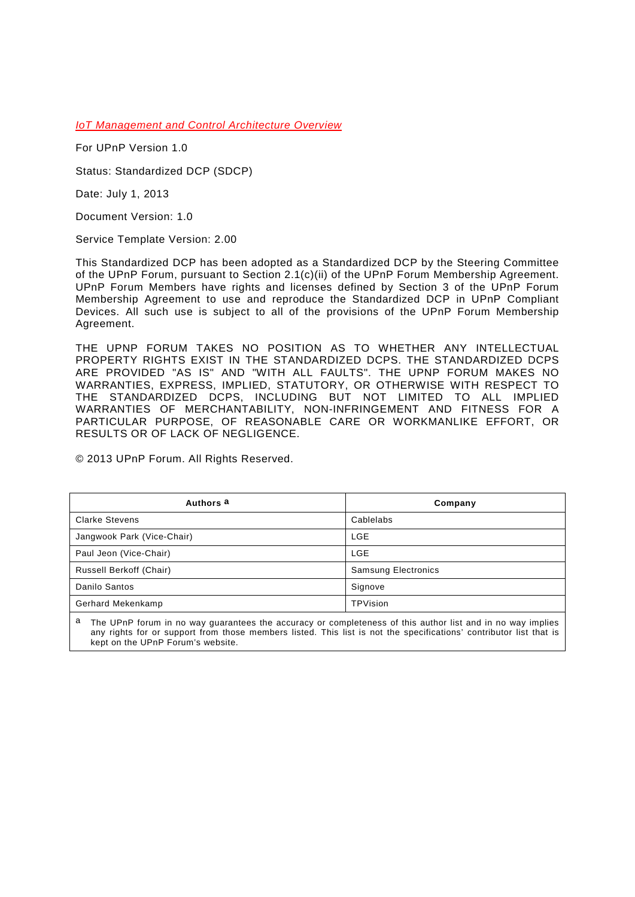*IoT Management and Control Architecture Overview*

For UPnP Version 1.0

Status: Standardized DCP (SDCP)

Date: July 1, 2013

Document Version: 1.0

Service Template Version: 2.00

This Standardized DCP has been adopted as a Standardized DCP by the Steering Committee of the UPnP Forum, pursuant to Section 2.1(c)(ii) of the UPnP Forum Membership Agreement. UPnP Forum Members have rights and licenses defined by Section 3 of the UPnP Forum Membership Agreement to use and reproduce the Standardized DCP in UPnP Compliant Devices. All such use is subject to all of the provisions of the UPnP Forum Membership Agreement.

THE UPNP FORUM TAKES NO POSITION AS TO WHETHER ANY INTELLECTUAL PROPERTY RIGHTS EXIST IN THE STANDARDIZED DCPS. THE STANDARDIZED DCPS ARE PROVIDED "AS IS" AND "WITH ALL FAULTS". THE UPNP FORUM MAKES NO WARRANTIES, EXPRESS, IMPLIED, STATUTORY, OR OTHERWISE WITH RESPECT TO THE STANDARDIZED DCPS, INCLUDING BUT NOT LIMITED TO ALL IMPLIED WARRANTIES OF MERCHANTABILITY, NON-INFRINGEMENT AND FITNESS FOR A PARTICULAR PURPOSE, OF REASONABLE CARE OR WORKMANLIKE EFFORT, OR RESULTS OR OF LACK OF NEGLIGENCE.

© 2013 UPnP Forum. All Rights Reserved.

| Authors [a] | Company |
|---|---|
| Clarke Stevens | Cablelabs |
| Jangwook Park (Vice-Chair) | LGE |
| Paul Jeon (Vice-Chair) | LGE |
| Russell Berkoff (Chair) | Samsung Electronics |
| Danilo Santos | Signove |
| Gerhard Mekenkamp | TPVision |

[a] The UPnP forum in no way guarantees the accuracy or completeness of this author list and in no way implies any rights for or support from those members listed. This list is not the specifications' contributor list that is kept on the UPnP Forum's website.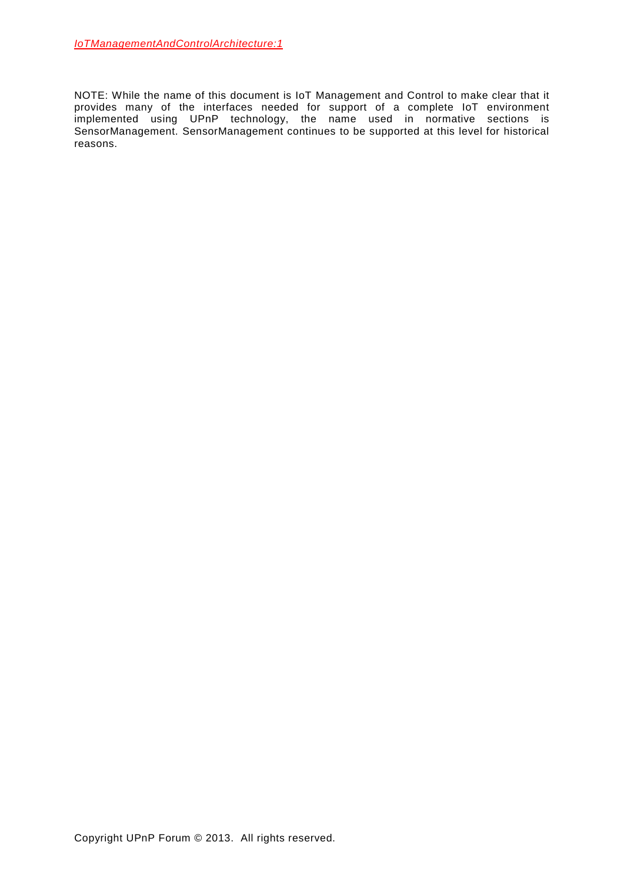NOTE: While the name of this document is IoT Management and Control to make clear that it provides many of the interfaces needed for support of a complete IoT environment implemented using UPnP technology, the name used in normative sections is SensorManagement. SensorManagement continues to be supported at this level for historical reasons.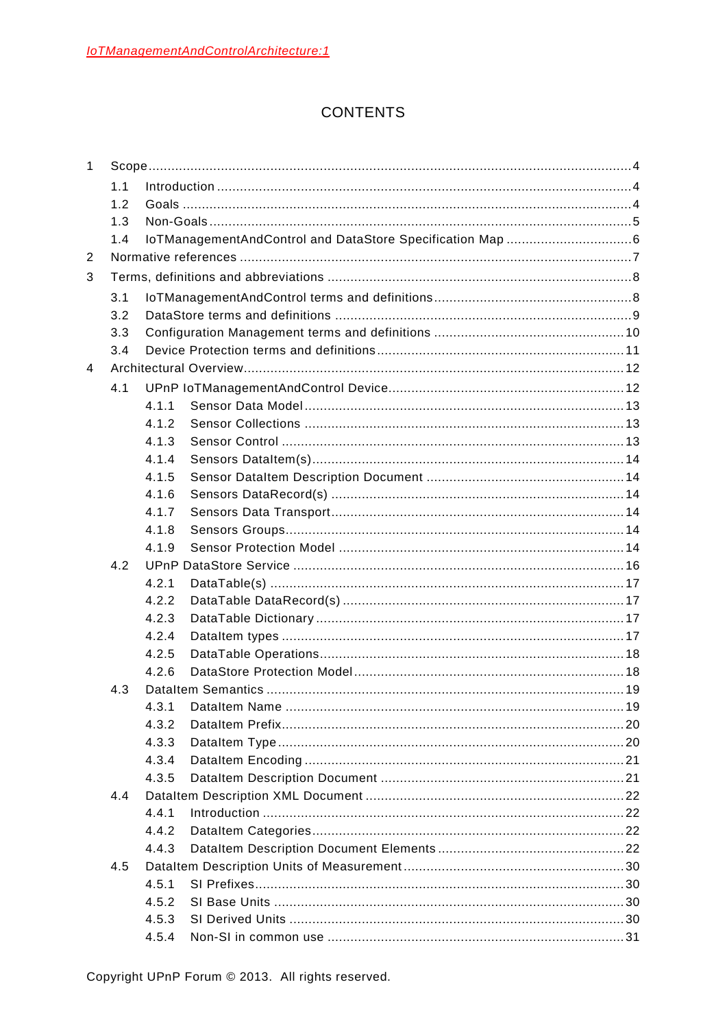# CONTENTS

1 Scope ..... 4
- 1.1 Introduction ..... 4
- 1.2 Goals ..... 4
- 1.3 Non-Goals ..... 5
- 1.4 IoTManagementAndControl and DataStore Specification Map ..... 6

2 Normative references ..... 7

3 Terms, definitions and abbreviations ..... 8
- 3.1 IoTManagementAndControl terms and definitions ..... 8
- 3.2 DataStore terms and definitions ..... 9
- 3.3 Configuration Management terms and definitions ..... 10
- 3.4 Device Protection terms and definitions ..... 11

4 Architectural Overview ..... 12
- 4.1 UPnP IoTManagementAndControl Device ..... 12
  - 4.1.1 Sensor Data Model ..... 13
  - 4.1.2 Sensor Collections ..... 13
  - 4.1.3 Sensor Control ..... 13
  - 4.1.4 Sensors DataItem(s) ..... 14
  - 4.1.5 Sensor DataItem Description Document ..... 14
  - 4.1.6 Sensors DataRecord(s) ..... 14
  - 4.1.7 Sensors Data Transport ..... 14
  - 4.1.8 Sensors Groups ..... 14
  - 4.1.9 Sensor Protection Model ..... 14
- 4.2 UPnP DataStore Service ..... 16
  - 4.2.1 DataTable(s) ..... 17
  - 4.2.2 DataTable DataRecord(s) ..... 17
  - 4.2.3 DataTable Dictionary ..... 17
  - 4.2.4 DataItem types ..... 17
  - 4.2.5 DataTable Operations ..... 18
  - 4.2.6 DataStore Protection Model ..... 18
- 4.3 DataItem Semantics ..... 19
  - 4.3.1 DataItem Name ..... 19
  - 4.3.2 DataItem Prefix ..... 20
  - 4.3.3 DataItem Type ..... 20
  - 4.3.4 DataItem Encoding ..... 21
  - 4.3.5 DataItem Description Document ..... 21
- 4.4 DataItem Description XML Document ..... 22
  - 4.4.1 Introduction ..... 22
  - 4.4.2 DataItem Categories ..... 22
  - 4.4.3 DataItem Description Document Elements ..... 22
- 4.5 DataItem Description Units of Measurement ..... 30
  - 4.5.1 SI Prefixes ..... 30
  - 4.5.2 SI Base Units ..... 30
  - 4.5.3 SI Derived Units ..... 30
  - 4.5.4 Non-SI in common use ..... 31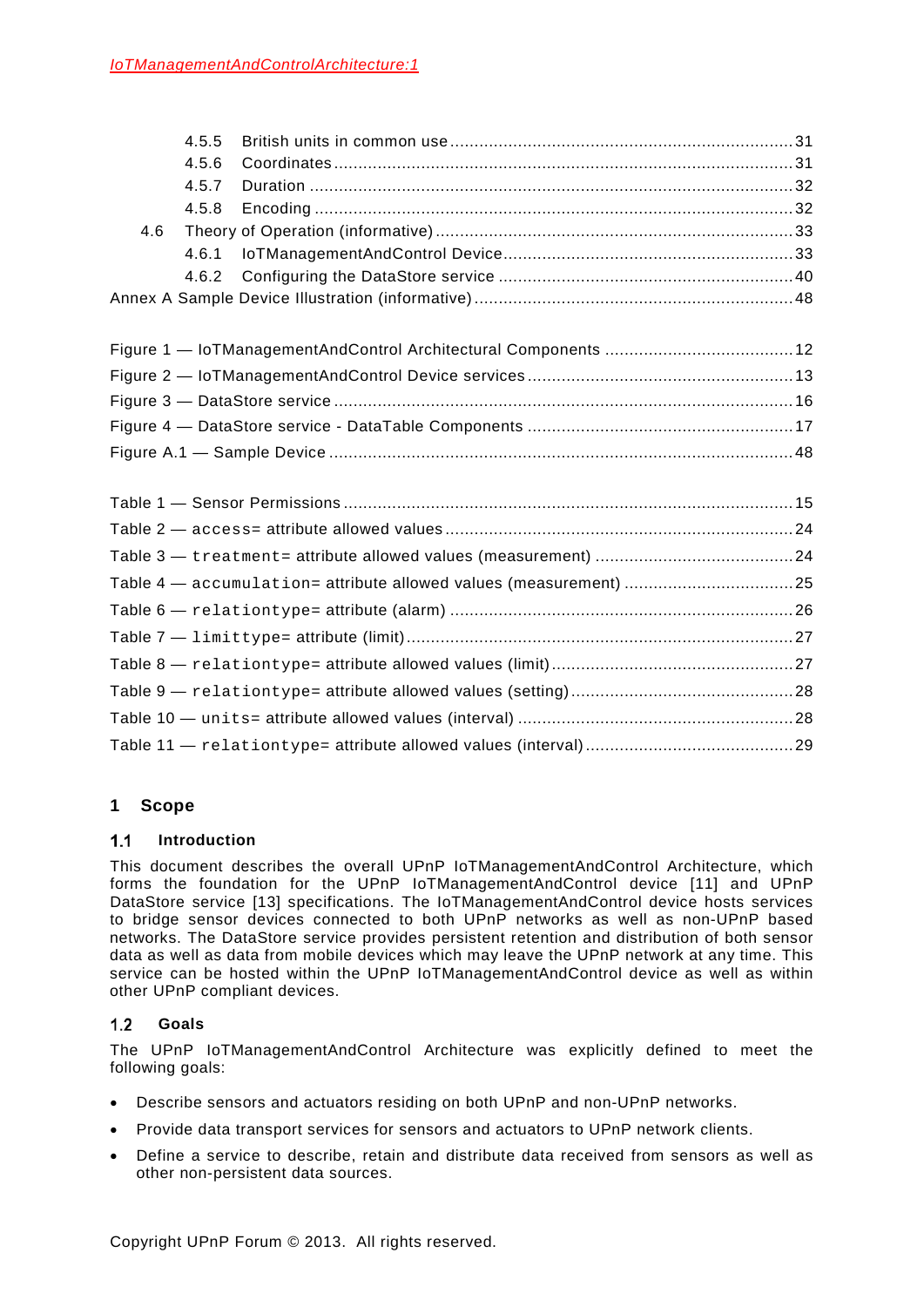4.5.5 British units in common use ........................................................................31
4.5.6 Coordinates ..........................................................................................31
4.5.7 Duration ...............................................................................................32
4.5.8 Encoding ..............................................................................................32
4.6 Theory of Operation (informative) ..........................................................................33
4.6.1 IoTManagementAndControl Device ...........................................................33
4.6.2 Configuring the DataStore service ............................................................40
Annex A Sample Device Illustration (informative) ......................................................48

Figure 1 — IoTManagementAndControl Architectural Components .................................12
Figure 2 — IoTManagementAndControl Device services .................................................13
Figure 3 — DataStore service ...........................................................................................16
Figure 4 — DataStore service - DataTable Components ..................................................17
Figure A.1 — Sample Device ............................................................................................48

Table 1 — Sensor Permissions ..........................................................................................15
Table 2 — `access=` attribute allowed values ....................................................................24
Table 3 — `treatment=` attribute allowed values (measurement) .......................................24
Table 4 — `accumulation=` attribute allowed values (measurement) ..................................25
Table 6 — `relationtype=` attribute (alarm) ........................................................................26
Table 7 — `limittype=` attribute (limit) ...............................................................................27
Table 8 — `relationtype=` attribute allowed values (limit) ...................................................27
Table 9 — `relationtype=` attribute allowed values (setting) ...............................................28
Table 10 — `units=` attribute allowed values (interval) ......................................................28
Table 11 — `relationtype=` attribute allowed values (interval) ............................................29

# 1 Scope

## 1.1 Introduction

This document describes the overall UPnP IoTManagementAndControl Architecture, which forms the foundation for the UPnP IoTManagementAndControl device [11] and UPnP DataStore service [13] specifications. The IoTManagementAndControl device hosts services to bridge sensor devices connected to both UPnP networks as well as non-UPnP based networks. The DataStore service provides persistent retention and distribution of both sensor data as well as data from mobile devices which may leave the UPnP network at any time. This service can be hosted within the UPnP IoTManagementAndControl device as well as within other UPnP compliant devices.

## 1.2 Goals

The UPnP IoTManagementAndControl Architecture was explicitly defined to meet the following goals:

- Describe sensors and actuators residing on both UPnP and non-UPnP networks.
- Provide data transport services for sensors and actuators to UPnP network clients.
- Define a service to describe, retain and distribute data received from sensors as well as other non-persistent data sources.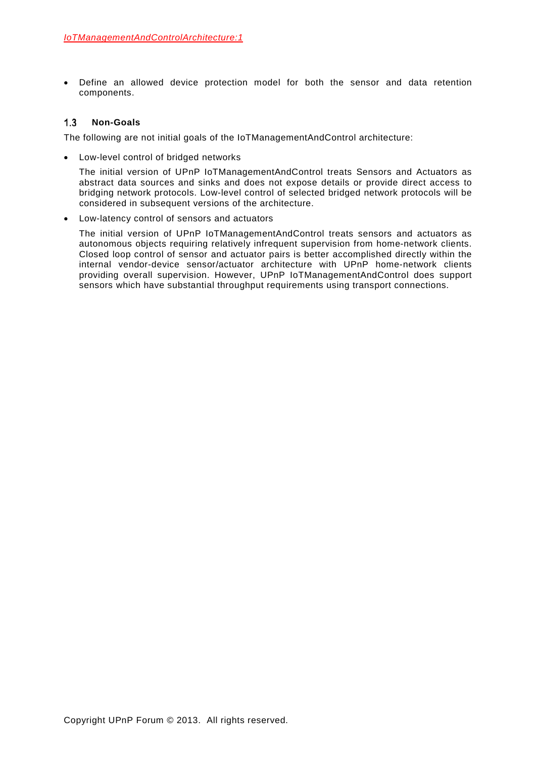- Define an allowed device protection model for both the sensor and data retention components.

### 1.3 Non-Goals

The following are not initial goals of the IoTManagementAndControl architecture:

- Low-level control of bridged networks

  The initial version of UPnP IoTManagementAndControl treats Sensors and Actuators as abstract data sources and sinks and does not expose details or provide direct access to bridging network protocols. Low-level control of selected bridged network protocols will be considered in subsequent versions of the architecture.

- Low-latency control of sensors and actuators

  The initial version of UPnP IoTManagementAndControl treats sensors and actuators as autonomous objects requiring relatively infrequent supervision from home-network clients. Closed loop control of sensor and actuator pairs is better accomplished directly within the internal vendor-device sensor/actuator architecture with UPnP home-network clients providing overall supervision. However, UPnP IoTManagementAndControl does support sensors which have substantial throughput requirements using transport connections.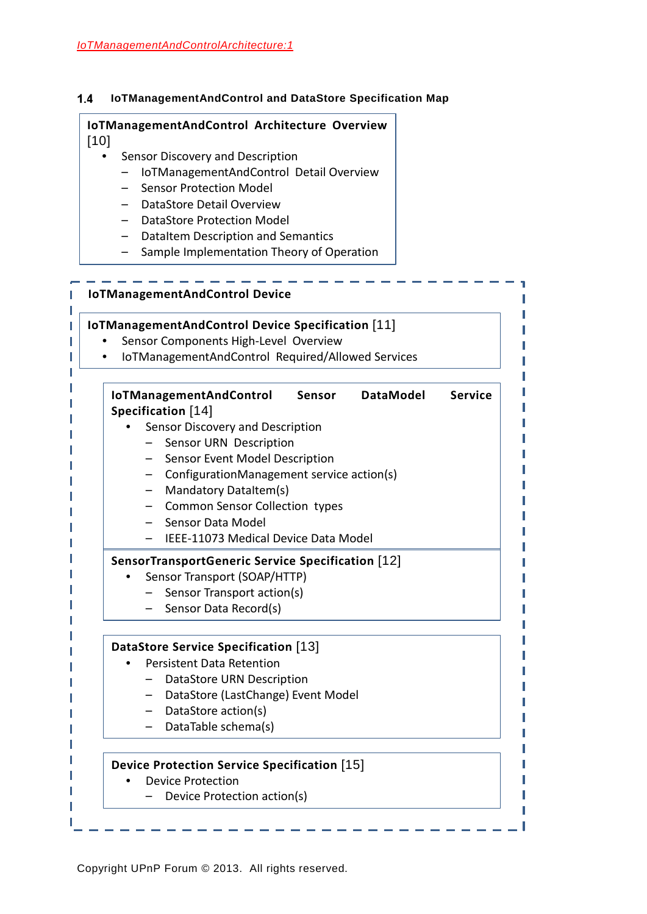## 1.4 IoTManagementAndControl and DataStore Specification Map

**IoTManagementAndControl Architecture Overview** [10]

- Sensor Discovery and Description
  - IoTManagementAndControl Detail Overview
  - Sensor Protection Model
  - DataStore Detail Overview
  - DataStore Protection Model
  - DataItem Description and Semantics
  - Sample Implementation Theory of Operation

**IoTManagementAndControl Device**

**IoTManagementAndControl Device Specification** [11]

- Sensor Components High-Level Overview
- IoTManagementAndControl Required/Allowed Services

**IoTManagementAndControl Sensor DataModel Service Specification** [14]

- Sensor Discovery and Description
  - Sensor URN Description
  - Sensor Event Model Description
  - ConfigurationManagement service action(s)
  - Mandatory DataItem(s)
  - Common Sensor Collection types
  - Sensor Data Model
  - IEEE-11073 Medical Device Data Model

**SensorTransportGeneric Service Specification** [12]

- Sensor Transport (SOAP/HTTP)
  - Sensor Transport action(s)
  - Sensor Data Record(s)

**DataStore Service Specification** [13]

- Persistent Data Retention
  - DataStore URN Description
  - DataStore (LastChange) Event Model
  - DataStore action(s)
  - DataTable schema(s)

**Device Protection Service Specification** [15]

- Device Protection
  - Device Protection action(s)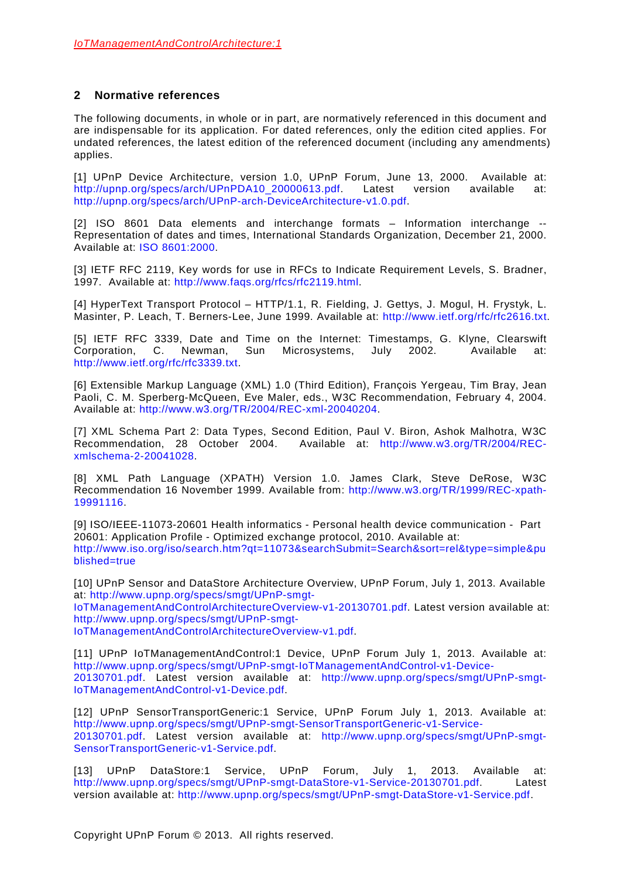## 2 Normative references

The following documents, in whole or in part, are normatively referenced in this document and are indispensable for its application. For dated references, only the edition cited applies. For undated references, the latest edition of the referenced document (including any amendments) applies.

[1] UPnP Device Architecture, version 1.0, UPnP Forum, June 13, 2000. Available at: http://upnp.org/specs/arch/UPnPDA10_20000613.pdf. Latest version available at: http://upnp.org/specs/arch/UPnP-arch-DeviceArchitecture-v1.0.pdf.

[2] ISO 8601 Data elements and interchange formats – Information interchange -- Representation of dates and times, International Standards Organization, December 21, 2000. Available at: ISO 8601:2000.

[3] IETF RFC 2119, Key words for use in RFCs to Indicate Requirement Levels, S. Bradner, 1997. Available at: http://www.faqs.org/rfcs/rfc2119.html.

[4] HyperText Transport Protocol – HTTP/1.1, R. Fielding, J. Gettys, J. Mogul, H. Frystyk, L. Masinter, P. Leach, T. Berners-Lee, June 1999. Available at: http://www.ietf.org/rfc/rfc2616.txt.

[5] IETF RFC 3339, Date and Time on the Internet: Timestamps, G. Klyne, Clearswift Corporation, C. Newman, Sun Microsystems, July 2002. Available at: http://www.ietf.org/rfc/rfc3339.txt.

[6] Extensible Markup Language (XML) 1.0 (Third Edition), François Yergeau, Tim Bray, Jean Paoli, C. M. Sperberg-McQueen, Eve Maler, eds., W3C Recommendation, February 4, 2004. Available at: http://www.w3.org/TR/2004/REC-xml-20040204.

[7] XML Schema Part 2: Data Types, Second Edition, Paul V. Biron, Ashok Malhotra, W3C Recommendation, 28 October 2004. Available at: http://www.w3.org/TR/2004/REC-xmlschema-2-20041028.

[8] XML Path Language (XPATH) Version 1.0. James Clark, Steve DeRose, W3C Recommendation 16 November 1999. Available from: http://www.w3.org/TR/1999/REC-xpath-19991116.

[9] ISO/IEEE-11073-20601 Health informatics - Personal health device communication - Part 20601: Application Profile - Optimized exchange protocol, 2010. Available at: http://www.iso.org/iso/search.htm?qt=11073&searchSubmit=Search&sort=rel&type=simple&published=true

[10] UPnP Sensor and DataStore Architecture Overview, UPnP Forum, July 1, 2013. Available at: http://www.upnp.org/specs/smgt/UPnP-smgt-IoTManagementAndControlArchitectureOverview-v1-20130701.pdf. Latest version available at: http://www.upnp.org/specs/smgt/UPnP-smgt-IoTManagementAndControlArchitectureOverview-v1.pdf.

[11] UPnP IoTManagementAndControl:1 Device, UPnP Forum July 1, 2013. Available at: http://www.upnp.org/specs/smgt/UPnP-smgt-IoTManagementAndControl-v1-Device-20130701.pdf. Latest version available at: http://www.upnp.org/specs/smgt/UPnP-smgt-IoTManagementAndControl-v1-Device.pdf.

[12] UPnP SensorTransportGeneric:1 Service, UPnP Forum July 1, 2013. Available at: http://www.upnp.org/specs/smgt/UPnP-smgt-SensorTransportGeneric-v1-Service-20130701.pdf. Latest version available at: http://www.upnp.org/specs/smgt/UPnP-smgt-SensorTransportGeneric-v1-Service.pdf.

[13] UPnP DataStore:1 Service, UPnP Forum, July 1, 2013. Available at: http://www.upnp.org/specs/smgt/UPnP-smgt-DataStore-v1-Service-20130701.pdf. Latest version available at: http://www.upnp.org/specs/smgt/UPnP-smgt-DataStore-v1-Service.pdf.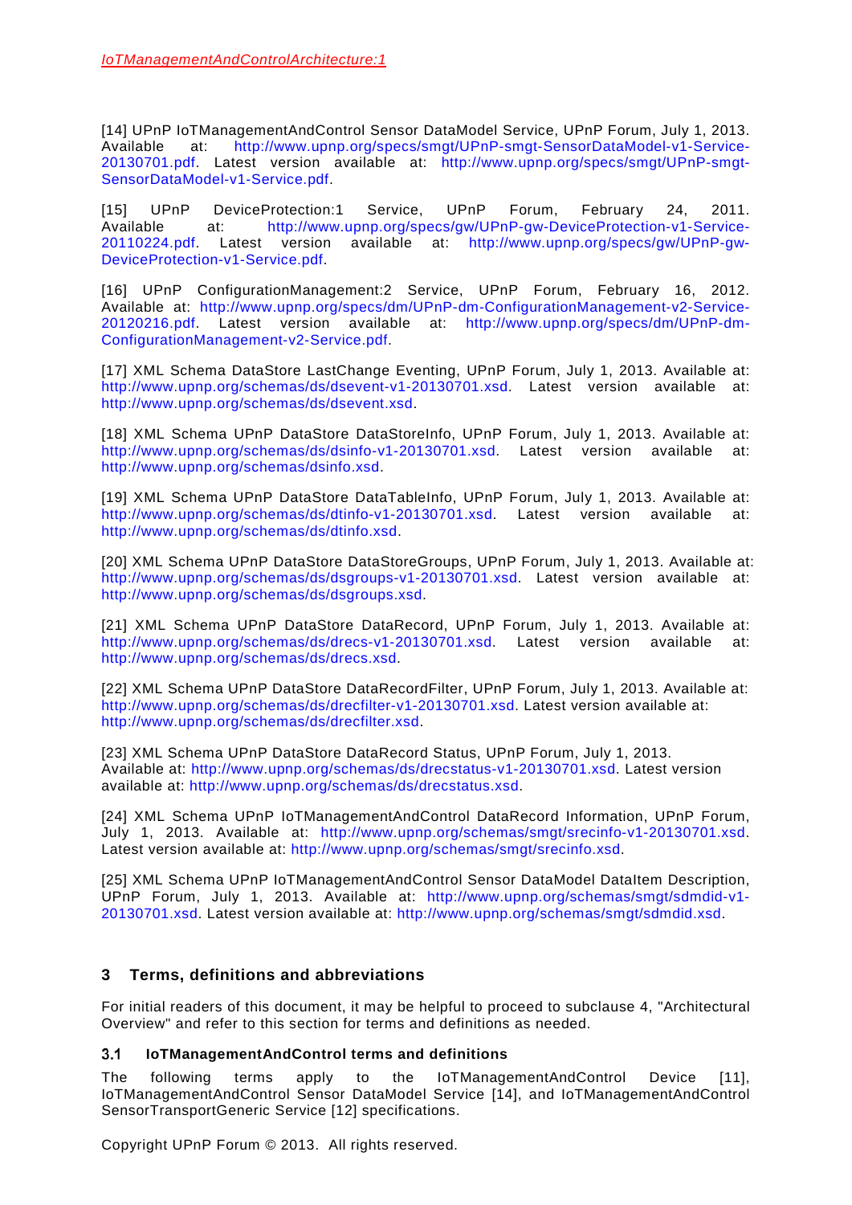[14] UPnP IoTManagementAndControl Sensor DataModel Service, UPnP Forum, July 1, 2013. Available at: http://www.upnp.org/specs/smgt/UPnP-smgt-SensorDataModel-v1-Service-20130701.pdf. Latest version available at: http://www.upnp.org/specs/smgt/UPnP-smgt-SensorDataModel-v1-Service.pdf.

[15] UPnP DeviceProtection:1 Service, UPnP Forum, February 24, 2011. Available at: http://www.upnp.org/specs/gw/UPnP-gw-DeviceProtection-v1-Service-20110224.pdf. Latest version available at: http://www.upnp.org/specs/gw/UPnP-gw-DeviceProtection-v1-Service.pdf.

[16] UPnP ConfigurationManagement:2 Service, UPnP Forum, February 16, 2012. Available at: http://www.upnp.org/specs/dm/UPnP-dm-ConfigurationManagement-v2-Service-20120216.pdf. Latest version available at: http://www.upnp.org/specs/dm/UPnP-dm-ConfigurationManagement-v2-Service.pdf.

[17] XML Schema DataStore LastChange Eventing, UPnP Forum, July 1, 2013. Available at: http://www.upnp.org/schemas/ds/dsevent-v1-20130701.xsd. Latest version available at: http://www.upnp.org/schemas/ds/dsevent.xsd.

[18] XML Schema UPnP DataStore DataStoreInfo, UPnP Forum, July 1, 2013. Available at: http://www.upnp.org/schemas/ds/dsinfo-v1-20130701.xsd. Latest version available at: http://www.upnp.org/schemas/dsinfo.xsd.

[19] XML Schema UPnP DataStore DataTableInfo, UPnP Forum, July 1, 2013. Available at: http://www.upnp.org/schemas/ds/dtinfo-v1-20130701.xsd. Latest version available at: http://www.upnp.org/schemas/ds/dtinfo.xsd.

[20] XML Schema UPnP DataStore DataStoreGroups, UPnP Forum, July 1, 2013. Available at: http://www.upnp.org/schemas/ds/dsgroups-v1-20130701.xsd. Latest version available at: http://www.upnp.org/schemas/ds/dsgroups.xsd.

[21] XML Schema UPnP DataStore DataRecord, UPnP Forum, July 1, 2013. Available at: http://www.upnp.org/schemas/ds/drecs-v1-20130701.xsd. Latest version available at: http://www.upnp.org/schemas/ds/drecs.xsd.

[22] XML Schema UPnP DataStore DataRecordFilter, UPnP Forum, July 1, 2013. Available at: http://www.upnp.org/schemas/ds/drecfilter-v1-20130701.xsd. Latest version available at: http://www.upnp.org/schemas/ds/drecfilter.xsd.

[23] XML Schema UPnP DataStore DataRecord Status, UPnP Forum, July 1, 2013. Available at: http://www.upnp.org/schemas/ds/drecstatus-v1-20130701.xsd. Latest version available at: http://www.upnp.org/schemas/ds/drecstatus.xsd.

[24] XML Schema UPnP IoTManagementAndControl DataRecord Information, UPnP Forum, July 1, 2013. Available at: http://www.upnp.org/schemas/smgt/srecinfo-v1-20130701.xsd. Latest version available at: http://www.upnp.org/schemas/smgt/srecinfo.xsd.

[25] XML Schema UPnP IoTManagementAndControl Sensor DataModel DataItem Description, UPnP Forum, July 1, 2013. Available at: http://www.upnp.org/schemas/smgt/sdmdid-v1-20130701.xsd. Latest version available at: http://www.upnp.org/schemas/smgt/sdmdid.xsd.

## 3 Terms, definitions and abbreviations

For initial readers of this document, it may be helpful to proceed to subclause 4, "Architectural Overview" and refer to this section for terms and definitions as needed.

### 3.1 IoTManagementAndControl terms and definitions

The following terms apply to the IoTManagementAndControl Device [11], IoTManagementAndControl Sensor DataModel Service [14], and IoTManagementAndControl SensorTransportGeneric Service [12] specifications.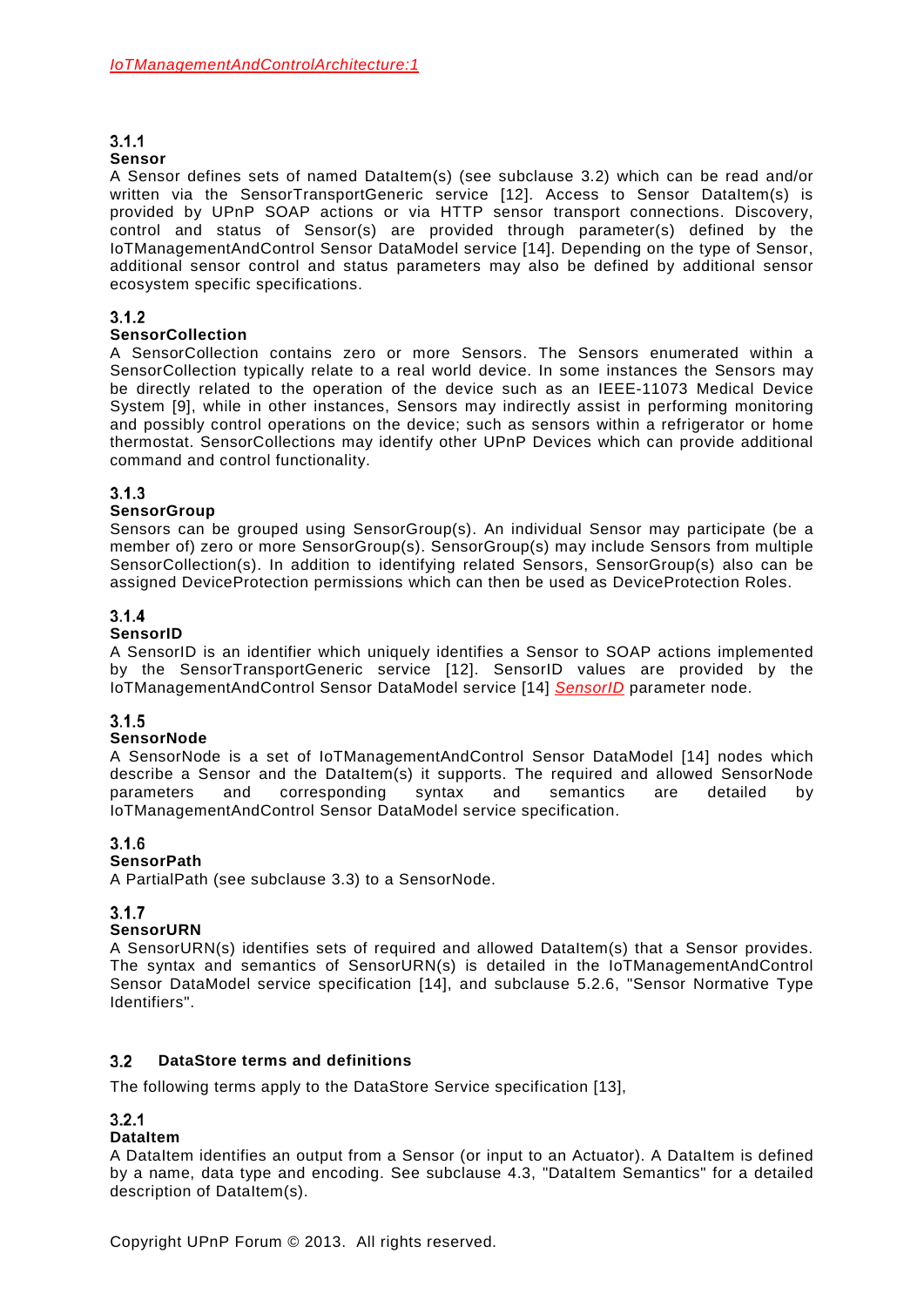### 3.1.1 Sensor

A Sensor defines sets of named DataItem(s) (see subclause 3.2) which can be read and/or written via the SensorTransportGeneric service [12]. Access to Sensor DataItem(s) is provided by UPnP SOAP actions or via HTTP sensor transport connections. Discovery, control and status of Sensor(s) are provided through parameter(s) defined by the IoTManagementAndControl Sensor DataModel service [14]. Depending on the type of Sensor, additional sensor control and status parameters may also be defined by additional sensor ecosystem specific specifications.

### 3.1.2 SensorCollection

A SensorCollection contains zero or more Sensors. The Sensors enumerated within a SensorCollection typically relate to a real world device. In some instances the Sensors may be directly related to the operation of the device such as an IEEE-11073 Medical Device System [9], while in other instances, Sensors may indirectly assist in performing monitoring and possibly control operations on the device; such as sensors within a refrigerator or home thermostat. SensorCollections may identify other UPnP Devices which can provide additional command and control functionality.

### 3.1.3 SensorGroup

Sensors can be grouped using SensorGroup(s). An individual Sensor may participate (be a member of) zero or more SensorGroup(s). SensorGroup(s) may include Sensors from multiple SensorCollection(s). In addition to identifying related Sensors, SensorGroup(s) also can be assigned DeviceProtection permissions which can then be used as DeviceProtection Roles.

### 3.1.4 SensorID

A SensorID is an identifier which uniquely identifies a Sensor to SOAP actions implemented by the SensorTransportGeneric service [12]. SensorID values are provided by the IoTManagementAndControl Sensor DataModel service [14] *SensorID* parameter node.

### 3.1.5 SensorNode

A SensorNode is a set of IoTManagementAndControl Sensor DataModel [14] nodes which describe a Sensor and the DataItem(s) it supports. The required and allowed SensorNode parameters and corresponding syntax and semantics are detailed by IoTManagementAndControl Sensor DataModel service specification.

### 3.1.6 SensorPath

A PartialPath (see subclause 3.3) to a SensorNode.

### 3.1.7 SensorURN

A SensorURN(s) identifies sets of required and allowed DataItem(s) that a Sensor provides. The syntax and semantics of SensorURN(s) is detailed in the IoTManagementAndControl Sensor DataModel service specification [14], and subclause 5.2.6, "Sensor Normative Type Identifiers".

## 3.2 DataStore terms and definitions

The following terms apply to the DataStore Service specification [13],

### 3.2.1 DataItem

A DataItem identifies an output from a Sensor (or input to an Actuator). A DataItem is defined by a name, data type and encoding. See subclause 4.3, "DataItem Semantics" for a detailed description of DataItem(s).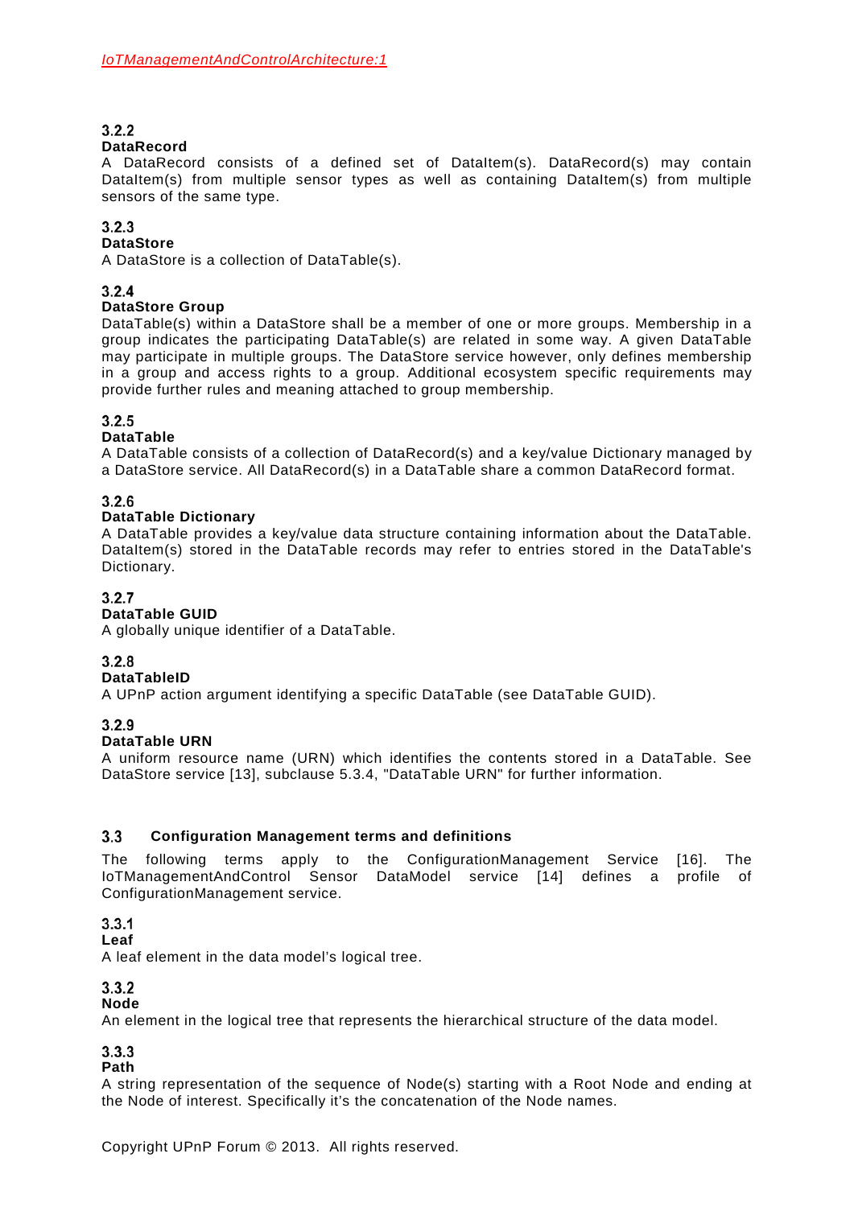#### 3.2.2 DataRecord

A DataRecord consists of a defined set of DataItem(s). DataRecord(s) may contain DataItem(s) from multiple sensor types as well as containing DataItem(s) from multiple sensors of the same type.

#### 3.2.3 DataStore

A DataStore is a collection of DataTable(s).

#### 3.2.4 DataStore Group

DataTable(s) within a DataStore shall be a member of one or more groups. Membership in a group indicates the participating DataTable(s) are related in some way. A given DataTable may participate in multiple groups. The DataStore service however, only defines membership in a group and access rights to a group. Additional ecosystem specific requirements may provide further rules and meaning attached to group membership.

#### 3.2.5 DataTable

A DataTable consists of a collection of DataRecord(s) and a key/value Dictionary managed by a DataStore service. All DataRecord(s) in a DataTable share a common DataRecord format.

#### 3.2.6 DataTable Dictionary

A DataTable provides a key/value data structure containing information about the DataTable. DataItem(s) stored in the DataTable records may refer to entries stored in the DataTable's Dictionary.

#### 3.2.7 DataTable GUID

A globally unique identifier of a DataTable.

#### 3.2.8 DataTableID

A UPnP action argument identifying a specific DataTable (see DataTable GUID).

#### 3.2.9 DataTable URN

A uniform resource name (URN) which identifies the contents stored in a DataTable. See DataStore service [13], subclause 5.3.4, "DataTable URN" for further information.

### 3.3 Configuration Management terms and definitions

The following terms apply to the ConfigurationManagement Service [16]. The IoTManagementAndControl Sensor DataModel service [14] defines a profile of ConfigurationManagement service.

#### 3.3.1 Leaf

A leaf element in the data model's logical tree.

#### 3.3.2 Node

An element in the logical tree that represents the hierarchical structure of the data model.

#### 3.3.3 Path

A string representation of the sequence of Node(s) starting with a Root Node and ending at the Node of interest. Specifically it's the concatenation of the Node names.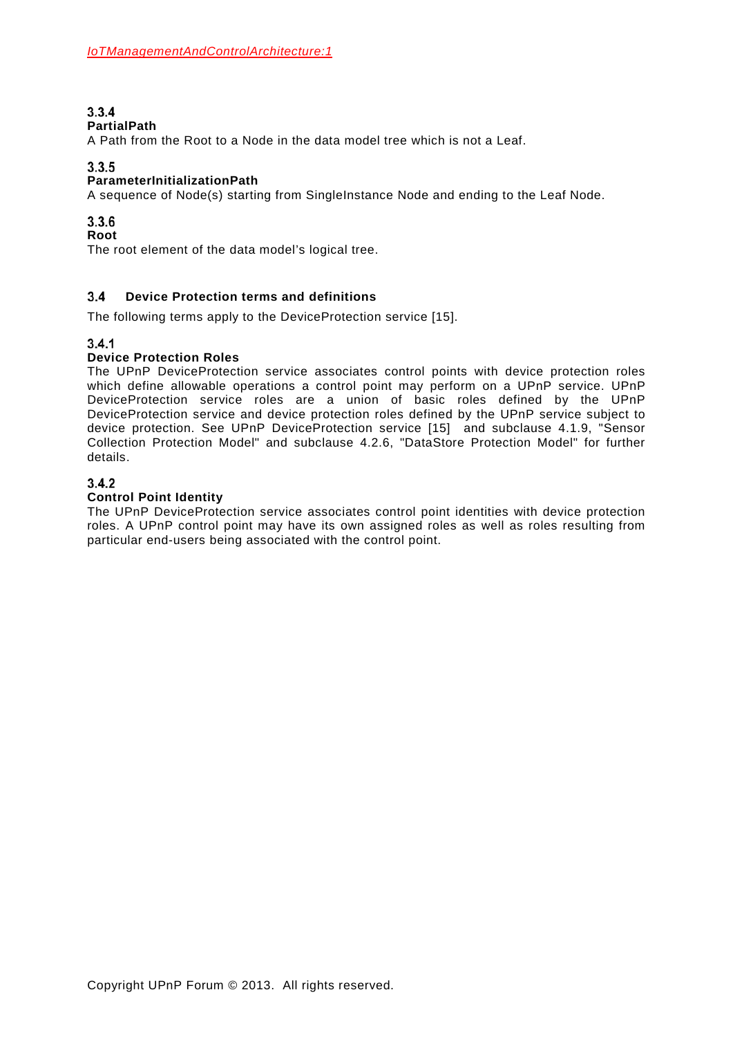#### 3.3.4 PartialPath

A Path from the Root to a Node in the data model tree which is not a Leaf.

#### 3.3.5 ParameterInitializationPath

A sequence of Node(s) starting from SingleInstance Node and ending to the Leaf Node.

#### 3.3.6 Root

The root element of the data model's logical tree.

### 3.4 Device Protection terms and definitions

The following terms apply to the DeviceProtection service [15].

#### 3.4.1 Device Protection Roles

The UPnP DeviceProtection service associates control points with device protection roles which define allowable operations a control point may perform on a UPnP service. UPnP DeviceProtection service roles are a union of basic roles defined by the UPnP DeviceProtection service and device protection roles defined by the UPnP service subject to device protection. See UPnP DeviceProtection service [15] and subclause 4.1.9, "Sensor Collection Protection Model" and subclause 4.2.6, "DataStore Protection Model" for further details.

#### 3.4.2 Control Point Identity

The UPnP DeviceProtection service associates control point identities with device protection roles. A UPnP control point may have its own assigned roles as well as roles resulting from particular end-users being associated with the control point.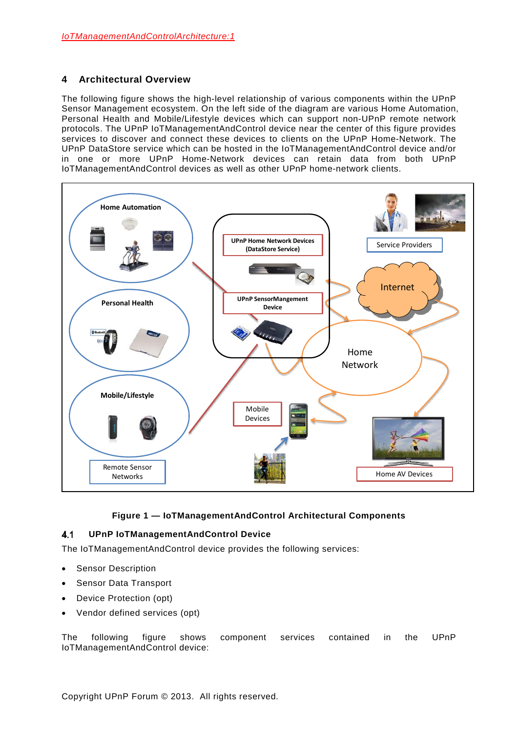## 4 Architectural Overview

The following figure shows the high-level relationship of various components within the UPnP Sensor Management ecosystem. On the left side of the diagram are various Home Automation, Personal Health and Mobile/Lifestyle devices which can support non-UPnP remote network protocols. The UPnP IoTManagementAndControl device near the center of this figure provides services to discover and connect these devices to clients on the UPnP Home-Network. The UPnP DataStore service which can be hosted in the IoTManagementAndControl device and/or in one or more UPnP Home-Network devices can retain data from both UPnP IoTManagementAndControl devices as well as other UPnP home-network clients.

**Figure 1 — IoTManagementAndControl Architectural Components**

### 4.1 UPnP IoTManagementAndControl Device

The IoTManagementAndControl device provides the following services:

- Sensor Description
- Sensor Data Transport
- Device Protection (opt)
- Vendor defined services (opt)

The following figure shows component services contained in the UPnP IoTManagementAndControl device: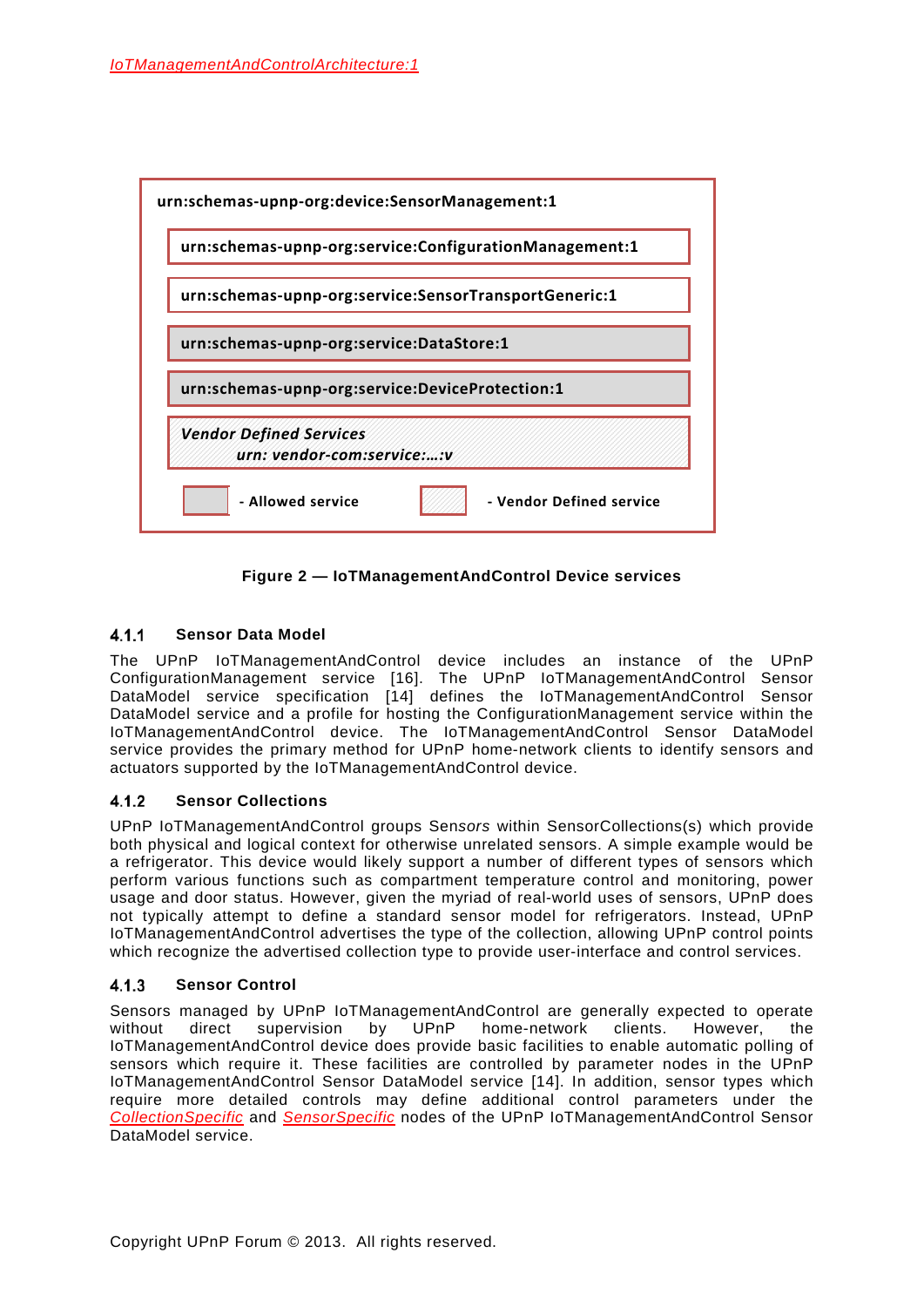urn:schemas-upnp-org:device:SensorManagement:1

urn:schemas-upnp-org:service:ConfigurationManagement:1

urn:schemas-upnp-org:service:SensorTransportGeneric:1

urn:schemas-upnp-org:service:DataStore:1

urn:schemas-upnp-org:service:DeviceProtection:1

*Vendor Defined Services*
*urn: vendor-com:service:…:v*

- Allowed service
- Vendor Defined service

**Figure 2 — IoTManagementAndControl Device services**

### 4.1.1 Sensor Data Model

The UPnP IoTManagementAndControl device includes an instance of the UPnP ConfigurationManagement service [16]. The UPnP IoTManagementAndControl Sensor DataModel service specification [14] defines the IoTManagementAndControl Sensor DataModel service and a profile for hosting the ConfigurationManagement service within the IoTManagementAndControl device. The IoTManagementAndControl Sensor DataModel service provides the primary method for UPnP home-network clients to identify sensors and actuators supported by the IoTManagementAndControl device.

### 4.1.2 Sensor Collections

UPnP IoTManagementAndControl groups Sensors within SensorCollections(s) which provide both physical and logical context for otherwise unrelated sensors. A simple example would be a refrigerator. This device would likely support a number of different types of sensors which perform various functions such as compartment temperature control and monitoring, power usage and door status. However, given the myriad of real-world uses of sensors, UPnP does not typically attempt to define a standard sensor model for refrigerators. Instead, UPnP IoTManagementAndControl advertises the type of the collection, allowing UPnP control points which recognize the advertised collection type to provide user-interface and control services.

### 4.1.3 Sensor Control

Sensors managed by UPnP IoTManagementAndControl are generally expected to operate without direct supervision by UPnP home-network clients. However, the IoTManagementAndControl device does provide basic facilities to enable automatic polling of sensors which require it. These facilities are controlled by parameter nodes in the UPnP IoTManagementAndControl Sensor DataModel service [14]. In addition, sensor types which require more detailed controls may define additional control parameters under the *CollectionSpecific* and *SensorSpecific* nodes of the UPnP IoTManagementAndControl Sensor DataModel service.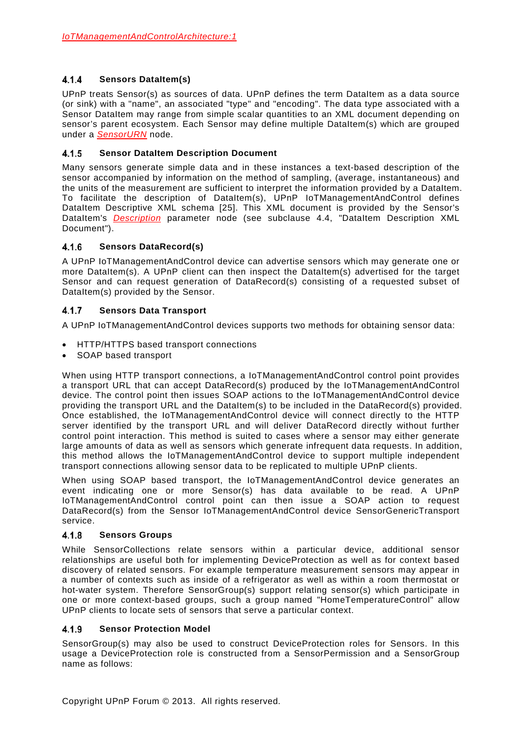#### 4.1.4 Sensors DataItem(s)

UPnP treats Sensor(s) as sources of data. UPnP defines the term DataItem as a data source (or sink) with a "name", an associated "type" and "encoding". The data type associated with a Sensor DataItem may range from simple scalar quantities to an XML document depending on sensor's parent ecosystem. Each Sensor may define multiple DataItem(s) which are grouped under a *SensorURN* node.

#### 4.1.5 Sensor DataItem Description Document

Many sensors generate simple data and in these instances a text-based description of the sensor accompanied by information on the method of sampling, (average, instantaneous) and the units of the measurement are sufficient to interpret the information provided by a DataItem. To facilitate the description of DataItem(s), UPnP IoTManagementAndControl defines DataItem Descriptive XML schema [25]. This XML document is provided by the Sensor's DataItem's *Description* parameter node (see subclause 4.4, "DataItem Description XML Document").

#### 4.1.6 Sensors DataRecord(s)

A UPnP IoTManagementAndControl device can advertise sensors which may generate one or more DataItem(s). A UPnP client can then inspect the DataItem(s) advertised for the target Sensor and can request generation of DataRecord(s) consisting of a requested subset of DataItem(s) provided by the Sensor.

#### 4.1.7 Sensors Data Transport

A UPnP IoTManagementAndControl devices supports two methods for obtaining sensor data:

- HTTP/HTTPS based transport connections
- SOAP based transport

When using HTTP transport connections, a IoTManagementAndControl control point provides a transport URL that can accept DataRecord(s) produced by the IoTManagementAndControl device. The control point then issues SOAP actions to the IoTManagementAndControl device providing the transport URL and the DataItem(s) to be included in the DataRecord(s) provided. Once established, the IoTManagementAndControl device will connect directly to the HTTP server identified by the transport URL and will deliver DataRecord directly without further control point interaction. This method is suited to cases where a sensor may either generate large amounts of data as well as sensors which generate infrequent data requests. In addition, this method allows the IoTManagementAndControl device to support multiple independent transport connections allowing sensor data to be replicated to multiple UPnP clients.

When using SOAP based transport, the IoTManagementAndControl device generates an event indicating one or more Sensor(s) has data available to be read. A UPnP IoTManagementAndControl control point can then issue a SOAP action to request DataRecord(s) from the Sensor IoTManagementAndControl device SensorGenericTransport service.

#### 4.1.8 Sensors Groups

While SensorCollections relate sensors within a particular device, additional sensor relationships are useful both for implementing DeviceProtection as well as for context based discovery of related sensors. For example temperature measurement sensors may appear in a number of contexts such as inside of a refrigerator as well as within a room thermostat or hot-water system. Therefore SensorGroup(s) support relating sensor(s) which participate in one or more context-based groups, such a group named "HomeTemperatureControl" allow UPnP clients to locate sets of sensors that serve a particular context.

#### 4.1.9 Sensor Protection Model

SensorGroup(s) may also be used to construct DeviceProtection roles for Sensors. In this usage a DeviceProtection role is constructed from a SensorPermission and a SensorGroup name as follows: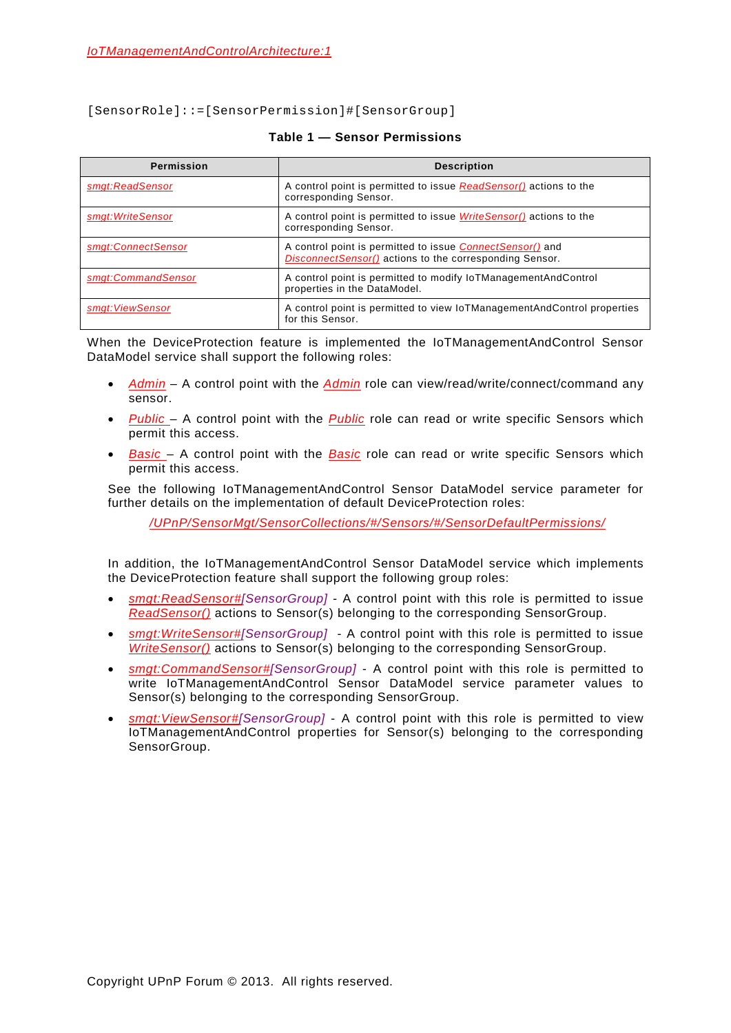```
[SensorRole]::=[SensorPermission]#[SensorGroup]
```

**Table 1 — Sensor Permissions**

| Permission | Description |
|---|---|
| *smgt:ReadSensor* | A control point is permitted to issue *ReadSensor()* actions to the corresponding Sensor. |
| *smgt:WriteSensor* | A control point is permitted to issue *WriteSensor()* actions to the corresponding Sensor. |
| *smgt:ConnectSensor* | A control point is permitted to issue *ConnectSensor()* and *DisconnectSensor()* actions to the corresponding Sensor. |
| *smgt:CommandSensor* | A control point is permitted to modify IoTManagementAndControl properties in the DataModel. |
| *smgt:ViewSensor* | A control point is permitted to view IoTManagementAndControl properties for this Sensor. |

When the DeviceProtection feature is implemented the IoTManagementAndControl Sensor DataModel service shall support the following roles:

- *Admin* – A control point with the *Admin* role can view/read/write/connect/command any sensor.
- *Public* – A control point with the *Public* role can read or write specific Sensors which permit this access.
- *Basic* – A control point with the *Basic* role can read or write specific Sensors which permit this access.

See the following IoTManagementAndControl Sensor DataModel service parameter for further details on the implementation of default DeviceProtection roles:

*/UPnP/SensorMgt/SensorCollections/#/Sensors/#/SensorDefaultPermissions/*

In addition, the IoTManagementAndControl Sensor DataModel service which implements the DeviceProtection feature shall support the following group roles:

- *smgt:ReadSensor#[SensorGroup]* - A control point with this role is permitted to issue *ReadSensor()* actions to Sensor(s) belonging to the corresponding SensorGroup.
- *smgt:WriteSensor#[SensorGroup]* - A control point with this role is permitted to issue *WriteSensor()* actions to Sensor(s) belonging to the corresponding SensorGroup.
- *smgt:CommandSensor#[SensorGroup]* - A control point with this role is permitted to write IoTManagementAndControl Sensor DataModel service parameter values to Sensor(s) belonging to the corresponding SensorGroup.
- *smgt:ViewSensor#[SensorGroup]* - A control point with this role is permitted to view IoTManagementAndControl properties for Sensor(s) belonging to the corresponding SensorGroup.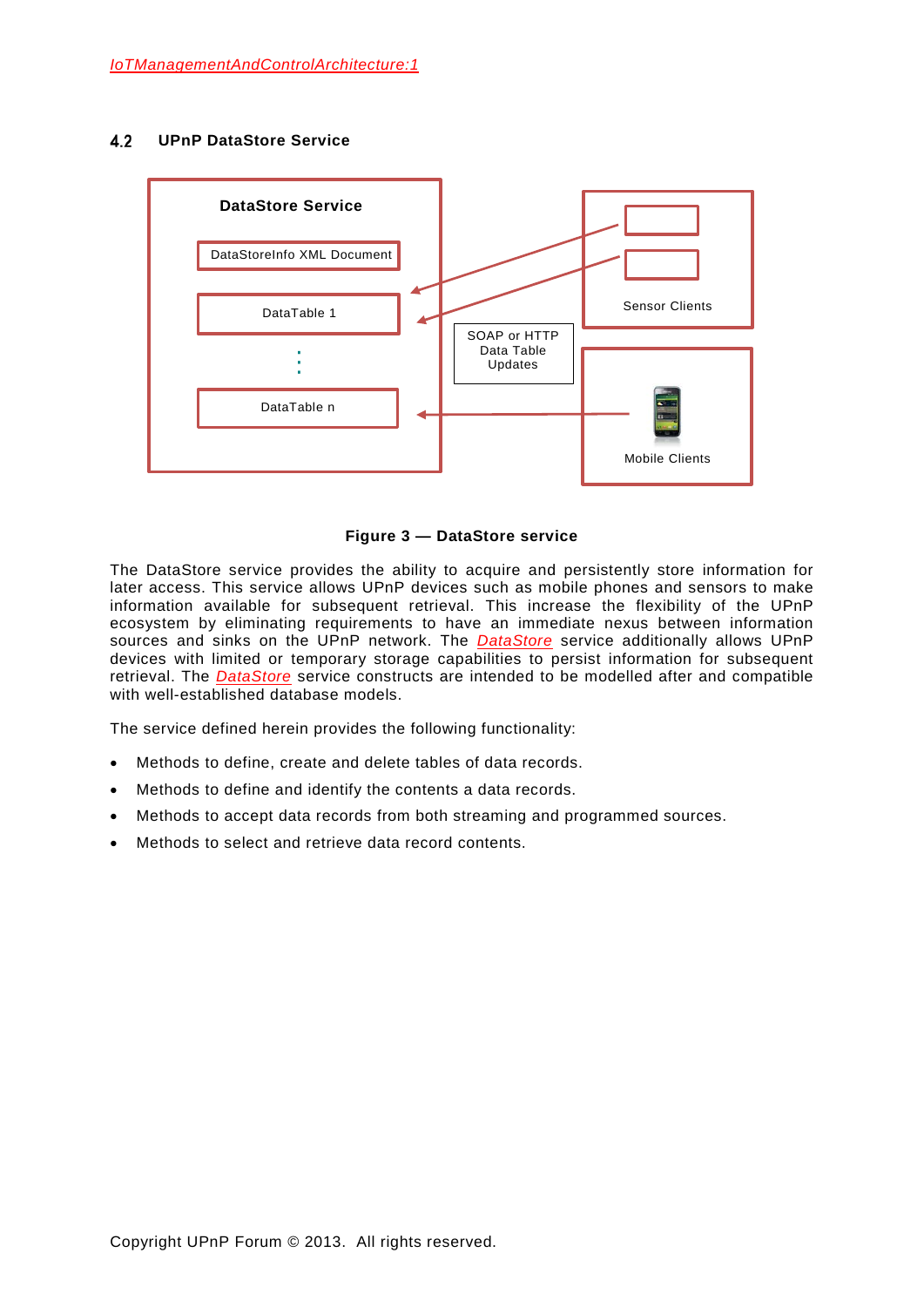## 4.2 UPnP DataStore Service

DataStore Service

DataStoreInfo XML Document

DataTable 1

DataTable n

SOAP or HTTP Data Table Updates

Sensor Clients

Mobile Clients

**Figure 3 — DataStore service**

The DataStore service provides the ability to acquire and persistently store information for later access. This service allows UPnP devices such as mobile phones and sensors to make information available for subsequent retrieval. This increase the flexibility of the UPnP ecosystem by eliminating requirements to have an immediate nexus between information sources and sinks on the UPnP network. The DataStore service additionally allows UPnP devices with limited or temporary storage capabilities to persist information for subsequent retrieval. The DataStore service constructs are intended to be modelled after and compatible with well-established database models.

The service defined herein provides the following functionality:

- Methods to define, create and delete tables of data records.
- Methods to define and identify the contents a data records.
- Methods to accept data records from both streaming and programmed sources.
- Methods to select and retrieve data record contents.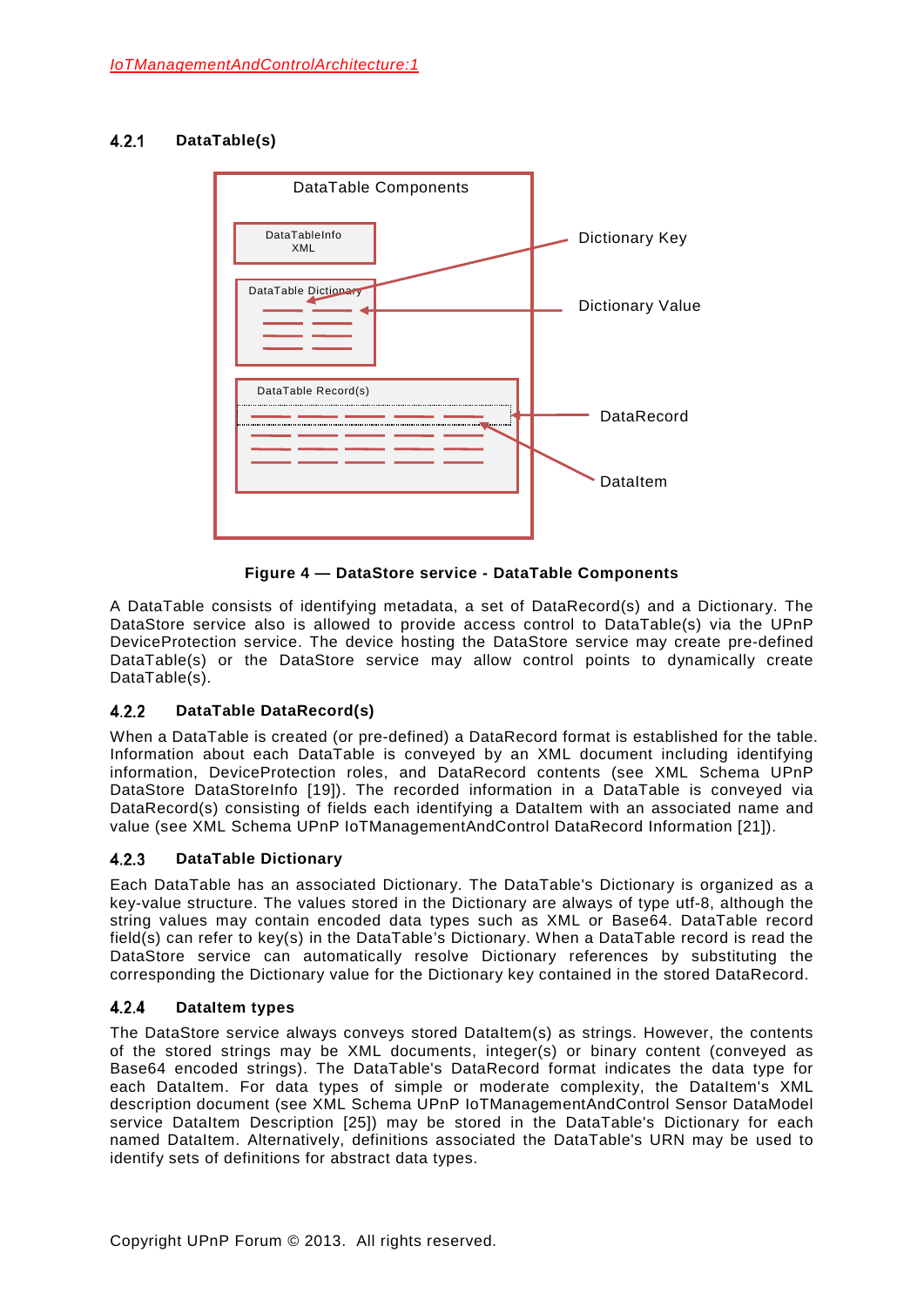### 4.2.1 DataTable(s)

Figure 4 — DataStore service - DataTable Components

A DataTable consists of identifying metadata, a set of DataRecord(s) and a Dictionary. The DataStore service also is allowed to provide access control to DataTable(s) via the UPnP DeviceProtection service. The device hosting the DataStore service may create pre-defined DataTable(s) or the DataStore service may allow control points to dynamically create DataTable(s).

### 4.2.2 DataTable DataRecord(s)

When a DataTable is created (or pre-defined) a DataRecord format is established for the table. Information about each DataTable is conveyed by an XML document including identifying information, DeviceProtection roles, and DataRecord contents (see XML Schema UPnP DataStore DataStoreInfo [19]). The recorded information in a DataTable is conveyed via DataRecord(s) consisting of fields each identifying a DataItem with an associated name and value (see XML Schema UPnP IoTManagementAndControl DataRecord Information [21]).

### 4.2.3 DataTable Dictionary

Each DataTable has an associated Dictionary. The DataTable's Dictionary is organized as a key-value structure. The values stored in the Dictionary are always of type utf-8, although the string values may contain encoded data types such as XML or Base64. DataTable record field(s) can refer to key(s) in the DataTable's Dictionary. When a DataTable record is read the DataStore service can automatically resolve Dictionary references by substituting the corresponding the Dictionary value for the Dictionary key contained in the stored DataRecord.

### 4.2.4 DataItem types

The DataStore service always conveys stored DataItem(s) as strings. However, the contents of the stored strings may be XML documents, integer(s) or binary content (conveyed as Base64 encoded strings). The DataTable's DataRecord format indicates the data type for each DataItem. For data types of simple or moderate complexity, the DataItem's XML description document (see XML Schema UPnP IoTManagementAndControl Sensor DataModel service DataItem Description [25]) may be stored in the DataTable's Dictionary for each named DataItem. Alternatively, definitions associated the DataTable's URN may be used to identify sets of definitions for abstract data types.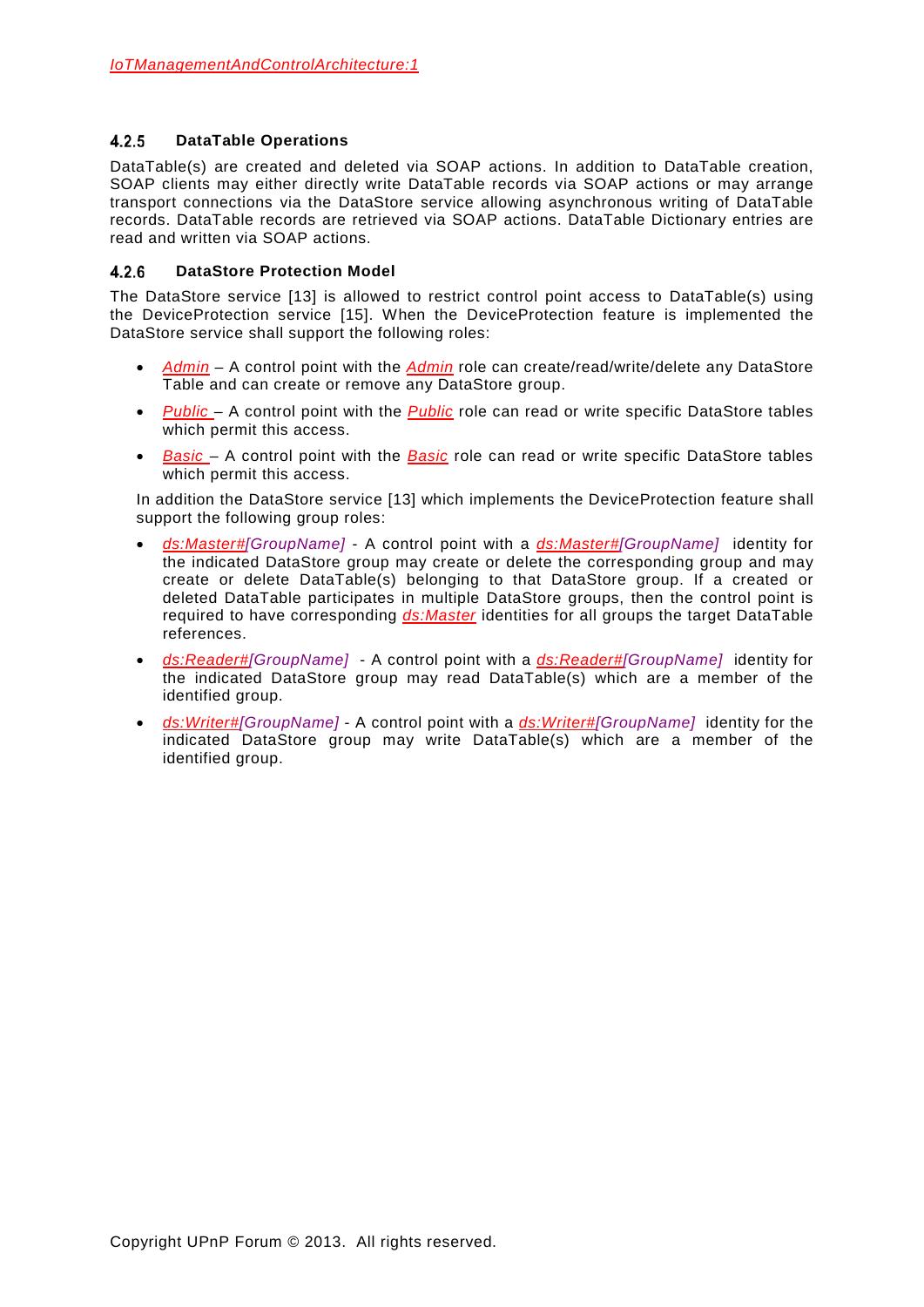### 4.2.5 DataTable Operations

DataTable(s) are created and deleted via SOAP actions. In addition to DataTable creation, SOAP clients may either directly write DataTable records via SOAP actions or may arrange transport connections via the DataStore service allowing asynchronous writing of DataTable records. DataTable records are retrieved via SOAP actions. DataTable Dictionary entries are read and written via SOAP actions.

### 4.2.6 DataStore Protection Model

The DataStore service [13] is allowed to restrict control point access to DataTable(s) using the DeviceProtection service [15]. When the DeviceProtection feature is implemented the DataStore service shall support the following roles:

- *Admin* – A control point with the *Admin* role can create/read/write/delete any DataStore Table and can create or remove any DataStore group.
- *Public* – A control point with the *Public* role can read or write specific DataStore tables which permit this access.
- *Basic* – A control point with the *Basic* role can read or write specific DataStore tables which permit this access.

In addition the DataStore service [13] which implements the DeviceProtection feature shall support the following group roles:

- *ds:Master#[GroupName]* - A control point with a *ds:Master#[GroupName]* identity for the indicated DataStore group may create or delete the corresponding group and may create or delete DataTable(s) belonging to that DataStore group. If a created or deleted DataTable participates in multiple DataStore groups, then the control point is required to have corresponding *ds:Master* identities for all groups the target DataTable references.
- *ds:Reader#[GroupName]* - A control point with a *ds:Reader#[GroupName]* identity for the indicated DataStore group may read DataTable(s) which are a member of the identified group.
- *ds:Writer#[GroupName]* - A control point with a *ds:Writer#[GroupName]* identity for the indicated DataStore group may write DataTable(s) which are a member of the identified group.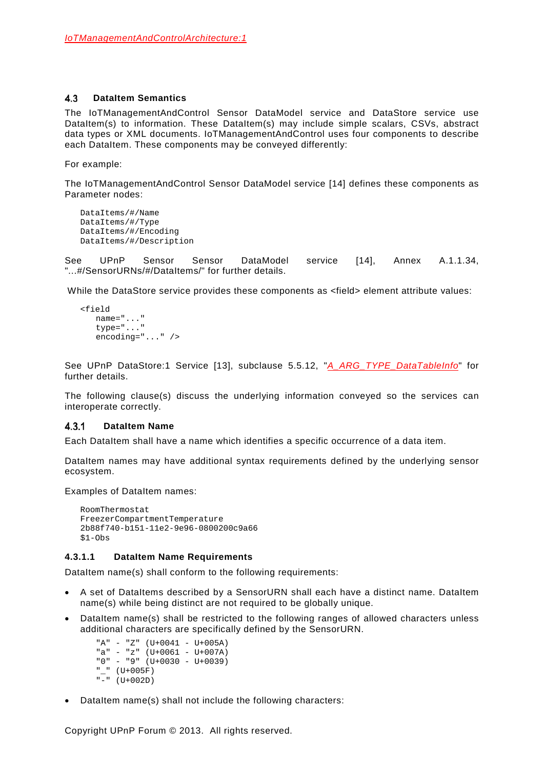### 4.3 DataItem Semantics

The IoTManagementAndControl Sensor DataModel service and DataStore service use DataItem(s) to information. These DataItem(s) may include simple scalars, CSVs, abstract data types or XML documents. IoTManagementAndControl uses four components to describe each DataItem. These components may be conveyed differently:

For example:

The IoTManagementAndControl Sensor DataModel service [14] defines these components as Parameter nodes:

```
DataItems/#/Name
DataItems/#/Type
DataItems/#/Encoding
DataItems/#/Description
```

See UPnP Sensor Sensor DataModel service [14], Annex A.1.1.34, "...#/SensorURNs/#/DataItems/" for further details.

While the DataStore service provides these components as <field> element attribute values:

```
<field
   name="..."
   type="..."
   encoding="..." />
```

See UPnP DataStore:1 Service [13], subclause 5.5.12, "*A_ARG_TYPE_DataTableInfo*" for further details.

The following clause(s) discuss the underlying information conveyed so the services can interoperate correctly.

#### 4.3.1 DataItem Name

Each DataItem shall have a name which identifies a specific occurrence of a data item.

DataItem names may have additional syntax requirements defined by the underlying sensor ecosystem.

Examples of DataItem names:

```
RoomThermostat
FreezerCompartmentTemperature
2b88f740-b151-11e2-9e96-0800200c9a66
$1-Obs
```

##### 4.3.1.1 DataItem Name Requirements

DataItem name(s) shall conform to the following requirements:

- A set of DataItems described by a SensorURN shall each have a distinct name. DataItem name(s) while being distinct are not required to be globally unique.
- DataItem name(s) shall be restricted to the following ranges of allowed characters unless additional characters are specifically defined by the SensorURN.

```
"A" - "Z" (U+0041 - U+005A)
"a" - "z" (U+0061 - U+007A)
"0" - "9" (U+0030 - U+0039)
"_" (U+005F)
"-" (U+002D)
```

- DataItem name(s) shall not include the following characters: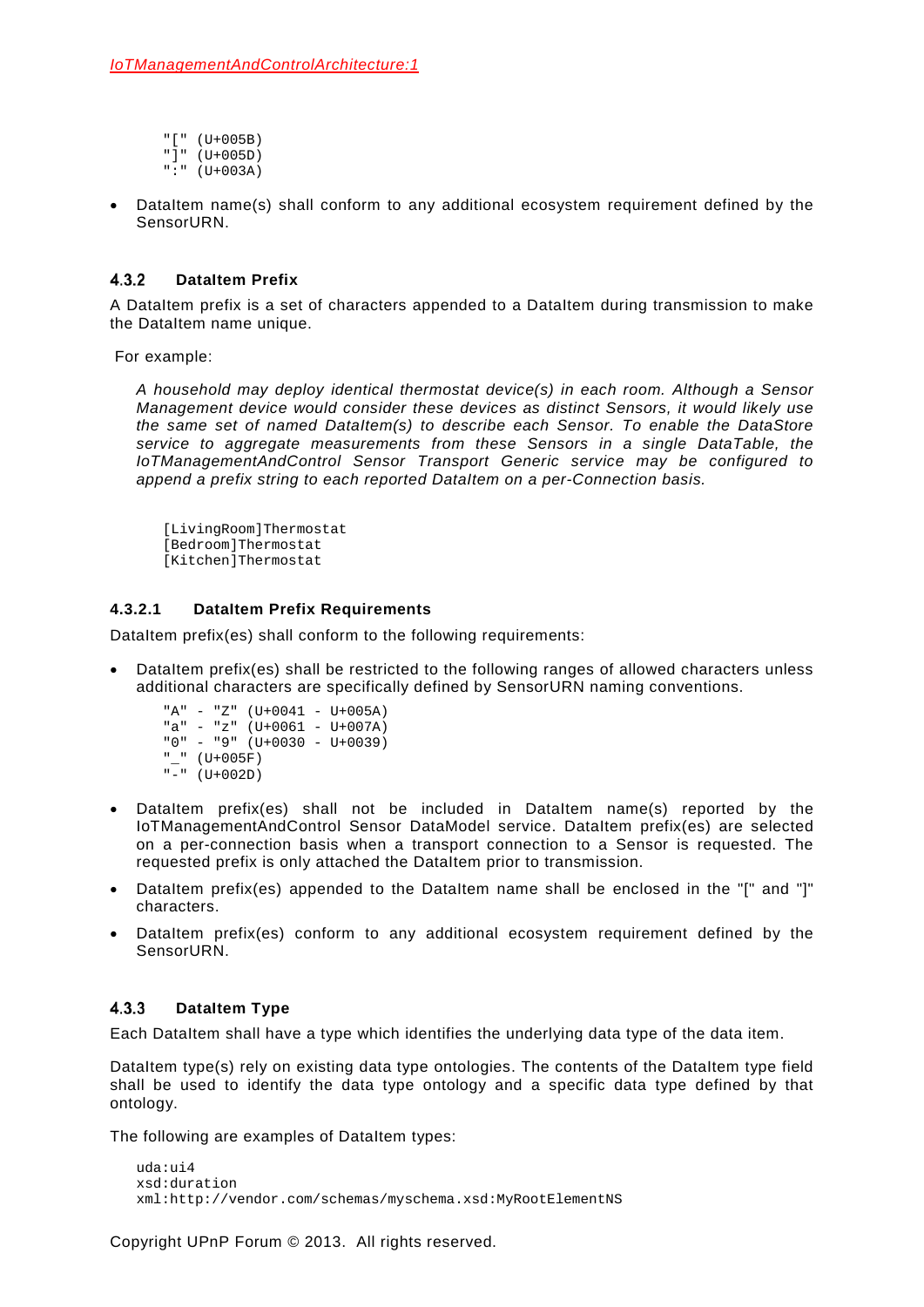```
"[" (U+005B)
"]" (U+005D)
":" (U+003A)
```

- DataItem name(s) shall conform to any additional ecosystem requirement defined by the SensorURN.

### 4.3.2 DataItem Prefix

A DataItem prefix is a set of characters appended to a DataItem during transmission to make the DataItem name unique.

For example:

*A household may deploy identical thermostat device(s) in each room. Although a Sensor Management device would consider these devices as distinct Sensors, it would likely use the same set of named DataItem(s) to describe each Sensor. To enable the DataStore service to aggregate measurements from these Sensors in a single DataTable, the IoTManagementAndControl Sensor Transport Generic service may be configured to append a prefix string to each reported DataItem on a per-Connection basis.*

```
[LivingRoom]Thermostat
[Bedroom]Thermostat
[Kitchen]Thermostat
```

#### 4.3.2.1 DataItem Prefix Requirements

DataItem prefix(es) shall conform to the following requirements:

- DataItem prefix(es) shall be restricted to the following ranges of allowed characters unless additional characters are specifically defined by SensorURN naming conventions.

```
"A" - "Z" (U+0041 - U+005A)
"a" - "z" (U+0061 - U+007A)
"0" - "9" (U+0030 - U+0039)
"_" (U+005F)
"-" (U+002D)
```

- DataItem prefix(es) shall not be included in DataItem name(s) reported by the IoTManagementAndControl Sensor DataModel service. DataItem prefix(es) are selected on a per-connection basis when a transport connection to a Sensor is requested. The requested prefix is only attached the DataItem prior to transmission.
- DataItem prefix(es) appended to the DataItem name shall be enclosed in the "[" and "]" characters.
- DataItem prefix(es) conform to any additional ecosystem requirement defined by the SensorURN.

### 4.3.3 DataItem Type

Each DataItem shall have a type which identifies the underlying data type of the data item.

DataItem type(s) rely on existing data type ontologies. The contents of the DataItem type field shall be used to identify the data type ontology and a specific data type defined by that ontology.

The following are examples of DataItem types:

```
uda:ui4
xsd:duration
xml:http://vendor.com/schemas/myschema.xsd:MyRootElementNS
```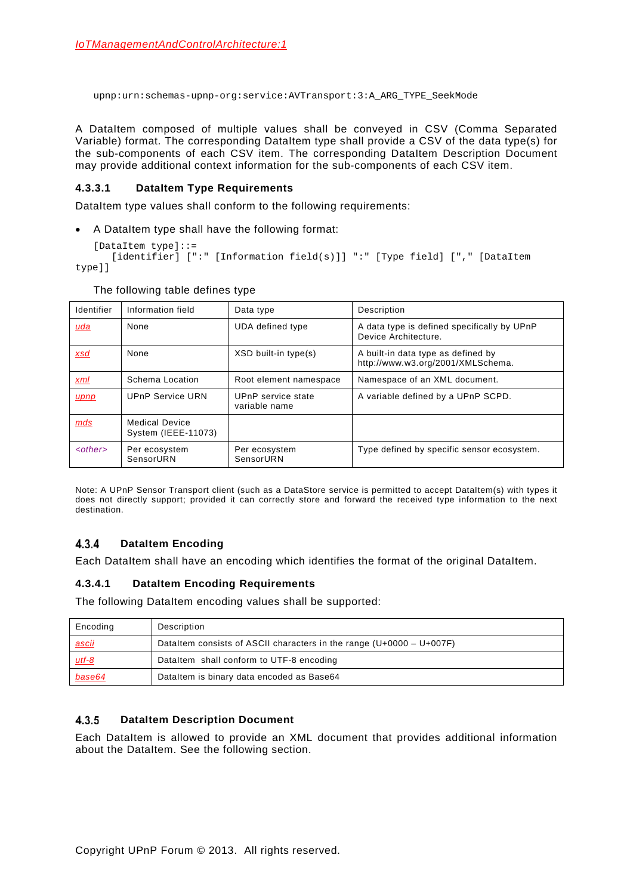```
upnp:urn:schemas-upnp-org:service:AVTransport:3:A_ARG_TYPE_SeekMode
```

A DataItem composed of multiple values shall be conveyed in CSV (Comma Separated Variable) format. The corresponding DataItem type shall provide a CSV of the data type(s) for the sub-components of each CSV item. The corresponding DataItem Description Document may provide additional context information for the sub-components of each CSV item.

#### 4.3.3.1 DataItem Type Requirements

DataItem type values shall conform to the following requirements:

- A DataItem type shall have the following format:

```
[DataItem type]::=
    [identifier] [":" [Information field(s)]] ":" [Type field] ["," [DataItem type]]
```

The following table defines type

| Identifier | Information field | Data type | Description |
|---|---|---|---|
| *uda* | None | UDA defined type | A data type is defined specifically by UPnP Device Architecture. |
| *xsd* | None | XSD built-in type(s) | A built-in data type as defined by http://www.w3.org/2001/XMLSchema. |
| *xml* | Schema Location | Root element namespace | Namespace of an XML document. |
| *upnp* | UPnP Service URN | UPnP service state variable name | A variable defined by a UPnP SCPD. |
| *mds* | Medical Device System (IEEE-11073) | | |
| *<other>* | Per ecosystem SensorURN | Per ecosystem SensorURN | Type defined by specific sensor ecosystem. |

Note: A UPnP Sensor Transport client (such as a DataStore service is permitted to accept DataItem(s) with types it does not directly support; provided it can correctly store and forward the received type information to the next destination.

### 4.3.4 DataItem Encoding

Each DataItem shall have an encoding which identifies the format of the original DataItem.

#### 4.3.4.1 DataItem Encoding Requirements

The following DataItem encoding values shall be supported:

| Encoding | Description |
|---|---|
| *ascii* | DataItem consists of ASCII characters in the range (U+0000 – U+007F) |
| *utf-8* | DataItem shall conform to UTF-8 encoding |
| *base64* | DataItem is binary data encoded as Base64 |

### 4.3.5 DataItem Description Document

Each DataItem is allowed to provide an XML document that provides additional information about the DataItem. See the following section.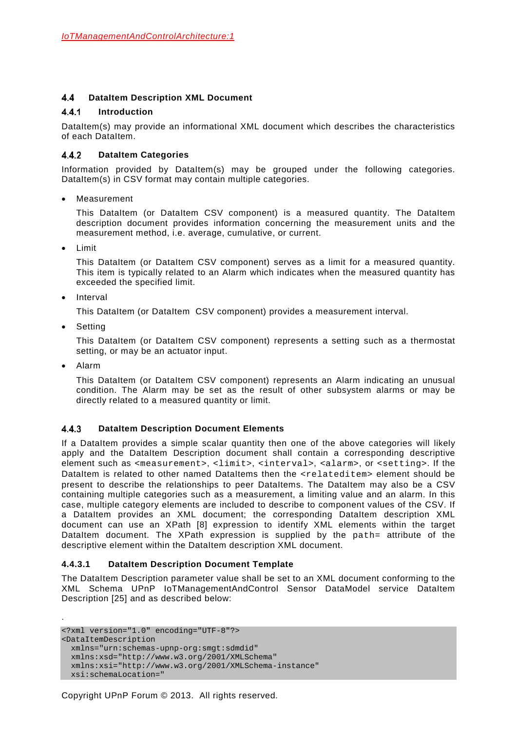### 4.4 DataItem Description XML Document

#### 4.4.1 Introduction

DataItem(s) may provide an informational XML document which describes the characteristics of each DataItem.

#### 4.4.2 DataItem Categories

Information provided by DataItem(s) may be grouped under the following categories. DataItem(s) in CSV format may contain multiple categories.

- Measurement

  This DataItem (or DataItem CSV component) is a measured quantity. The DataItem description document provides information concerning the measurement units and the measurement method, i.e. average, cumulative, or current.

- Limit

  This DataItem (or DataItem CSV component) serves as a limit for a measured quantity. This item is typically related to an Alarm which indicates when the measured quantity has exceeded the specified limit.

- Interval

  This DataItem (or DataItem CSV component) provides a measurement interval.

- Setting

  This DataItem (or DataItem CSV component) represents a setting such as a thermostat setting, or may be an actuator input.

- Alarm

  This DataItem (or DataItem CSV component) represents an Alarm indicating an unusual condition. The Alarm may be set as the result of other subsystem alarms or may be directly related to a measured quantity or limit.

#### 4.4.3 DataItem Description Document Elements

If a DataItem provides a simple scalar quantity then one of the above categories will likely apply and the DataItem Description document shall contain a corresponding descriptive element such as `<measurement>`, `<limit>`, `<interval>`, `<alarm>`, or `<setting>`. If the DataItem is related to other named DataItems then the `<relateditem>` element should be present to describe the relationships to peer DataItems. The DataItem may also be a CSV containing multiple categories such as a measurement, a limiting value and an alarm. In this case, multiple category elements are included to describe to component values of the CSV. If a DataItem provides an XML document; the corresponding DataItem description XML document can use an XPath [8] expression to identify XML elements within the target DataItem document. The XPath expression is supplied by the `path=` attribute of the descriptive element within the DataItem description XML document.

##### 4.4.3.1 DataItem Description Document Template

The DataItem Description parameter value shall be set to an XML document conforming to the XML Schema UPnP IoTManagementAndControl Sensor DataModel service DataItem Description [25] and as described below:

.

```
<?xml version="1.0" encoding="UTF-8"?>
<DataItemDescription
  xmlns="urn:schemas-upnp-org:smgt:sdmdid"
  xmlns:xsd="http://www.w3.org/2001/XMLSchema"
  xmlns:xsi="http://www.w3.org/2001/XMLSchema-instance"
  xsi:schemaLocation="
```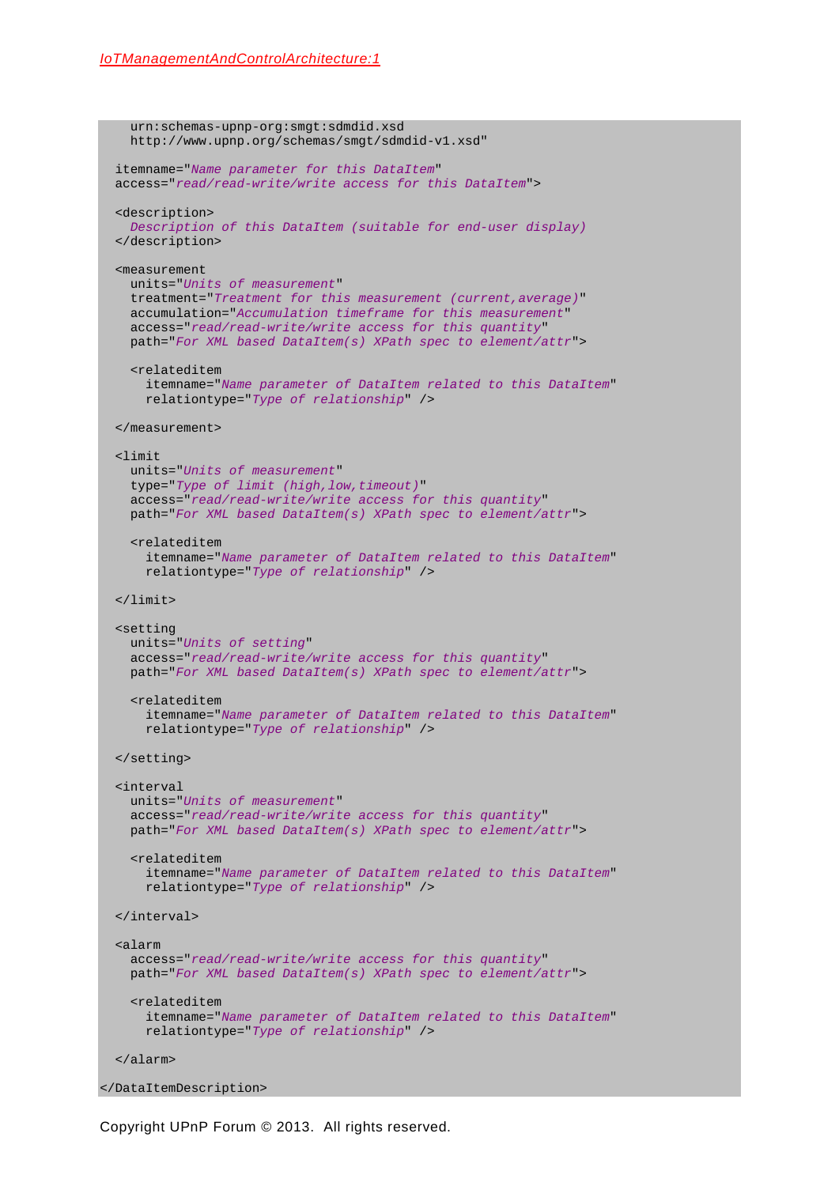```
    urn:schemas-upnp-org:smgt:sdmdid.xsd
    http://www.upnp.org/schemas/smgt/sdmdid-v1.xsd"

  itemname="Name parameter for this DataItem"
  access="read/read-write/write access for this DataItem">

  <description>
    Description of this DataItem (suitable for end-user display)
  </description>

  <measurement
    units="Units of measurement"
    treatment="Treatment for this measurement (current,average)"
    accumulation="Accumulation timeframe for this measurement"
    access="read/read-write/write access for this quantity"
    path="For XML based DataItem(s) XPath spec to element/attr">

    <relateditem
      itemname="Name parameter of DataItem related to this DataItem"
      relationtype="Type of relationship" />

  </measurement>

  <limit
    units="Units of measurement"
    type="Type of limit (high,low,timeout)"
    access="read/read-write/write access for this quantity"
    path="For XML based DataItem(s) XPath spec to element/attr">

    <relateditem
      itemname="Name parameter of DataItem related to this DataItem"
      relationtype="Type of relationship" />

  </limit>

  <setting
    units="Units of setting"
    access="read/read-write/write access for this quantity"
    path="For XML based DataItem(s) XPath spec to element/attr">

    <relateditem
      itemname="Name parameter of DataItem related to this DataItem"
      relationtype="Type of relationship" />

  </setting>

  <interval
    units="Units of measurement"
    access="read/read-write/write access for this quantity"
    path="For XML based DataItem(s) XPath spec to element/attr">

    <relateditem
      itemname="Name parameter of DataItem related to this DataItem"
      relationtype="Type of relationship" />

  </interval>

  <alarm
    access="read/read-write/write access for this quantity"
    path="For XML based DataItem(s) XPath spec to element/attr">

    <relateditem
      itemname="Name parameter of DataItem related to this DataItem"
      relationtype="Type of relationship" />

  </alarm>

</DataItemDescription>
```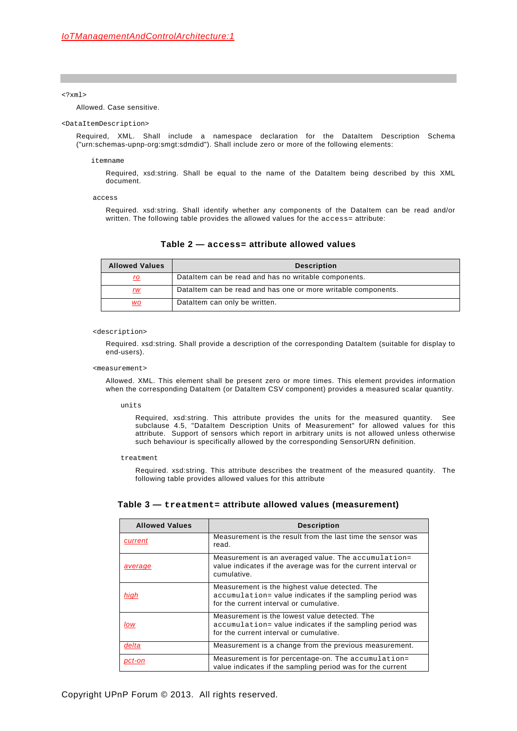`<?xml>`

Allowed. Case sensitive.

`<DataItemDescription>`

Required, XML. Shall include a namespace declaration for the DataItem Description Schema ("urn:schemas-upnp-org:smgt:sdmdid"). Shall include zero or more of the following elements:

`itemname`

Required, xsd:string. Shall be equal to the name of the DataItem being described by this XML document.

`access`

Required. xsd:string. Shall identify whether any components of the DataItem can be read and/or written. The following table provides the allowed values for the `access=` attribute:

**Table 2 — access= attribute allowed values**

| Allowed Values | Description |
|---|---|
| *ro* | DataItem can be read and has no writable components. |
| *rw* | DataItem can be read and has one or more writable components. |
| *wo* | DataItem can only be written. |

`<description>`

Required. xsd:string. Shall provide a description of the corresponding DataItem (suitable for display to end-users).

`<measurement>`

Allowed. XML. This element shall be present zero or more times. This element provides information when the corresponding DataItem (or DataItem CSV component) provides a measured scalar quantity.

`units`

Required, xsd:string. This attribute provides the units for the measured quantity. See subclause 4.5, "DataItem Description Units of Measurement" for allowed values for this attribute. Support of sensors which report in arbitrary units is not allowed unless otherwise such behaviour is specifically allowed by the corresponding SensorURN definition.

`treatment`

Required. xsd:string. This attribute describes the treatment of the measured quantity. The following table provides allowed values for this attribute

**Table 3 — `treatment=` attribute allowed values (measurement)**

| Allowed Values | Description |
|---|---|
| *current* | Measurement is the result from the last time the sensor was read. |
| *average* | Measurement is an averaged value. The `accumulation=` value indicates if the average was for the current interval or cumulative. |
| *high* | Measurement is the highest value detected. The `accumulation=` value indicates if the sampling period was for the current interval or cumulative. |
| *low* | Measurement is the lowest value detected. The `accumulation=` value indicates if the sampling period was for the current interval or cumulative. |
| *delta* | Measurement is a change from the previous measurement. |
| *pct-on* | Measurement is for percentage-on. The `accumulation=` value indicates if the sampling period was for the current |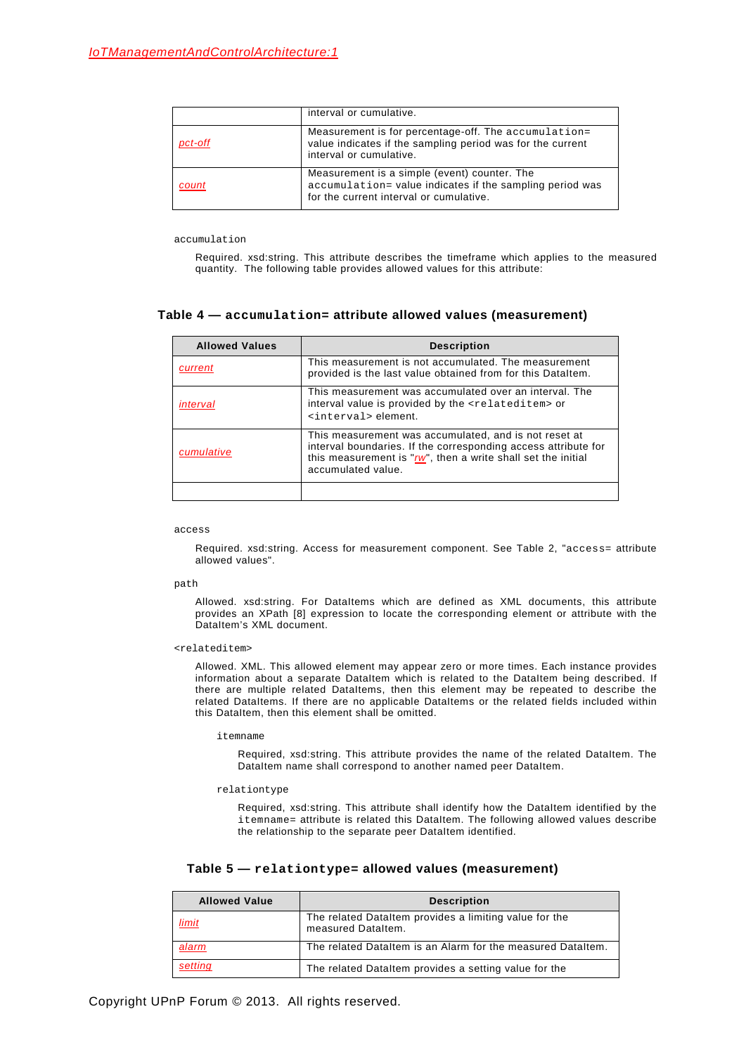| | |
|---|---|
| | interval or cumulative. |
| *pct-off* | Measurement is for percentage-off. The `accumulation=` value indicates if the sampling period was for the current interval or cumulative. |
| *count* | Measurement is a simple (event) counter. The `accumulation=` value indicates if the sampling period was for the current interval or cumulative. |

`accumulation`

Required. xsd:string. This attribute describes the timeframe which applies to the measured quantity. The following table provides allowed values for this attribute:

**Table 4 — `accumulation=` attribute allowed values (measurement)**

| Allowed Values | Description |
|---|---|
| *current* | This measurement is not accumulated. The measurement provided is the last value obtained from for this DataItem. |
| *interval* | This measurement was accumulated over an interval. The interval value is provided by the `<relateditem>` or `<interval>` element. |
| *cumulative* | This measurement was accumulated, and is not reset at interval boundaries. If the corresponding access attribute for this measurement is "*rw*", then a write shall set the initial accumulated value. |
| | |

`access`

Required. xsd:string. Access for measurement component. See Table 2, "`access=` attribute allowed values".

`path`

Allowed. xsd:string. For DataItems which are defined as XML documents, this attribute provides an XPath [8] expression to locate the corresponding element or attribute with the DataItem's XML document.

`<relateditem>`

Allowed. XML. This allowed element may appear zero or more times. Each instance provides information about a separate DataItem which is related to the DataItem being described. If there are multiple related DataItems, then this element may be repeated to describe the related DataItems. If there are no applicable DataItems or the related fields included within this DataItem, then this element shall be omitted.

`itemname`

Required, xsd:string. This attribute provides the name of the related DataItem. The DataItem name shall correspond to another named peer DataItem.

`relationtype`

Required, xsd:string. This attribute shall identify how the DataItem identified by the `itemname=` attribute is related this DataItem. The following allowed values describe the relationship to the separate peer DataItem identified.

**Table 5 — `relationtype=` allowed values (measurement)**

| Allowed Value | Description |
|---|---|
| *limit* | The related DataItem provides a limiting value for the measured DataItem. |
| *alarm* | The related DataItem is an Alarm for the measured DataItem. |
| *setting* | The related DataItem provides a setting value for the |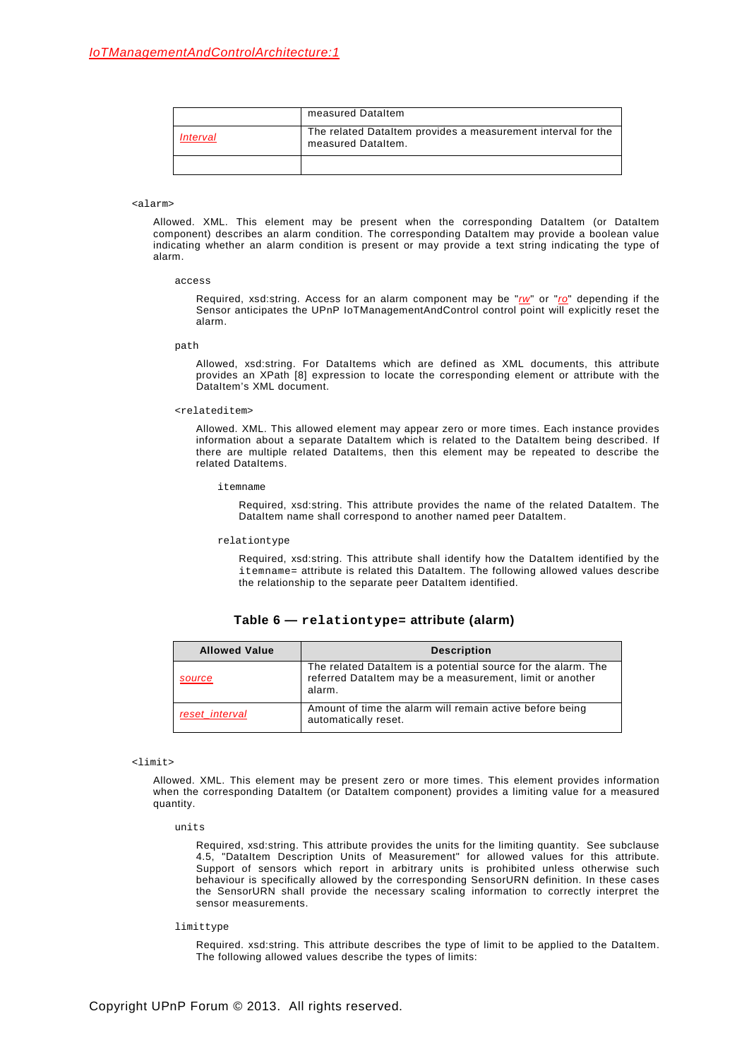|  | measured DataItem |
| --- | --- |
| *Interval* | The related DataItem provides a measurement interval for the measured DataItem. |
|  |  |

`<alarm>`

Allowed. XML. This element may be present when the corresponding DataItem (or DataItem component) describes an alarm condition. The corresponding DataItem may provide a boolean value indicating whether an alarm condition is present or may provide a text string indicating the type of alarm.

`access`

Required, xsd:string. Access for an alarm component may be "*rw*" or "*ro*" depending if the Sensor anticipates the UPnP IoTManagementAndControl control point will explicitly reset the alarm.

`path`

Allowed, xsd:string. For DataItems which are defined as XML documents, this attribute provides an XPath [8] expression to locate the corresponding element or attribute with the DataItem's XML document.

`<relateditem>`

Allowed. XML. This allowed element may appear zero or more times. Each instance provides information about a separate DataItem which is related to the DataItem being described. If there are multiple related DataItems, then this element may be repeated to describe the related DataItems.

`itemname`

Required, xsd:string. This attribute provides the name of the related DataItem. The DataItem name shall correspond to another named peer DataItem.

`relationtype`

Required, xsd:string. This attribute shall identify how the DataItem identified by the `itemname=` attribute is related this DataItem. The following allowed values describe the relationship to the separate peer DataItem identified.

**Table 6 — `relationtype=` attribute (alarm)**

| Allowed Value | Description |
| --- | --- |
| *source* | The related DataItem is a potential source for the alarm. The referred DataItem may be a measurement, limit or another alarm. |
| *reset_interval* | Amount of time the alarm will remain active before being automatically reset. |

`<limit>`

Allowed. XML. This element may be present zero or more times. This element provides information when the corresponding DataItem (or DataItem component) provides a limiting value for a measured quantity.

`units`

Required, xsd:string. This attribute provides the units for the limiting quantity. See subclause 4.5, "DataItem Description Units of Measurement" for allowed values for this attribute. Support of sensors which report in arbitrary units is prohibited unless otherwise such behaviour is specifically allowed by the corresponding SensorURN definition. In these cases the SensorURN shall provide the necessary scaling information to correctly interpret the sensor measurements.

`limittype`

Required. xsd:string. This attribute describes the type of limit to be applied to the DataItem. The following allowed values describe the types of limits: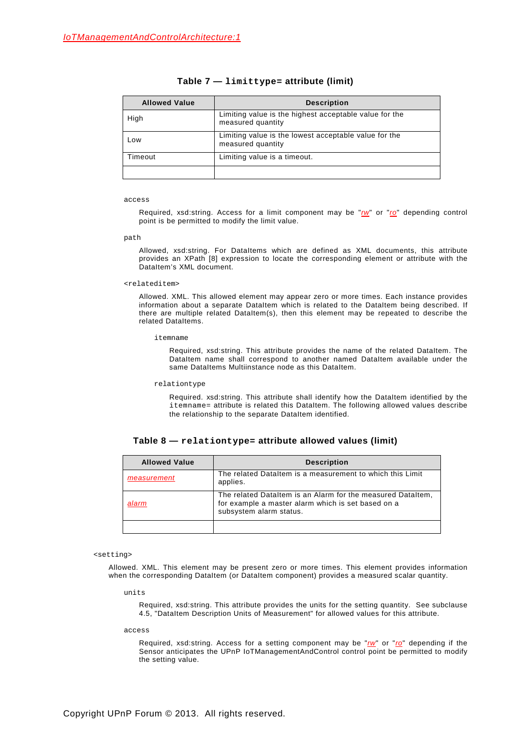**Table 7 — `limittype=` attribute (limit)**

| Allowed Value | Description |
| --- | --- |
| High | Limiting value is the highest acceptable value for the measured quantity |
| Low | Limiting value is the lowest acceptable value for the measured quantity |
| Timeout | Limiting value is a timeout. |
| | |

`access`

Required, xsd:string. Access for a limit component may be "*rw*" or "*ro*" depending control point is be permitted to modify the limit value.

`path`

Allowed, xsd:string. For DataItems which are defined as XML documents, this attribute provides an XPath [8] expression to locate the corresponding element or attribute with the DataItem's XML document.

`<relateditem>`

Allowed. XML. This allowed element may appear zero or more times. Each instance provides information about a separate DataItem which is related to the DataItem being described. If there are multiple related DataItem(s), then this element may be repeated to describe the related DataItems.

`itemname`

Required, xsd:string. This attribute provides the name of the related DataItem. The DataItem name shall correspond to another named DataItem available under the same DataItems Multiinstance node as this DataItem.

`relationtype`

Required. xsd:string. This attribute shall identify how the DataItem identified by the `itemname=` attribute is related this DataItem. The following allowed values describe the relationship to the separate DataItem identified.

**Table 8 — `relationtype=` attribute allowed values (limit)**

| Allowed Value | Description |
| --- | --- |
| *measurement* | The related DataItem is a measurement to which this Limit applies. |
| *alarm* | The related DataItem is an Alarm for the measured DataItem, for example a master alarm which is set based on a subsystem alarm status. |
| | |

`<setting>`

Allowed. XML. This element may be present zero or more times. This element provides information when the corresponding DataItem (or DataItem component) provides a measured scalar quantity.

`units`

Required, xsd:string. This attribute provides the units for the setting quantity. See subclause 4.5, "DataItem Description Units of Measurement" for allowed values for this attribute.

`access`

Required, xsd:string. Access for a setting component may be "*rw*" or "*ro*" depending if the Sensor anticipates the UPnP IoTManagementAndControl control point be permitted to modify the setting value.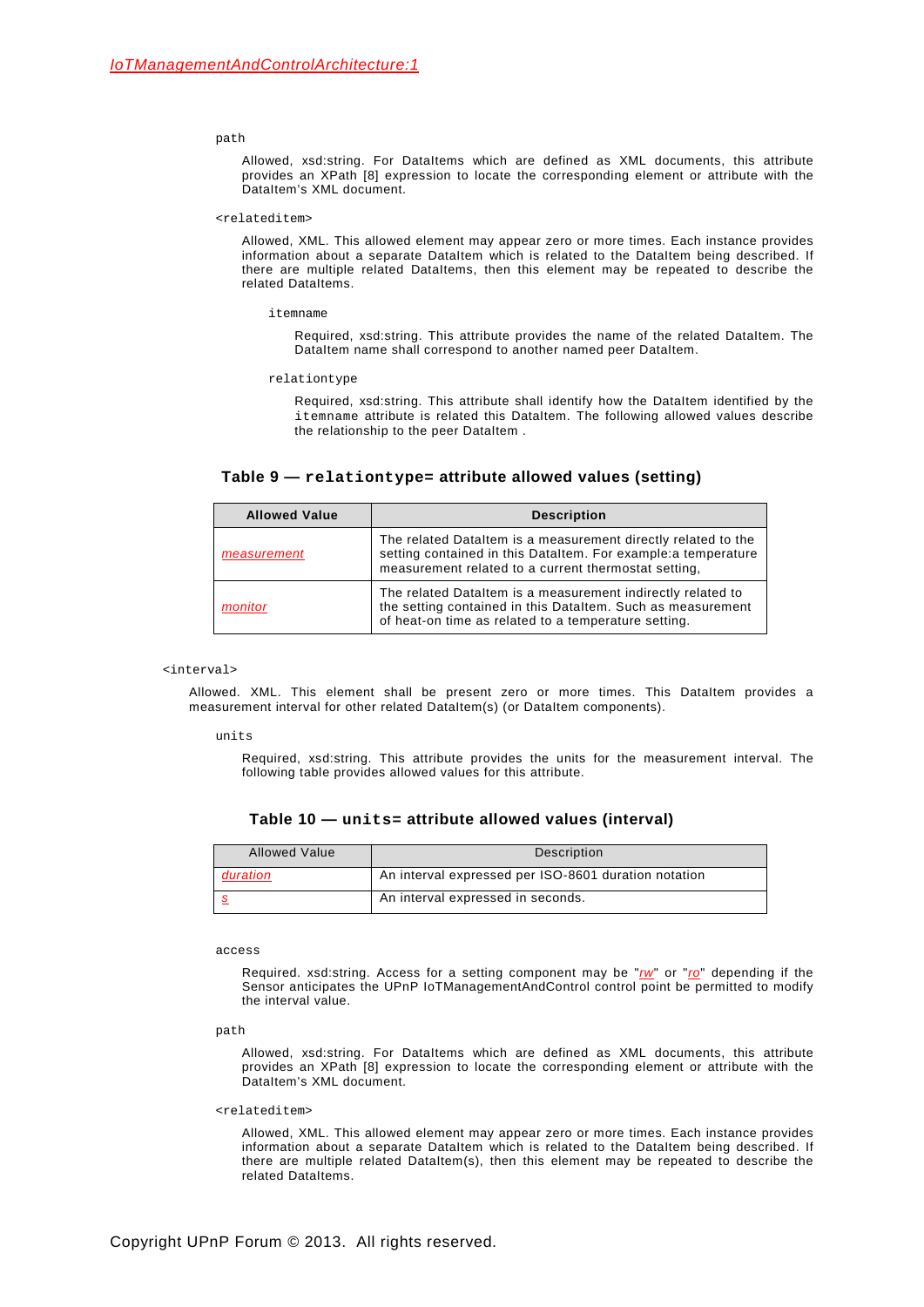`path`

Allowed, xsd:string. For DataItems which are defined as XML documents, this attribute provides an XPath [8] expression to locate the corresponding element or attribute with the DataItem's XML document.

`<relateditem>`

Allowed, XML. This allowed element may appear zero or more times. Each instance provides information about a separate DataItem which is related to the DataItem being described. If there are multiple related DataItems, then this element may be repeated to describe the related DataItems.

`itemname`

Required, xsd:string. This attribute provides the name of the related DataItem. The DataItem name shall correspond to another named peer DataItem.

`relationtype`

Required, xsd:string. This attribute shall identify how the DataItem identified by the `itemname` attribute is related this DataItem. The following allowed values describe the relationship to the peer DataItem .

**Table 9 — `relationtype=` attribute allowed values (setting)**

| Allowed Value | Description |
|---|---|
| *measurement* | The related DataItem is a measurement directly related to the setting contained in this DataItem. For example:a temperature measurement related to a current thermostat setting, |
| *monitor* | The related DataItem is a measurement indirectly related to the setting contained in this DataItem. Such as measurement of heat-on time as related to a temperature setting. |

`<interval>`

Allowed. XML. This element shall be present zero or more times. This DataItem provides a measurement interval for other related DataItem(s) (or DataItem components).

`units`

Required, xsd:string. This attribute provides the units for the measurement interval. The following table provides allowed values for this attribute.

**Table 10 — `units=` attribute allowed values (interval)**

| Allowed Value | Description |
|---|---|
| *duration* | An interval expressed per ISO-8601 duration notation |
| *s* | An interval expressed in seconds. |

`access`

Required. xsd:string. Access for a setting component may be "*rw*" or "*ro*" depending if the Sensor anticipates the UPnP IoTManagementAndControl control point be permitted to modify the interval value.

`path`

Allowed, xsd:string. For DataItems which are defined as XML documents, this attribute provides an XPath [8] expression to locate the corresponding element or attribute with the DataItem's XML document.

`<relateditem>`

Allowed, XML. This allowed element may appear zero or more times. Each instance provides information about a separate DataItem which is related to the DataItem being described. If there are multiple related DataItem(s), then this element may be repeated to describe the related DataItems.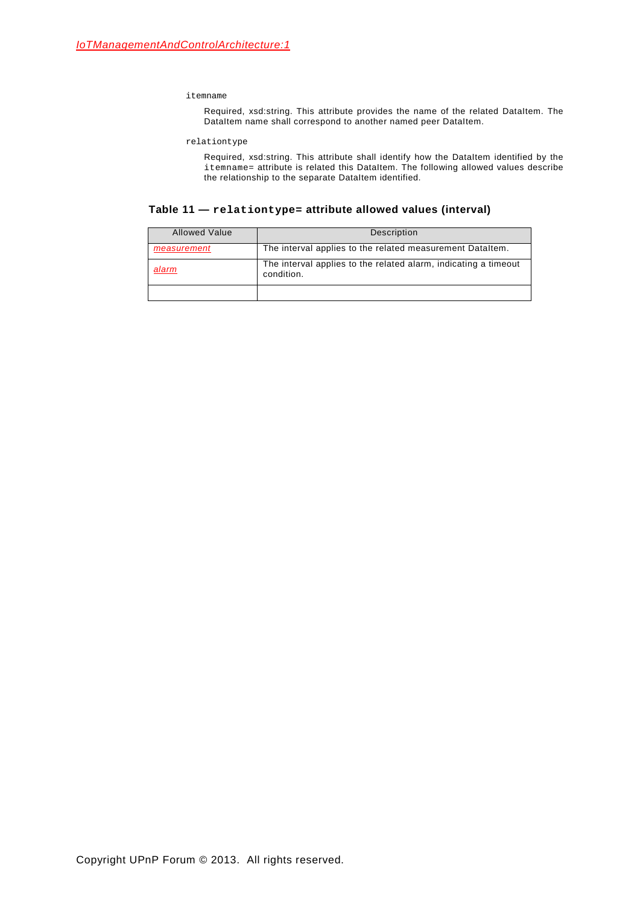`itemname`

Required, xsd:string. This attribute provides the name of the related DataItem. The DataItem name shall correspond to another named peer DataItem.

`relationtype`

Required, xsd:string. This attribute shall identify how the DataItem identified by the `itemname=` attribute is related this DataItem. The following allowed values describe the relationship to the separate DataItem identified.

**Table 11 — `relationtype=` attribute allowed values (interval)**

| Allowed Value | Description |
|---|---|
| *measurement* | The interval applies to the related measurement DataItem. |
| *alarm* | The interval applies to the related alarm, indicating a timeout condition. |
| | |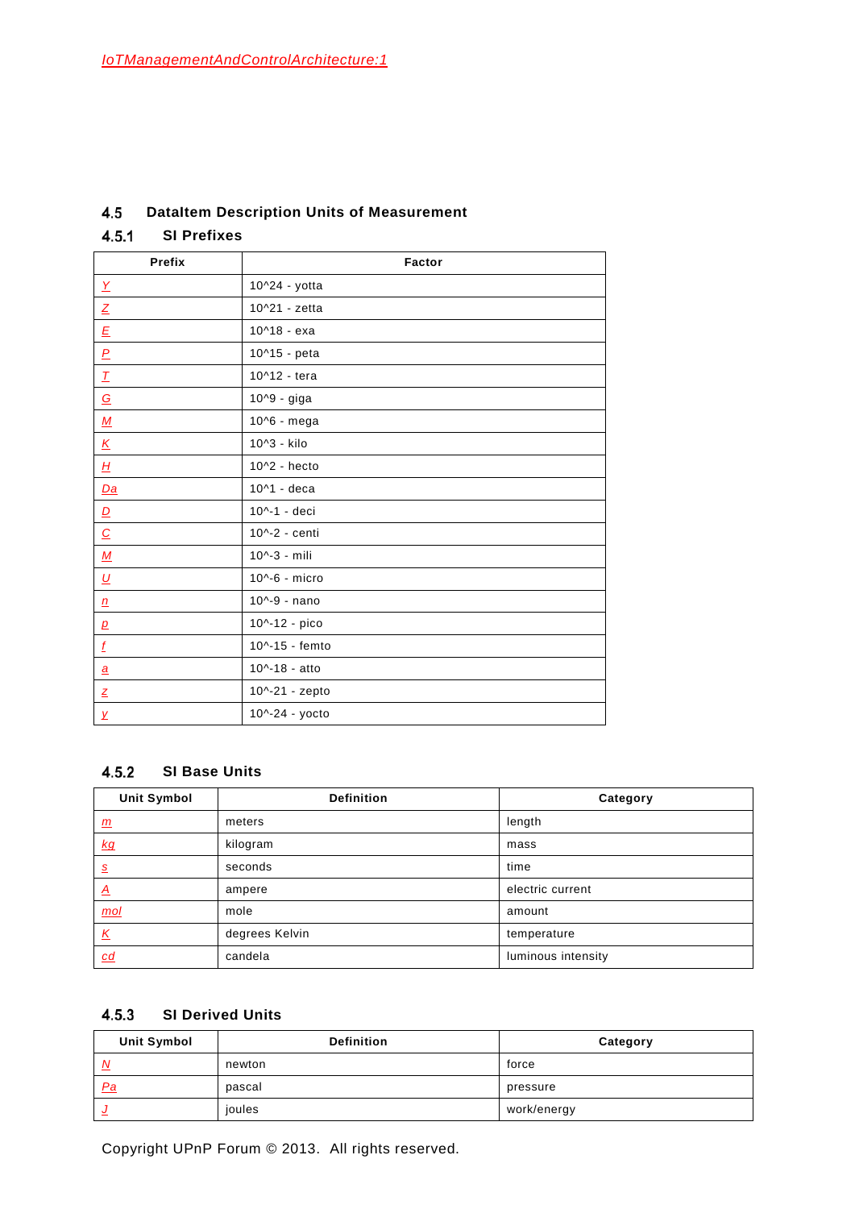## 4.5 DataItem Description Units of Measurement

### 4.5.1 SI Prefixes

| Prefix | Factor |
| --- | --- |
| Y | 10^24 - yotta |
| Z | 10^21 - zetta |
| E | 10^18 - exa |
| P | 10^15 - peta |
| T | 10^12 - tera |
| G | 10^9 - giga |
| M | 10^6 - mega |
| K | 10^3 - kilo |
| H | 10^2 - hecto |
| Da | 10^1 - deca |
| D | 10^-1 - deci |
| C | 10^-2 - centi |
| M | 10^-3 - mili |
| U | 10^-6 - micro |
| n | 10^-9 - nano |
| p | 10^-12 - pico |
| f | 10^-15 - femto |
| a | 10^-18 - atto |
| z | 10^-21 - zepto |
| y | 10^-24 - yocto |

### 4.5.2 SI Base Units

| Unit Symbol | Definition | Category |
| --- | --- | --- |
| m | meters | length |
| kg | kilogram | mass |
| s | seconds | time |
| A | ampere | electric current |
| mol | mole | amount |
| K | degrees Kelvin | temperature |
| cd | candela | luminous intensity |

### 4.5.3 SI Derived Units

| Unit Symbol | Definition | Category |
| --- | --- | --- |
| N | newton | force |
| Pa | pascal | pressure |
| J | joules | work/energy |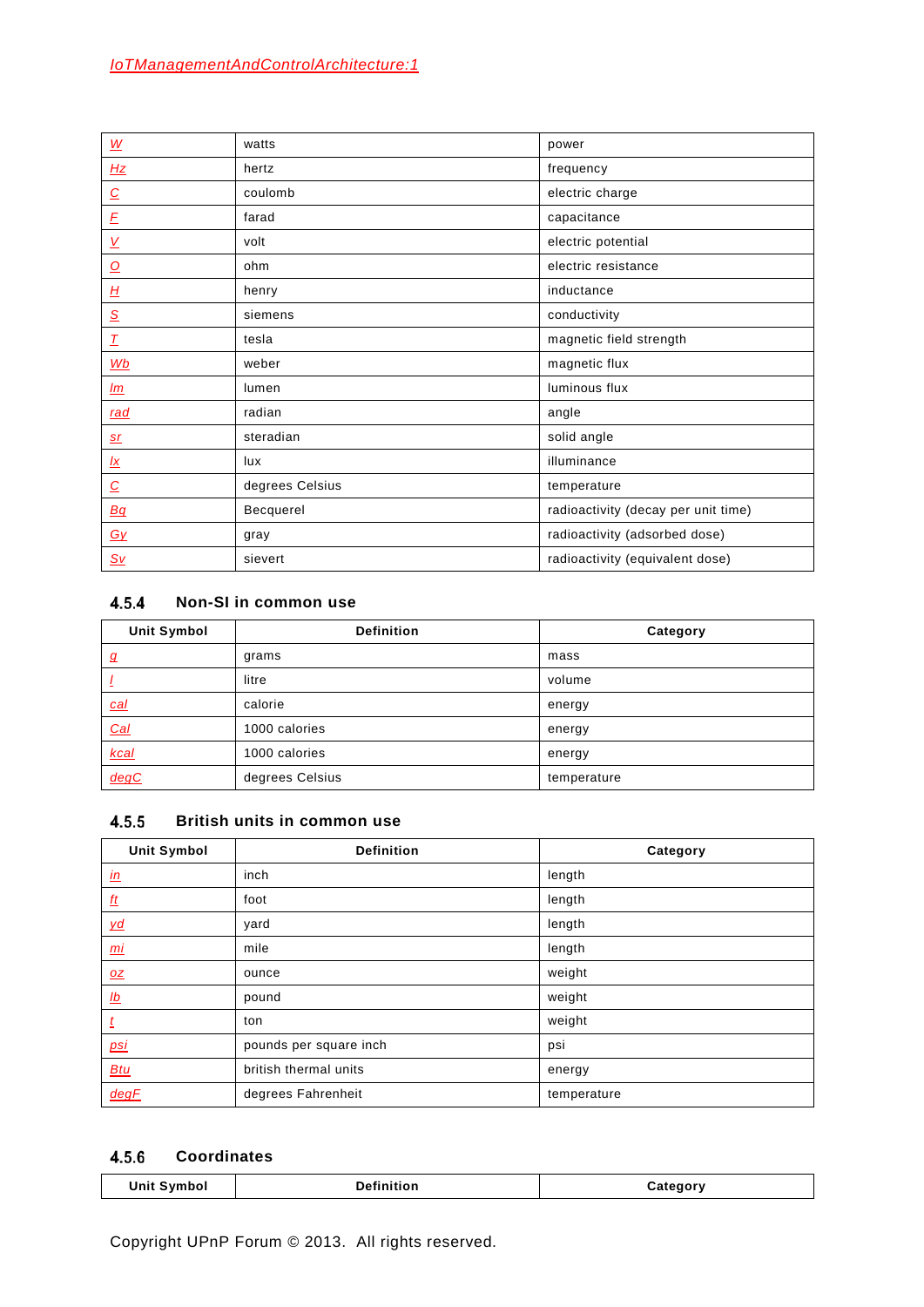| | | |
|---|---|---|
| W | watts | power |
| Hz | hertz | frequency |
| C | coulomb | electric charge |
| F | farad | capacitance |
| V | volt | electric potential |
| O | ohm | electric resistance |
| H | henry | inductance |
| S | siemens | conductivity |
| T | tesla | magnetic field strength |
| Wb | weber | magnetic flux |
| lm | lumen | luminous flux |
| rad | radian | angle |
| sr | steradian | solid angle |
| lx | lux | illuminance |
| C | degrees Celsius | temperature |
| Bq | Becquerel | radioactivity (decay per unit time) |
| Gy | gray | radioactivity (adsorbed dose) |
| Sv | sievert | radioactivity (equivalent dose) |

### 4.5.4 Non-SI in common use

| Unit Symbol | Definition | Category |
|---|---|---|
| g | grams | mass |
| l | litre | volume |
| cal | calorie | energy |
| Cal | 1000 calories | energy |
| kcal | 1000 calories | energy |
| degC | degrees Celsius | temperature |

### 4.5.5 British units in common use

| Unit Symbol | Definition | Category |
|---|---|---|
| in | inch | length |
| ft | foot | length |
| yd | yard | length |
| mi | mile | length |
| oz | ounce | weight |
| lb | pound | weight |
| t | ton | weight |
| psi | pounds per square inch | psi |
| Btu | british thermal units | energy |
| degF | degrees Fahrenheit | temperature |

### 4.5.6 Coordinates

| Unit Symbol | Definition | Category |
|---|---|---|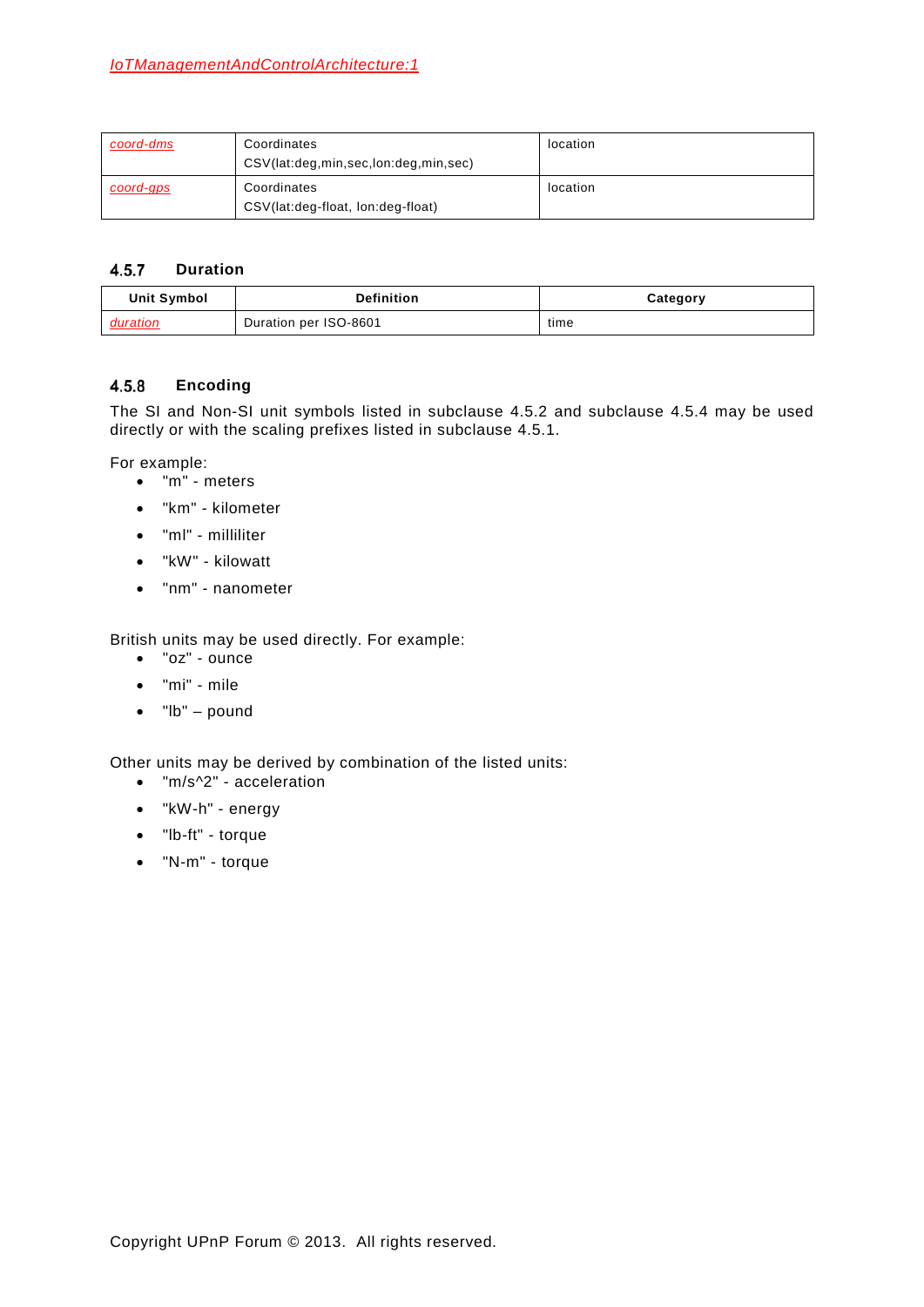| | | |
|---|---|---|
| *coord-dms* | Coordinates CSV(lat:deg,min,sec,lon:deg,min,sec) | location |
| *coord-gps* | Coordinates CSV(lat:deg-float, lon:deg-float) | location |

### 4.5.7 Duration

| Unit Symbol | Definition | Category |
|---|---|---|
| *duration* | Duration per ISO-8601 | time |

### 4.5.8 Encoding

The SI and Non-SI unit symbols listed in subclause 4.5.2 and subclause 4.5.4 may be used directly or with the scaling prefixes listed in subclause 4.5.1.

For example:

- "m" - meters
- "km" - kilometer
- "ml" - milliliter
- "kW" - kilowatt
- "nm" - nanometer

British units may be used directly. For example:

- "oz" - ounce
- "mi" - mile
- "lb" – pound

Other units may be derived by combination of the listed units:

- "m/s^2" - acceleration
- "kW-h" - energy
- "lb-ft" - torque
- "N-m" - torque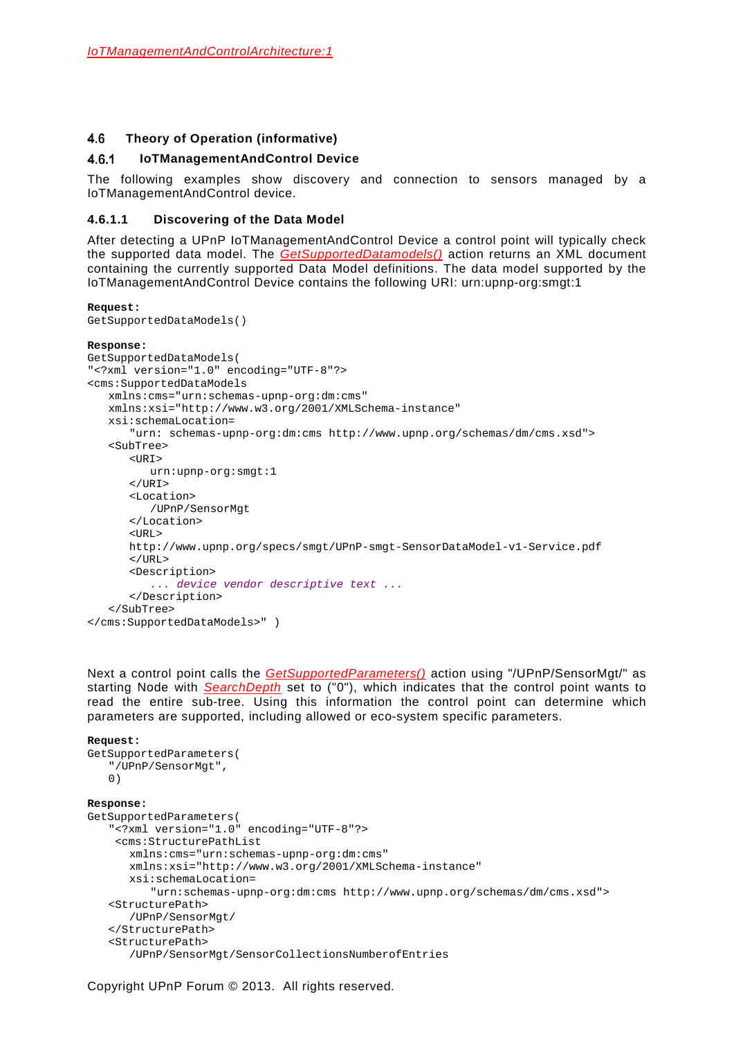### 4.6 Theory of Operation (informative)

#### 4.6.1 IoTManagementAndControl Device

The following examples show discovery and connection to sensors managed by a IoTManagementAndControl device.

##### 4.6.1.1 Discovering of the Data Model

After detecting a UPnP IoTManagementAndControl Device a control point will typically check the supported data model. The *GetSupportedDatamodels()* action returns an XML document containing the currently supported Data Model definitions. The data model supported by the IoTManagementAndControl Device contains the following URI: urn:upnp-org:smgt:1

**Request:**

```
GetSupportedDataModels()
```

**Response:**

```
GetSupportedDataModels(
"<?xml version="1.0" encoding="UTF-8"?>
<cms:SupportedDataModels
   xmlns:cms="urn:schemas-upnp-org:dm:cms"
   xmlns:xsi="http://www.w3.org/2001/XMLSchema-instance"
   xsi:schemaLocation=
      "urn: schemas-upnp-org:dm:cms http://www.upnp.org/schemas/dm/cms.xsd">
   <SubTree>
      <URI>
         urn:upnp-org:smgt:1
      </URI>
      <Location>
         /UPnP/SensorMgt
      </Location>
      <URL>
      http://www.upnp.org/specs/smgt/UPnP-smgt-SensorDataModel-v1-Service.pdf
      </URL>
      <Description>
         ... device vendor descriptive text ...
      </Description>
   </SubTree>
</cms:SupportedDataModels>" )
```

Next a control point calls the *GetSupportedParameters()* action using "/UPnP/SensorMgt/" as starting Node with *SearchDepth* set to ("0"), which indicates that the control point wants to read the entire sub-tree. Using this information the control point can determine which parameters are supported, including allowed or eco-system specific parameters.

**Request:**

```
GetSupportedParameters(
   "/UPnP/SensorMgt",
   0)
```

**Response:**

```
GetSupportedParameters(
   "<?xml version="1.0" encoding="UTF-8"?>
    <cms:StructurePathList
      xmlns:cms="urn:schemas-upnp-org:dm:cms"
      xmlns:xsi="http://www.w3.org/2001/XMLSchema-instance"
      xsi:schemaLocation=
         "urn:schemas-upnp-org:dm:cms http://www.upnp.org/schemas/dm/cms.xsd">
   <StructurePath>
      /UPnP/SensorMgt/
   </StructurePath>
   <StructurePath>
      /UPnP/SensorMgt/SensorCollectionsNumberofEntries
```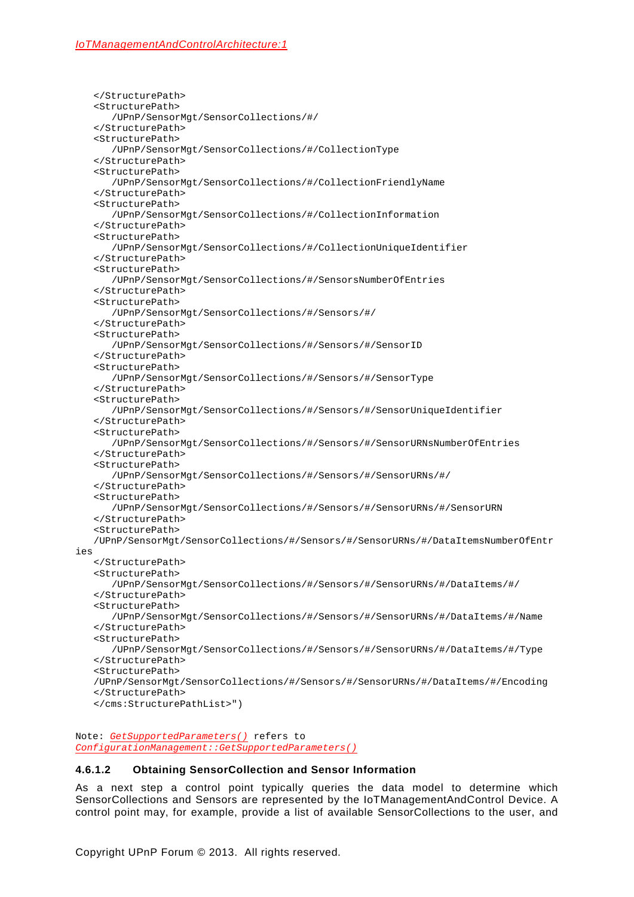```
   </StructurePath>
   <StructurePath>
      /UPnP/SensorMgt/SensorCollections/#/
   </StructurePath>
   <StructurePath>
      /UPnP/SensorMgt/SensorCollections/#/CollectionType
   </StructurePath>
   <StructurePath>
      /UPnP/SensorMgt/SensorCollections/#/CollectionFriendlyName
   </StructurePath>
   <StructurePath>
      /UPnP/SensorMgt/SensorCollections/#/CollectionInformation
   </StructurePath>
   <StructurePath>
      /UPnP/SensorMgt/SensorCollections/#/CollectionUniqueIdentifier
   </StructurePath>
   <StructurePath>
      /UPnP/SensorMgt/SensorCollections/#/SensorsNumberOfEntries
   </StructurePath>
   <StructurePath>
      /UPnP/SensorMgt/SensorCollections/#/Sensors/#/
   </StructurePath>
   <StructurePath>
      /UPnP/SensorMgt/SensorCollections/#/Sensors/#/SensorID
   </StructurePath>
   <StructurePath>
      /UPnP/SensorMgt/SensorCollections/#/Sensors/#/SensorType
   </StructurePath>
   <StructurePath>
      /UPnP/SensorMgt/SensorCollections/#/Sensors/#/SensorUniqueIdentifier
   </StructurePath>
   <StructurePath>
      /UPnP/SensorMgt/SensorCollections/#/Sensors/#/SensorURNsNumberOfEntries
   </StructurePath>
   <StructurePath>
      /UPnP/SensorMgt/SensorCollections/#/Sensors/#/SensorURNs/#/
   </StructurePath>
   <StructurePath>
      /UPnP/SensorMgt/SensorCollections/#/Sensors/#/SensorURNs/#/SensorURN
   </StructurePath>
   <StructurePath>
   /UPnP/SensorMgt/SensorCollections/#/Sensors/#/SensorURNs/#/DataItemsNumberOfEntr
ies
   </StructurePath>
   <StructurePath>
      /UPnP/SensorMgt/SensorCollections/#/Sensors/#/SensorURNs/#/DataItems/#/
   </StructurePath>
   <StructurePath>
      /UPnP/SensorMgt/SensorCollections/#/Sensors/#/SensorURNs/#/DataItems/#/Name
   </StructurePath>
   <StructurePath>
      /UPnP/SensorMgt/SensorCollections/#/Sensors/#/SensorURNs/#/DataItems/#/Type
   </StructurePath>
   <StructurePath>
   /UPnP/SensorMgt/SensorCollections/#/Sensors/#/SensorURNs/#/DataItems/#/Encoding
   </StructurePath>
   </cms:StructurePathList>")
```

Note: *GetSupportedParameters()* refers to *ConfigurationManagement::GetSupportedParameters()*

#### 4.6.1.2 Obtaining SensorCollection and Sensor Information

As a next step a control point typically queries the data model to determine which SensorCollections and Sensors are represented by the IoTManagementAndControl Device. A control point may, for example, provide a list of available SensorCollections to the user, and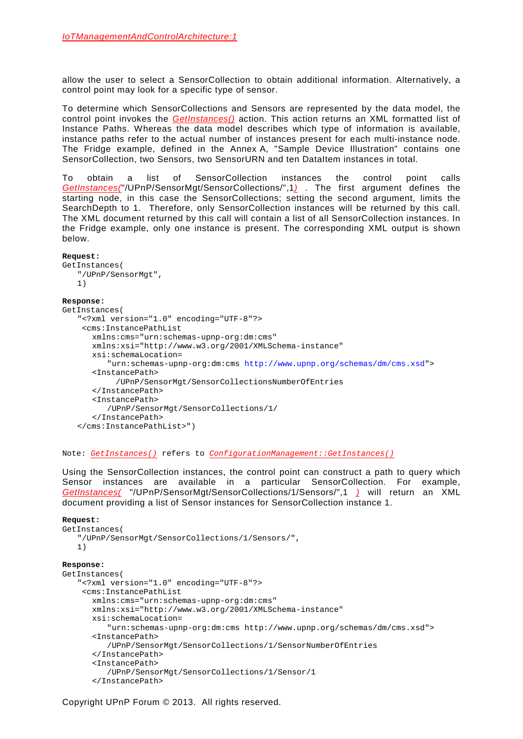allow the user to select a SensorCollection to obtain additional information. Alternatively, a control point may look for a specific type of sensor.

To determine which SensorCollections and Sensors are represented by the data model, the control point invokes the *GetInstances()* action. This action returns an XML formatted list of Instance Paths. Whereas the data model describes which type of information is available, instance paths refer to the actual number of instances present for each multi-instance node. The Fridge example, defined in the Annex A, "Sample Device Illustration" contains one SensorCollection, two Sensors, two SensorURN and ten DataItem instances in total.

To obtain a list of SensorCollection instances the control point calls *GetInstances(*"/UPnP/SensorMgt/SensorCollections/",1*)* . The first argument defines the starting node, in this case the SensorCollections; setting the second argument, limits the SearchDepth to 1. Therefore, only SensorCollection instances will be returned by this call. The XML document returned by this call will contain a list of all SensorCollection instances. In the Fridge example, only one instance is present. The corresponding XML output is shown below.

```
Request:
GetInstances(
   "/UPnP/SensorMgt",
   1)

Response:
GetInstances(
   "<?xml version="1.0" encoding="UTF-8"?>
    <cms:InstancePathList
      xmlns:cms="urn:schemas-upnp-org:dm:cms"
      xmlns:xsi="http://www.w3.org/2001/XMLSchema-instance"
      xsi:schemaLocation=
         "urn:schemas-upnp-org:dm:cms http://www.upnp.org/schemas/dm/cms.xsd">
      <InstancePath>
          /UPnP/SensorMgt/SensorCollectionsNumberOfEntries
      </InstancePath>
      <InstancePath>
         /UPnP/SensorMgt/SensorCollections/1/
      </InstancePath>
   </cms:InstancePathList>")
```

Note: *GetInstances()* refers to *ConfigurationManagement::GetInstances()*

Using the SensorCollection instances, the control point can construct a path to query which Sensor instances are available in a particular SensorCollection. For example, *GetInstances(* "/UPnP/SensorMgt/SensorCollections/1/Sensors/",1 *)* will return an XML document providing a list of Sensor instances for SensorCollection instance 1.

```
Request:
GetInstances(
   "/UPnP/SensorMgt/SensorCollections/1/Sensors/",
   1)

Response:
GetInstances(
   "<?xml version="1.0" encoding="UTF-8"?>
    <cms:InstancePathList
      xmlns:cms="urn:schemas-upnp-org:dm:cms"
      xmlns:xsi="http://www.w3.org/2001/XMLSchema-instance"
      xsi:schemaLocation=
         "urn:schemas-upnp-org:dm:cms http://www.upnp.org/schemas/dm/cms.xsd">
      <InstancePath>
         /UPnP/SensorMgt/SensorCollections/1/SensorNumberOfEntries
      </InstancePath>
      <InstancePath>
         /UPnP/SensorMgt/SensorCollections/1/Sensor/1
      </InstancePath>
```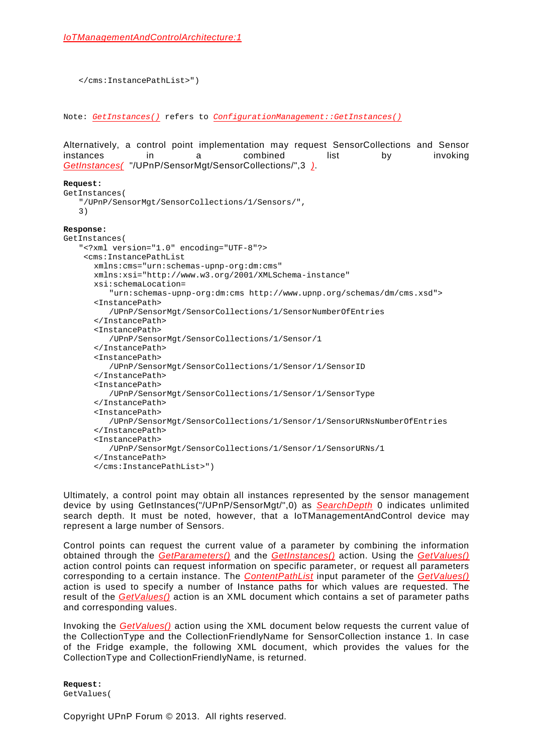```
   </cms:InstancePathList>")
```

Note: *GetInstances()* refers to *ConfigurationManagement::GetInstances()*

Alternatively, a control point implementation may request SensorCollections and Sensor instances in a combined list by invoking *GetInstances(* "/UPnP/SensorMgt/SensorCollections/",3 *)*.

**Request:**

```
GetInstances(
   "/UPnP/SensorMgt/SensorCollections/1/Sensors/",
   3)
```

**Response:**

```
GetInstances(
   "<?xml version="1.0" encoding="UTF-8"?>
    <cms:InstancePathList
      xmlns:cms="urn:schemas-upnp-org:dm:cms"
      xmlns:xsi="http://www.w3.org/2001/XMLSchema-instance"
      xsi:schemaLocation=
         "urn:schemas-upnp-org:dm:cms http://www.upnp.org/schemas/dm/cms.xsd">
      <InstancePath>
         /UPnP/SensorMgt/SensorCollections/1/SensorNumberOfEntries
      </InstancePath>
      <InstancePath>
         /UPnP/SensorMgt/SensorCollections/1/Sensor/1
      </InstancePath>
      <InstancePath>
         /UPnP/SensorMgt/SensorCollections/1/Sensor/1/SensorID
      </InstancePath>
      <InstancePath>
         /UPnP/SensorMgt/SensorCollections/1/Sensor/1/SensorType
      </InstancePath>
      <InstancePath>
         /UPnP/SensorMgt/SensorCollections/1/Sensor/1/SensorURNsNumberOfEntries
      </InstancePath>
      <InstancePath>
         /UPnP/SensorMgt/SensorCollections/1/Sensor/1/SensorURNs/1
      </InstancePath>
      </cms:InstancePathList>")
```

Ultimately, a control point may obtain all instances represented by the sensor management device by using GetInstances("/UPnP/SensorMgt/",0) as *SearchDepth* 0 indicates unlimited search depth. It must be noted, however, that a IoTManagementAndControl device may represent a large number of Sensors.

Control points can request the current value of a parameter by combining the information obtained through the *GetParameters()* and the *GetInstances()* action. Using the *GetValues()* action control points can request information on specific parameter, or request all parameters corresponding to a certain instance. The *ContentPathList* input parameter of the *GetValues()* action is used to specify a number of Instance paths for which values are requested. The result of the *GetValues()* action is an XML document which contains a set of parameter paths and corresponding values.

Invoking the *GetValues()* action using the XML document below requests the current value of the CollectionType and the CollectionFriendlyName for SensorCollection instance 1. In case of the Fridge example, the following XML document, which provides the values for the CollectionType and CollectionFriendlyName, is returned.

**Request:**

```
GetValues(
```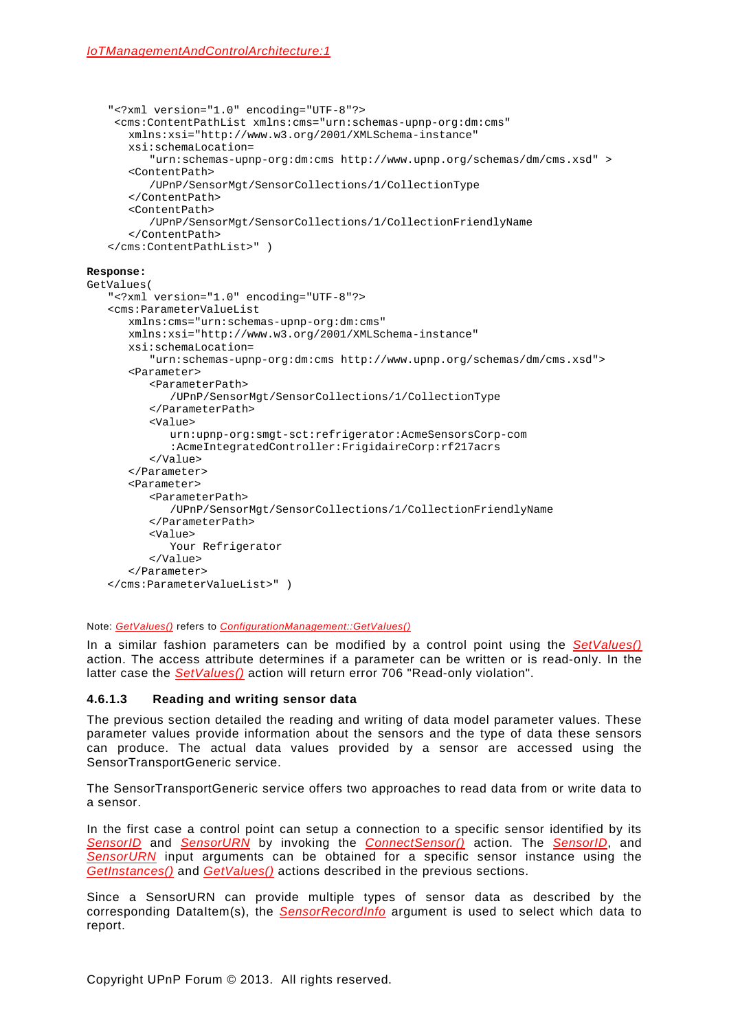```
    "<?xml version="1.0" encoding="UTF-8"?>
     <cms:ContentPathList xmlns:cms="urn:schemas-upnp-org:dm:cms"
       xmlns:xsi="http://www.w3.org/2001/XMLSchema-instance"
       xsi:schemaLocation=
          "urn:schemas-upnp-org:dm:cms http://www.upnp.org/schemas/dm/cms.xsd" >
       <ContentPath>
          /UPnP/SensorMgt/SensorCollections/1/CollectionType
       </ContentPath>
       <ContentPath>
          /UPnP/SensorMgt/SensorCollections/1/CollectionFriendlyName
       </ContentPath>
    </cms:ContentPathList>" )
```

**Response:**

```
GetValues(
    "<?xml version="1.0" encoding="UTF-8"?>
    <cms:ParameterValueList
       xmlns:cms="urn:schemas-upnp-org:dm:cms"
       xmlns:xsi="http://www.w3.org/2001/XMLSchema-instance"
       xsi:schemaLocation=
          "urn:schemas-upnp-org:dm:cms http://www.upnp.org/schemas/dm/cms.xsd">
       <Parameter>
          <ParameterPath>
             /UPnP/SensorMgt/SensorCollections/1/CollectionType
          </ParameterPath>
          <Value>
             urn:upnp-org:smgt-sct:refrigerator:AcmeSensorsCorp-com
             :AcmeIntegratedController:FrigidaireCorp:rf217acrs
          </Value>
       </Parameter>
       <Parameter>
          <ParameterPath>
             /UPnP/SensorMgt/SensorCollections/1/CollectionFriendlyName
          </ParameterPath>
          <Value>
             Your Refrigerator
          </Value>
       </Parameter>
    </cms:ParameterValueList>" )
```

Note: *GetValues()* refers to *ConfigurationManagement::GetValues()*

In a similar fashion parameters can be modified by a control point using the *SetValues()* action. The access attribute determines if a parameter can be written or is read-only. In the latter case the *SetValues()* action will return error 706 "Read-only violation".

#### 4.6.1.3 Reading and writing sensor data

The previous section detailed the reading and writing of data model parameter values. These parameter values provide information about the sensors and the type of data these sensors can produce. The actual data values provided by a sensor are accessed using the SensorTransportGeneric service.

The SensorTransportGeneric service offers two approaches to read data from or write data to a sensor.

In the first case a control point can setup a connection to a specific sensor identified by its *SensorID* and *SensorURN* by invoking the *ConnectSensor()* action. The *SensorID*, and *SensorURN* input arguments can be obtained for a specific sensor instance using the *GetInstances()* and *GetValues()* actions described in the previous sections.

Since a SensorURN can provide multiple types of sensor data as described by the corresponding DataItem(s), the *SensorRecordInfo* argument is used to select which data to report.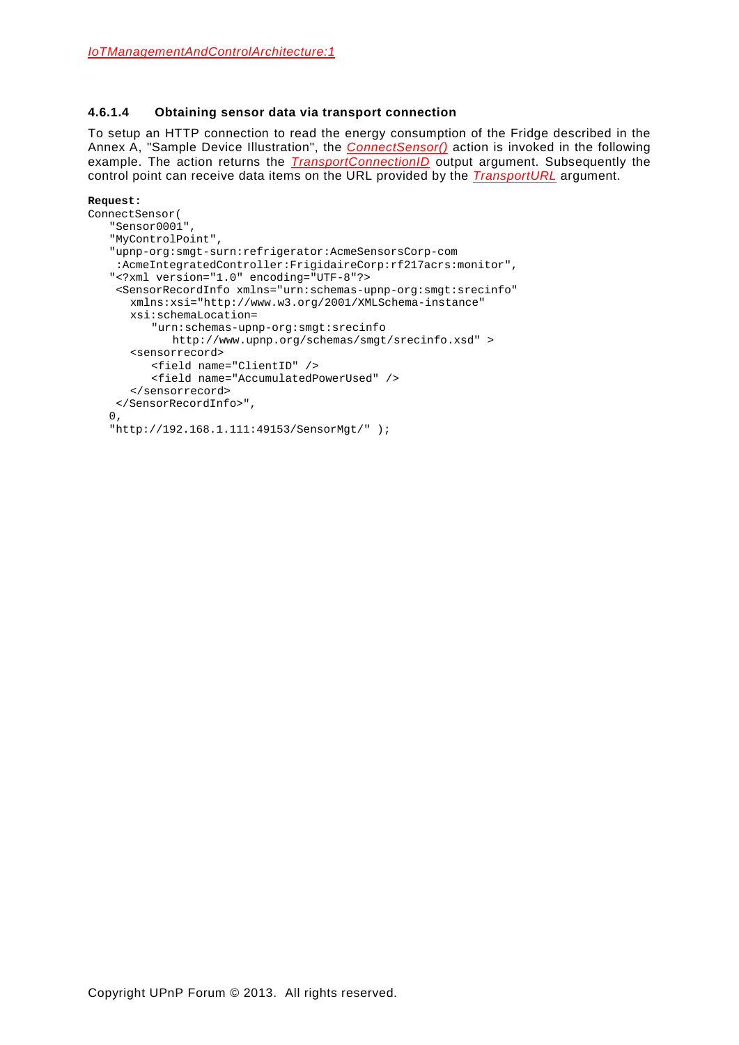#### 4.6.1.4 Obtaining sensor data via transport connection

To setup an HTTP connection to read the energy consumption of the Fridge described in the Annex A, "Sample Device Illustration", the *ConnectSensor()* action is invoked in the following example. The action returns the *TransportConnectionID* output argument. Subsequently the control point can receive data items on the URL provided by the *TransportURL* argument.

**Request:**

```
ConnectSensor(
   "Sensor0001",
   "MyControlPoint",
   "upnp-org:smgt-surn:refrigerator:AcmeSensorsCorp-com
    :AcmeIntegratedController:FrigidaireCorp:rf217acrs:monitor",
   "<?xml version="1.0" encoding="UTF-8"?>
    <SensorRecordInfo xmlns="urn:schemas-upnp-org:smgt:srecinfo"
      xmlns:xsi="http://www.w3.org/2001/XMLSchema-instance"
      xsi:schemaLocation=
         "urn:schemas-upnp-org:smgt:srecinfo
            http://www.upnp.org/schemas/smgt/srecinfo.xsd" >
      <sensorrecord>
         <field name="ClientID" />
         <field name="AccumulatedPowerUsed" />
      </sensorrecord>
    </SensorRecordInfo>",
   0,
   "http://192.168.1.111:49153/SensorMgt/" );
```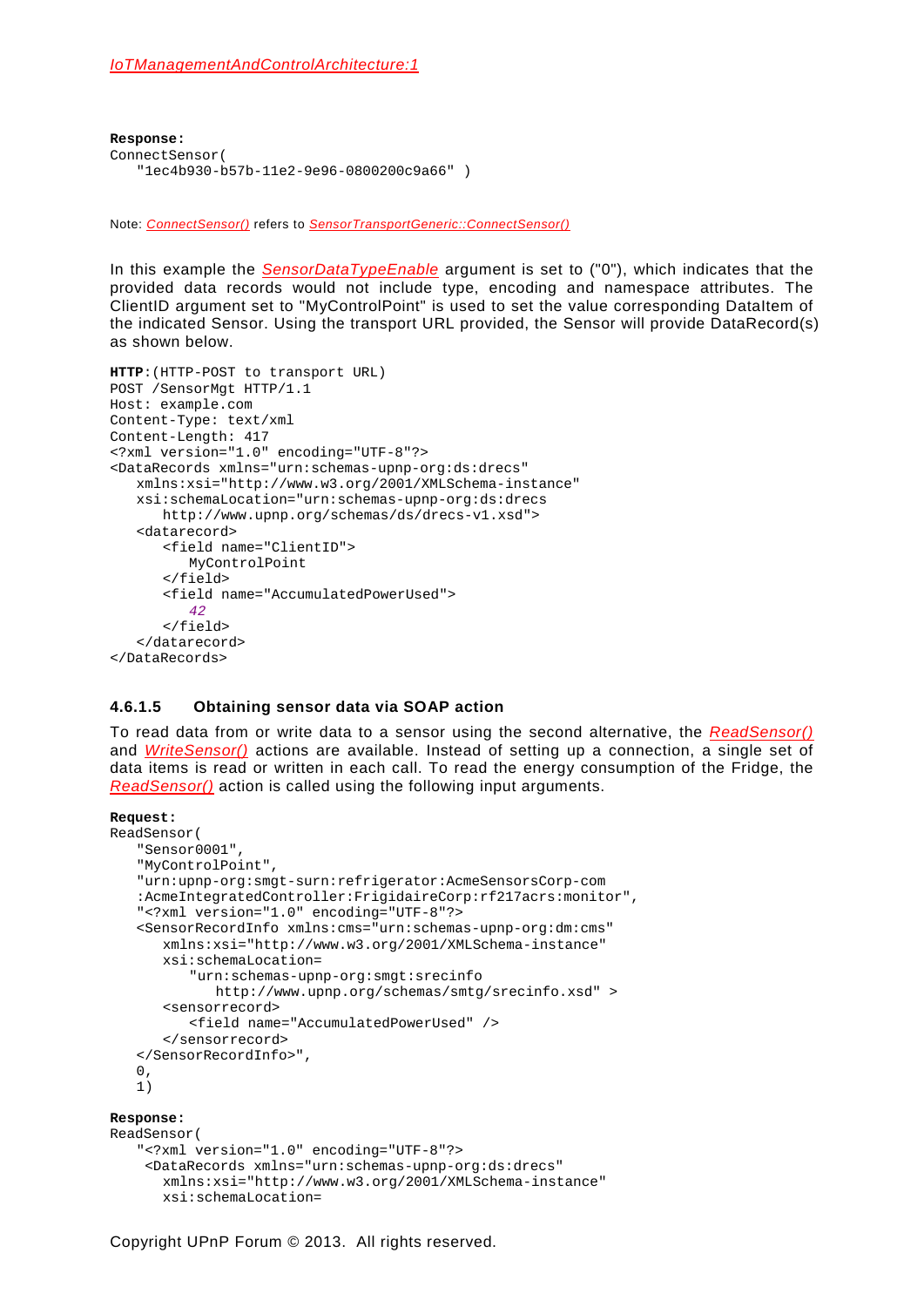**Response:**

```
ConnectSensor(
   "1ec4b930-b57b-11e2-9e96-0800200c9a66" )
```

Note: *ConnectSensor()* refers to *SensorTransportGeneric::ConnectSensor()*

In this example the *SensorDataTypeEnable* argument is set to ("0"), which indicates that the provided data records would not include type, encoding and namespace attributes. The ClientID argument set to "MyControlPoint" is used to set the value corresponding DataItem of the indicated Sensor. Using the transport URL provided, the Sensor will provide DataRecord(s) as shown below.

```
HTTP:(HTTP-POST to transport URL)
POST /SensorMgt HTTP/1.1
Host: example.com
Content-Type: text/xml
Content-Length: 417
<?xml version="1.0" encoding="UTF-8"?>
<DataRecords xmlns="urn:schemas-upnp-org:ds:drecs"
   xmlns:xsi="http://www.w3.org/2001/XMLSchema-instance"
   xsi:schemaLocation="urn:schemas-upnp-org:ds:drecs
      http://www.upnp.org/schemas/ds/drecs-v1.xsd">
   <datarecord>
      <field name="ClientID">
         MyControlPoint
      </field>
      <field name="AccumulatedPowerUsed">
         42
      </field>
   </datarecord>
</DataRecords>
```

#### 4.6.1.5 Obtaining sensor data via SOAP action

To read data from or write data to a sensor using the second alternative, the *ReadSensor()* and *WriteSensor()* actions are available. Instead of setting up a connection, a single set of data items is read or written in each call. To read the energy consumption of the Fridge, the *ReadSensor()* action is called using the following input arguments.

**Request:**

```
ReadSensor(
   "Sensor0001",
   "MyControlPoint",
   "urn:upnp-org:smgt-surn:refrigerator:AcmeSensorsCorp-com
   :AcmeIntegratedController:FrigidaireCorp:rf217acrs:monitor",
   "<?xml version="1.0" encoding="UTF-8"?>
   <SensorRecordInfo xmlns:cms="urn:schemas-upnp-org:dm:cms"
      xmlns:xsi="http://www.w3.org/2001/XMLSchema-instance"
      xsi:schemaLocation=
         "urn:schemas-upnp-org:smgt:srecinfo
            http://www.upnp.org/schemas/smtg/srecinfo.xsd" >
      <sensorrecord>
         <field name="AccumulatedPowerUsed" />
      </sensorrecord>
   </SensorRecordInfo>",
   0,
   1)
```

**Response:**

```
ReadSensor(
   "<?xml version="1.0" encoding="UTF-8"?>
    <DataRecords xmlns="urn:schemas-upnp-org:ds:drecs"
      xmlns:xsi="http://www.w3.org/2001/XMLSchema-instance"
      xsi:schemaLocation=
```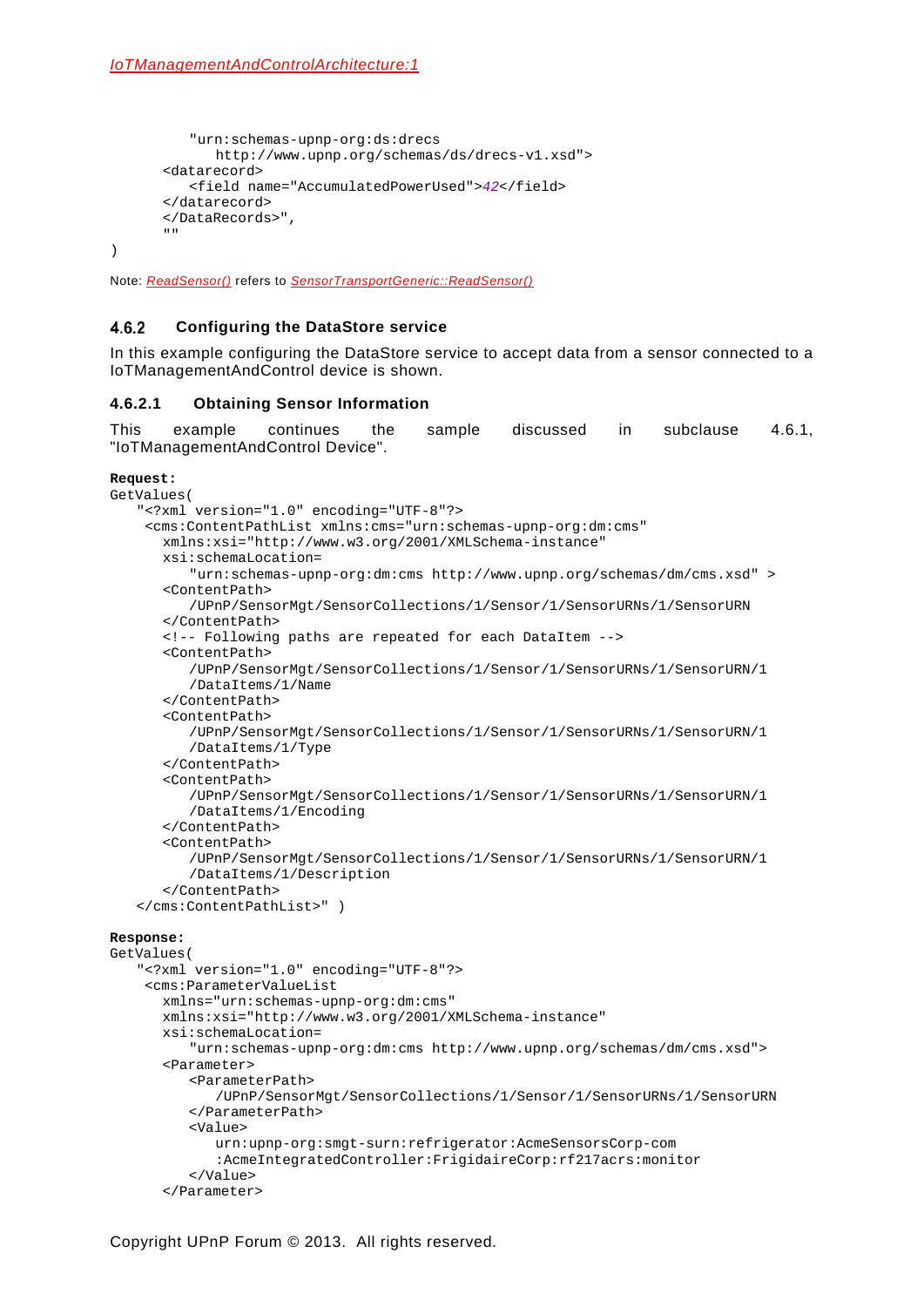```
        "urn:schemas-upnp-org:ds:drecs
            http://www.upnp.org/schemas/ds/drecs-v1.xsd">
    <datarecord>
        <field name="AccumulatedPowerUsed">42</field>
    </datarecord>
    </DataRecords>",
    ""
)
```

Note: *ReadSensor()* refers to *SensorTransportGeneric::ReadSensor()*

### 4.6.2 Configuring the DataStore service

In this example configuring the DataStore service to accept data from a sensor connected to a IoTManagementAndControl device is shown.

#### 4.6.2.1 Obtaining Sensor Information

This example continues the sample discussed in subclause 4.6.1, "IoTManagementAndControl Device".

**Request:**

```
GetValues(
    "<?xml version="1.0" encoding="UTF-8"?>
     <cms:ContentPathList xmlns:cms="urn:schemas-upnp-org:dm:cms"
        xmlns:xsi="http://www.w3.org/2001/XMLSchema-instance"
        xsi:schemaLocation=
            "urn:schemas-upnp-org:dm:cms http://www.upnp.org/schemas/dm/cms.xsd" >
        <ContentPath>
            /UPnP/SensorMgt/SensorCollections/1/Sensor/1/SensorURNs/1/SensorURN
        </ContentPath>
        <!-- Following paths are repeated for each DataItem -->
        <ContentPath>
            /UPnP/SensorMgt/SensorCollections/1/Sensor/1/SensorURNs/1/SensorURN/1
            /DataItems/1/Name
        </ContentPath>
        <ContentPath>
            /UPnP/SensorMgt/SensorCollections/1/Sensor/1/SensorURNs/1/SensorURN/1
            /DataItems/1/Type
        </ContentPath>
        <ContentPath>
            /UPnP/SensorMgt/SensorCollections/1/Sensor/1/SensorURNs/1/SensorURN/1
            /DataItems/1/Encoding
        </ContentPath>
        <ContentPath>
            /UPnP/SensorMgt/SensorCollections/1/Sensor/1/SensorURNs/1/SensorURN/1
            /DataItems/1/Description
        </ContentPath>
    </cms:ContentPathList>" )
```

**Response:**

```
GetValues(
    "<?xml version="1.0" encoding="UTF-8"?>
     <cms:ParameterValueList
        xmlns="urn:schemas-upnp-org:dm:cms"
        xmlns:xsi="http://www.w3.org/2001/XMLSchema-instance"
        xsi:schemaLocation=
            "urn:schemas-upnp-org:dm:cms http://www.upnp.org/schemas/dm/cms.xsd">
        <Parameter>
            <ParameterPath>
                /UPnP/SensorMgt/SensorCollections/1/Sensor/1/SensorURNs/1/SensorURN
            </ParameterPath>
            <Value>
                urn:upnp-org:smgt-surn:refrigerator:AcmeSensorsCorp-com
                :AcmeIntegratedController:FrigidaireCorp:rf217acrs:monitor
            </Value>
        </Parameter>
```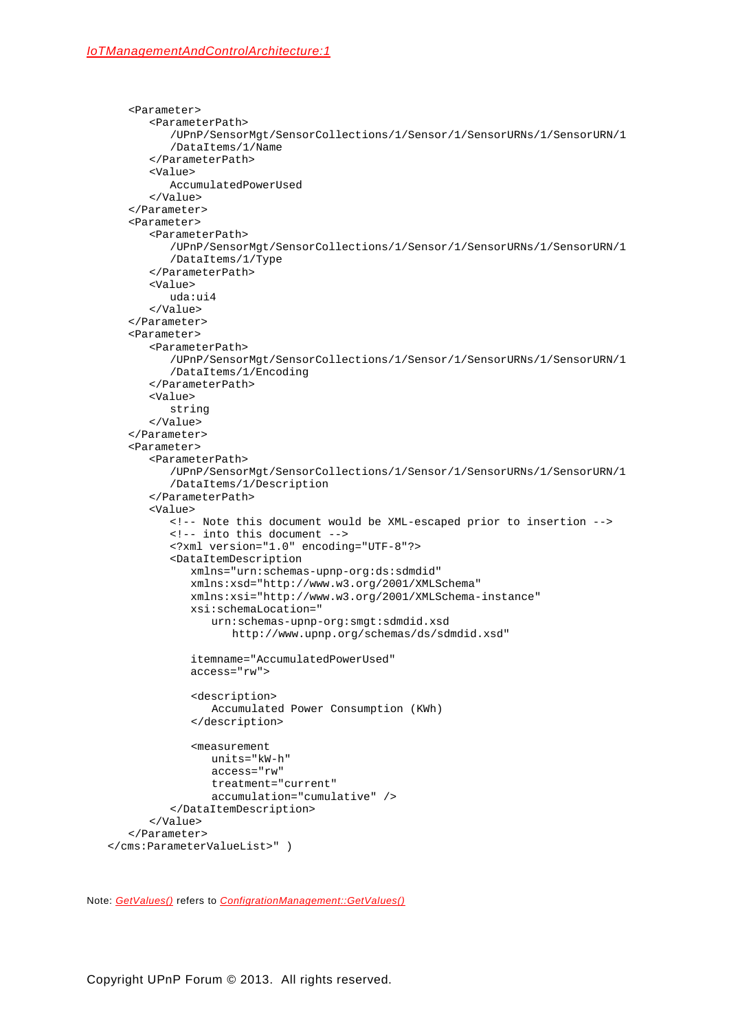```
<Parameter>
   <ParameterPath>
      /UPnP/SensorMgt/SensorCollections/1/Sensor/1/SensorURNs/1/SensorURN/1
      /DataItems/1/Name
   </ParameterPath>
   <Value>
      AccumulatedPowerUsed
   </Value>
</Parameter>
<Parameter>
   <ParameterPath>
      /UPnP/SensorMgt/SensorCollections/1/Sensor/1/SensorURNs/1/SensorURN/1
      /DataItems/1/Type
   </ParameterPath>
   <Value>
      uda:ui4
   </Value>
</Parameter>
<Parameter>
   <ParameterPath>
      /UPnP/SensorMgt/SensorCollections/1/Sensor/1/SensorURNs/1/SensorURN/1
      /DataItems/1/Encoding
   </ParameterPath>
   <Value>
      string
   </Value>
</Parameter>
<Parameter>
   <ParameterPath>
      /UPnP/SensorMgt/SensorCollections/1/Sensor/1/SensorURNs/1/SensorURN/1
      /DataItems/1/Description
   </ParameterPath>
   <Value>
      <!-- Note this document would be XML-escaped prior to insertion -->
      <!-- into this document -->
      <?xml version="1.0" encoding="UTF-8"?>
      <DataItemDescription
         xmlns="urn:schemas-upnp-org:ds:sdmdid"
         xmlns:xsd="http://www.w3.org/2001/XMLSchema"
         xmlns:xsi="http://www.w3.org/2001/XMLSchema-instance"
         xsi:schemaLocation="
            urn:schemas-upnp-org:smgt:sdmdid.xsd
               http://www.upnp.org/schemas/ds/sdmdid.xsd"

         itemname="AccumulatedPowerUsed"
         access="rw">

         <description>
            Accumulated Power Consumption (KWh)
         </description>

         <measurement
            units="kW-h"
            access="rw"
            treatment="current"
            accumulation="cumulative" />
      </DataItemDescription>
   </Value>
</Parameter>
</cms:ParameterValueList>" )
```

Note: *GetValues()* refers to *ConfigrationManagement::GetValues()*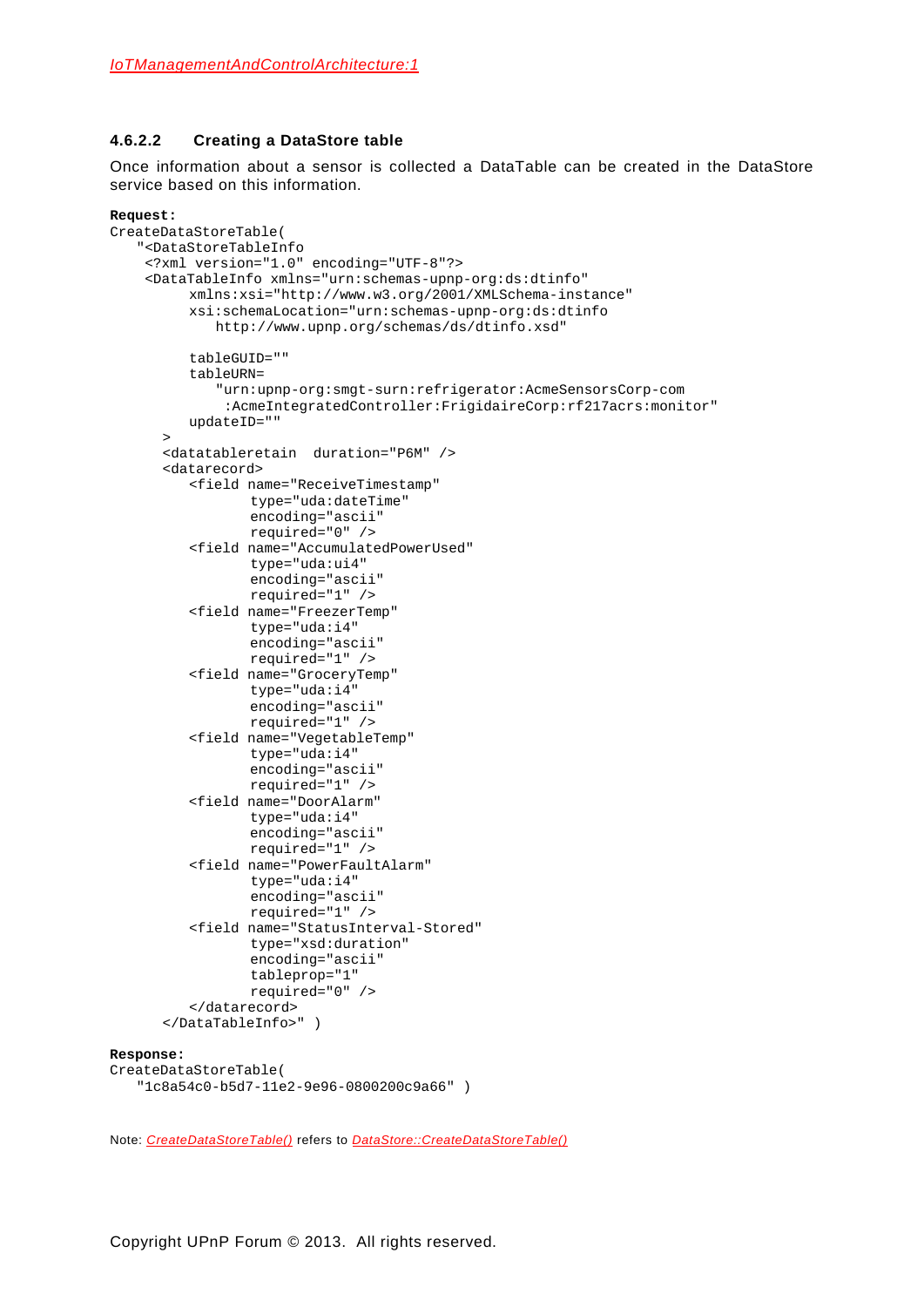#### 4.6.2.2 Creating a DataStore table

Once information about a sensor is collected a DataTable can be created in the DataStore service based on this information.

**Request:**

```
CreateDataStoreTable(
   "<DataStoreTableInfo
    <?xml version="1.0" encoding="UTF-8"?>
    <DataTableInfo xmlns="urn:schemas-upnp-org:ds:dtinfo"
         xmlns:xsi="http://www.w3.org/2001/XMLSchema-instance"
         xsi:schemaLocation="urn:schemas-upnp-org:ds:dtinfo
            http://www.upnp.org/schemas/ds/dtinfo.xsd"

         tableGUID=""
         tableURN=
            "urn:upnp-org:smgt-surn:refrigerator:AcmeSensorsCorp-com
             :AcmeIntegratedController:FrigidaireCorp:rf217acrs:monitor"
         updateID=""
      >
      <datatableretain  duration="P6M" />
      <datarecord>
         <field name="ReceiveTimestamp"
                type="uda:dateTime"
                encoding="ascii"
                required="0" />
         <field name="AccumulatedPowerUsed"
                type="uda:ui4"
                encoding="ascii"
                required="1" />
         <field name="FreezerTemp"
                type="uda:i4"
                encoding="ascii"
                required="1" />
         <field name="GroceryTemp"
                type="uda:i4"
                encoding="ascii"
                required="1" />
         <field name="VegetableTemp"
                type="uda:i4"
                encoding="ascii"
                required="1" />
         <field name="DoorAlarm"
                type="uda:i4"
                encoding="ascii"
                required="1" />
         <field name="PowerFaultAlarm"
                type="uda:i4"
                encoding="ascii"
                required="1" />
         <field name="StatusInterval-Stored"
                type="xsd:duration"
                encoding="ascii"
                tableprop="1"
                required="0" />
         </datarecord>
      </DataTableInfo>" )
```

**Response:**

```
CreateDataStoreTable(
   "1c8a54c0-b5d7-11e2-9e96-0800200c9a66" )
```

Note: *CreateDataStoreTable()* refers to *DataStore::CreateDataStoreTable()*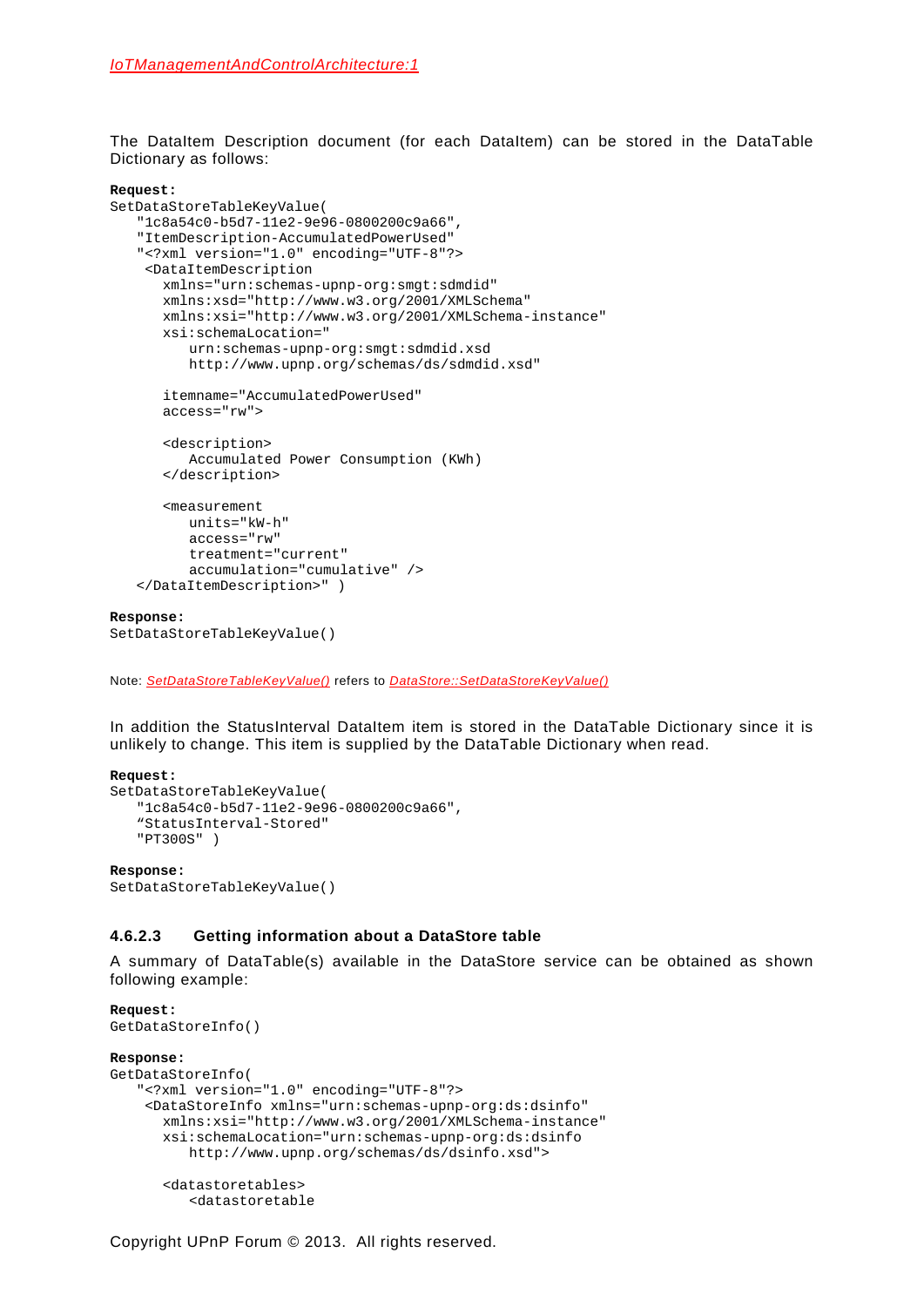The DataItem Description document (for each DataItem) can be stored in the DataTable Dictionary as follows:

**Request:**
```
SetDataStoreTableKeyValue(
   "1c8a54c0-b5d7-11e2-9e96-0800200c9a66",
   "ItemDescription-AccumulatedPowerUsed"
   "<?xml version="1.0" encoding="UTF-8"?>
    <DataItemDescription
      xmlns="urn:schemas-upnp-org:smgt:sdmdid"
      xmlns:xsd="http://www.w3.org/2001/XMLSchema"
      xmlns:xsi="http://www.w3.org/2001/XMLSchema-instance"
      xsi:schemaLocation="
         urn:schemas-upnp-org:smgt:sdmdid.xsd
         http://www.upnp.org/schemas/ds/sdmdid.xsd"

      itemname="AccumulatedPowerUsed"
      access="rw">

      <description>
         Accumulated Power Consumption (KWh)
      </description>

      <measurement
         units="kW-h"
         access="rw"
         treatment="current"
         accumulation="cumulative" />
   </DataItemDescription>" )
```

**Response:**
```
SetDataStoreTableKeyValue()
```

Note: *SetDataStoreTableKeyValue()* refers to *DataStore::SetDataStoreKeyValue()*

In addition the StatusInterval DataItem item is stored in the DataTable Dictionary since it is unlikely to change. This item is supplied by the DataTable Dictionary when read.

**Request:**
```
SetDataStoreTableKeyValue(
   "1c8a54c0-b5d7-11e2-9e96-0800200c9a66",
   "StatusInterval-Stored"
   "PT300S" )
```

**Response:**
```
SetDataStoreTableKeyValue()
```

#### 4.6.2.3 Getting information about a DataStore table

A summary of DataTable(s) available in the DataStore service can be obtained as shown following example:

**Request:**
```
GetDataStoreInfo()
```

**Response:**
```
GetDataStoreInfo(
   "<?xml version="1.0" encoding="UTF-8"?>
    <DataStoreInfo xmlns="urn:schemas-upnp-org:ds:dsinfo"
      xmlns:xsi="http://www.w3.org/2001/XMLSchema-instance"
      xsi:schemaLocation="urn:schemas-upnp-org:ds:dsinfo
         http://www.upnp.org/schemas/ds/dsinfo.xsd">

      <datastoretables>
         <datastoretable
```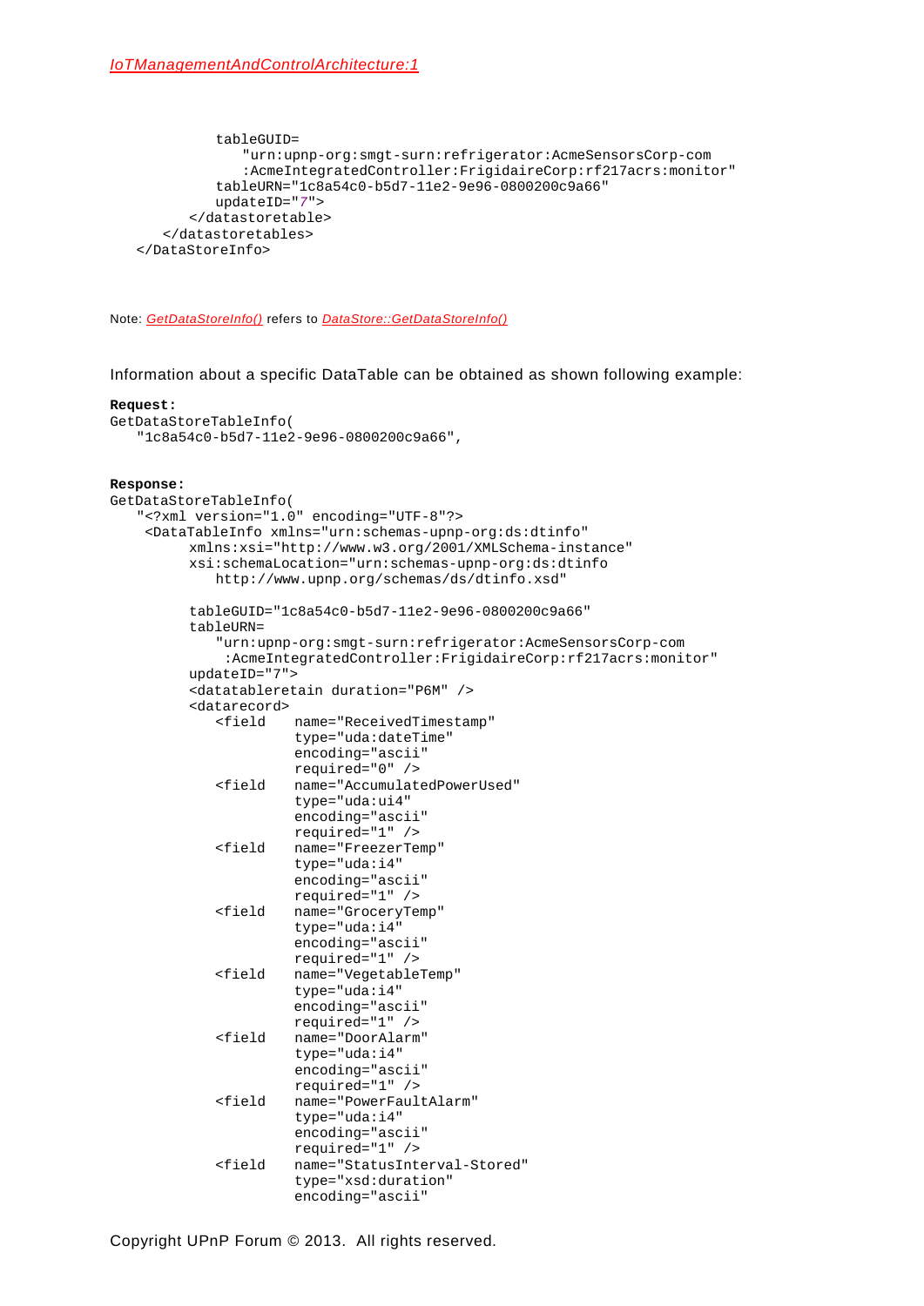```
            tableGUID=
               "urn:upnp-org:smgt-surn:refrigerator:AcmeSensorsCorp-com
               :AcmeIntegratedController:FrigidaireCorp:rf217acrs:monitor"
            tableURN="1c8a54c0-b5d7-11e2-9e96-0800200c9a66"
            updateID="7">
         </datastoretable>
      </datastoretables>
   </DataStoreInfo>
```

Note: *GetDataStoreInfo()* refers to *DataStore::GetDataStoreInfo()*

Information about a specific DataTable can be obtained as shown following example:

```
Request:
GetDataStoreTableInfo(
   "1c8a54c0-b5d7-11e2-9e96-0800200c9a66",


Response:
GetDataStoreTableInfo(
   "<?xml version="1.0" encoding="UTF-8"?>
    <DataTableInfo xmlns="urn:schemas-upnp-org:ds:dtinfo"
         xmlns:xsi="http://www.w3.org/2001/XMLSchema-instance"
         xsi:schemaLocation="urn:schemas-upnp-org:ds:dtinfo
            http://www.upnp.org/schemas/ds/dtinfo.xsd"

         tableGUID="1c8a54c0-b5d7-11e2-9e96-0800200c9a66"
         tableURN=
            "urn:upnp-org:smgt-surn:refrigerator:AcmeSensorsCorp-com
             :AcmeIntegratedController:FrigidaireCorp:rf217acrs:monitor"
         updateID="7">
         <datatableretain duration="P6M" />
         <datarecord>
            <field   name="ReceivedTimestamp"
                     type="uda:dateTime"
                     encoding="ascii"
                     required="0" />
            <field   name="AccumulatedPowerUsed"
                     type="uda:ui4"
                     encoding="ascii"
                     required="1" />
            <field   name="FreezerTemp"
                     type="uda:i4"
                     encoding="ascii"
                     required="1" />
            <field   name="GroceryTemp"
                     type="uda:i4"
                     encoding="ascii"
                     required="1" />
            <field   name="VegetableTemp"
                     type="uda:i4"
                     encoding="ascii"
                     required="1" />
            <field   name="DoorAlarm"
                     type="uda:i4"
                     encoding="ascii"
                     required="1" />
            <field   name="PowerFaultAlarm"
                     type="uda:i4"
                     encoding="ascii"
                     required="1" />
            <field   name="StatusInterval-Stored"
                     type="xsd:duration"
                     encoding="ascii"
```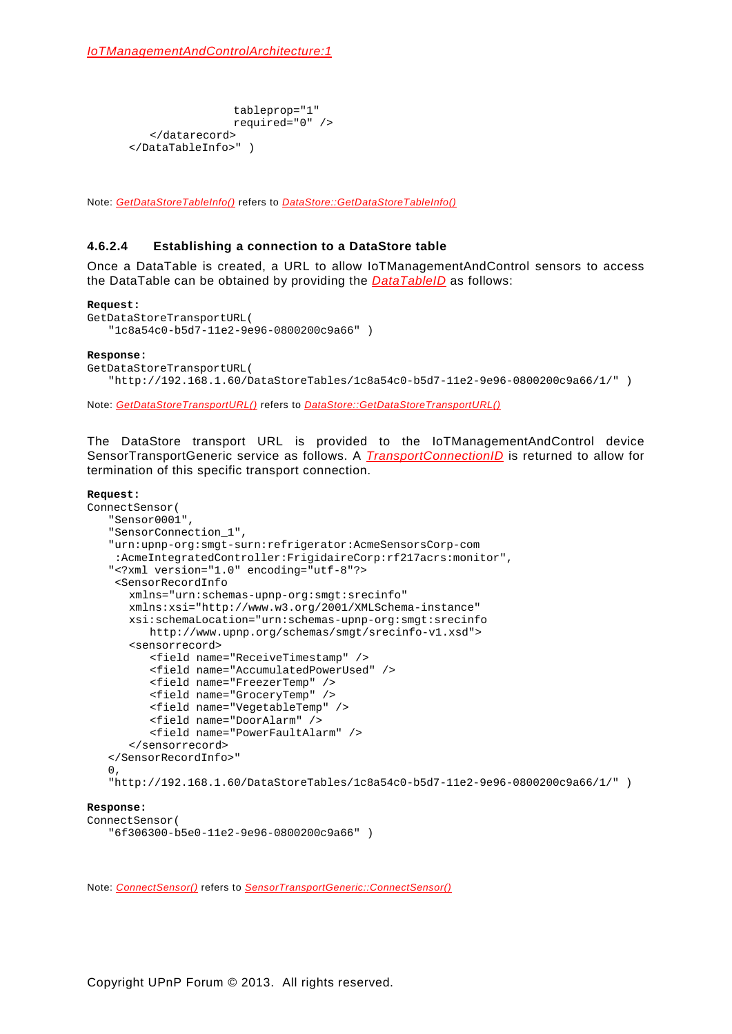```
                      tableprop="1"
                      required="0" />
        </datarecord>
     </DataTableInfo>" )
```

Note: *GetDataStoreTableInfo()* refers to *DataStore::GetDataStoreTableInfo()*

### 4.6.2.4 Establishing a connection to a DataStore table

Once a DataTable is created, a URL to allow IoTManagementAndControl sensors to access the DataTable can be obtained by providing the *DataTableID* as follows:

**Request:**

```
GetDataStoreTransportURL(
   "1c8a54c0-b5d7-11e2-9e96-0800200c9a66" )
```

**Response:**

```
GetDataStoreTransportURL(
   "http://192.168.1.60/DataStoreTables/1c8a54c0-b5d7-11e2-9e96-0800200c9a66/1/" )
```

Note: *GetDataStoreTransportURL()* refers to *DataStore::GetDataStoreTransportURL()*

The DataStore transport URL is provided to the IoTManagementAndControl device SensorTransportGeneric service as follows. A *TransportConnectionID* is returned to allow for termination of this specific transport connection.

**Request:**

```
ConnectSensor(
   "Sensor0001",
   "SensorConnection_1",
   "urn:upnp-org:smgt-surn:refrigerator:AcmeSensorsCorp-com
    :AcmeIntegratedController:FrigidaireCorp:rf217acrs:monitor",
   "<?xml version="1.0" encoding="utf-8"?>
    <SensorRecordInfo
      xmlns="urn:schemas-upnp-org:smgt:srecinfo"
      xmlns:xsi="http://www.w3.org/2001/XMLSchema-instance"
      xsi:schemaLocation="urn:schemas-upnp-org:smgt:srecinfo
         http://www.upnp.org/schemas/smgt/srecinfo-v1.xsd">
      <sensorrecord>
         <field name="ReceiveTimestamp" />
         <field name="AccumulatedPowerUsed" />
         <field name="FreezerTemp" />
         <field name="GroceryTemp" />
         <field name="VegetableTemp" />
         <field name="DoorAlarm" />
         <field name="PowerFaultAlarm" />
      </sensorrecord>
   </SensorRecordInfo>"
   0,
   "http://192.168.1.60/DataStoreTables/1c8a54c0-b5d7-11e2-9e96-0800200c9a66/1/" )
```

**Response:**

```
ConnectSensor(
   "6f306300-b5e0-11e2-9e96-0800200c9a66" )
```

Note: *ConnectSensor()* refers to *SensorTransportGeneric::ConnectSensor()*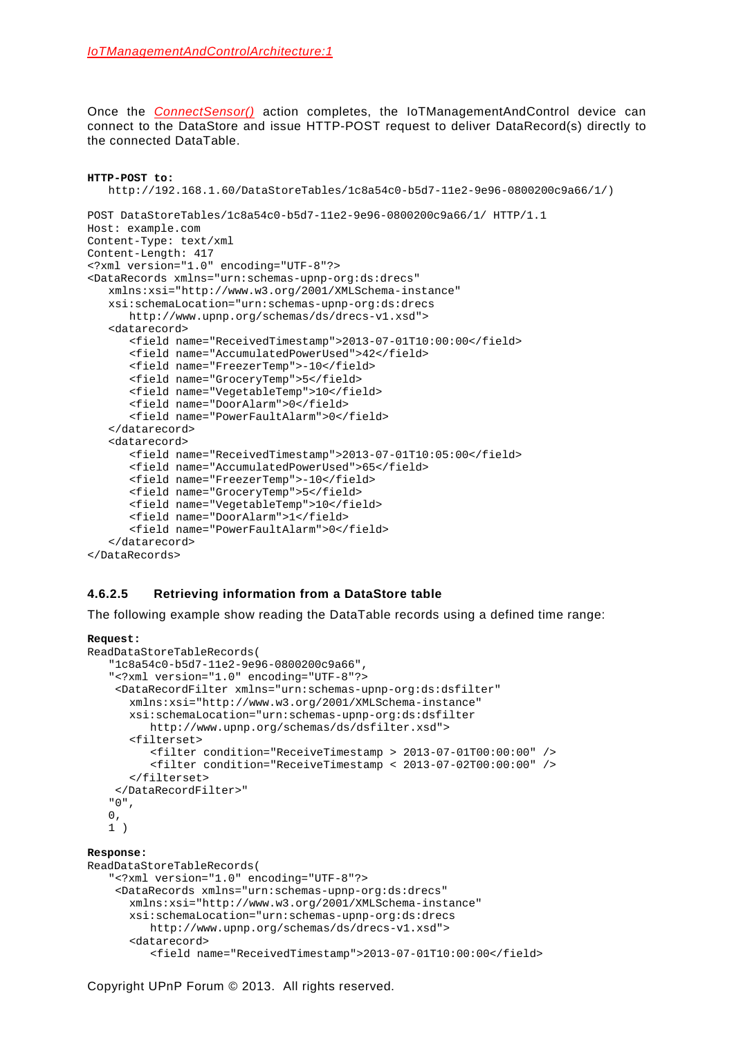Once the *ConnectSensor()* action completes, the IoTManagementAndControl device can connect to the DataStore and issue HTTP-POST request to deliver DataRecord(s) directly to the connected DataTable.

**HTTP-POST to:**

```
   http://192.168.1.60/DataStoreTables/1c8a54c0-b5d7-11e2-9e96-0800200c9a66/1/)

POST DataStoreTables/1c8a54c0-b5d7-11e2-9e96-0800200c9a66/1/ HTTP/1.1
Host: example.com
Content-Type: text/xml
Content-Length: 417
<?xml version="1.0" encoding="UTF-8"?>
<DataRecords xmlns="urn:schemas-upnp-org:ds:drecs"
   xmlns:xsi="http://www.w3.org/2001/XMLSchema-instance"
   xsi:schemaLocation="urn:schemas-upnp-org:ds:drecs
      http://www.upnp.org/schemas/ds/drecs-v1.xsd">
   <datarecord>
      <field name="ReceivedTimestamp">2013-07-01T10:00:00</field>
      <field name="AccumulatedPowerUsed">42</field>
      <field name="FreezerTemp">-10</field>
      <field name="GroceryTemp">5</field>
      <field name="VegetableTemp">10</field>
      <field name="DoorAlarm">0</field>
      <field name="PowerFaultAlarm">0</field>
   </datarecord>
   <datarecord>
      <field name="ReceivedTimestamp">2013-07-01T10:05:00</field>
      <field name="AccumulatedPowerUsed">65</field>
      <field name="FreezerTemp">-10</field>
      <field name="GroceryTemp">5</field>
      <field name="VegetableTemp">10</field>
      <field name="DoorAlarm">1</field>
      <field name="PowerFaultAlarm">0</field>
   </datarecord>
</DataRecords>
```

#### 4.6.2.5 Retrieving information from a DataStore table

The following example show reading the DataTable records using a defined time range:

**Request:**

```
ReadDataStoreTableRecords(
   "1c8a54c0-b5d7-11e2-9e96-0800200c9a66",
   "<?xml version="1.0" encoding="UTF-8"?>
    <DataRecordFilter xmlns="urn:schemas-upnp-org:ds:dsfilter"
      xmlns:xsi="http://www.w3.org/2001/XMLSchema-instance"
      xsi:schemaLocation="urn:schemas-upnp-org:ds:dsfilter
         http://www.upnp.org/schemas/ds/dsfilter.xsd">
      <filterset>
         <filter condition="ReceiveTimestamp > 2013-07-01T00:00:00" />
         <filter condition="ReceiveTimestamp < 2013-07-02T00:00:00" />
      </filterset>
    </DataRecordFilter>"
   "0",
   0,
   1 )
```

**Response:**

```
ReadDataStoreTableRecords(
   "<?xml version="1.0" encoding="UTF-8"?>
    <DataRecords xmlns="urn:schemas-upnp-org:ds:drecs"
      xmlns:xsi="http://www.w3.org/2001/XMLSchema-instance"
      xsi:schemaLocation="urn:schemas-upnp-org:ds:drecs
         http://www.upnp.org/schemas/ds/drecs-v1.xsd">
      <datarecord>
         <field name="ReceivedTimestamp">2013-07-01T10:00:00</field>
```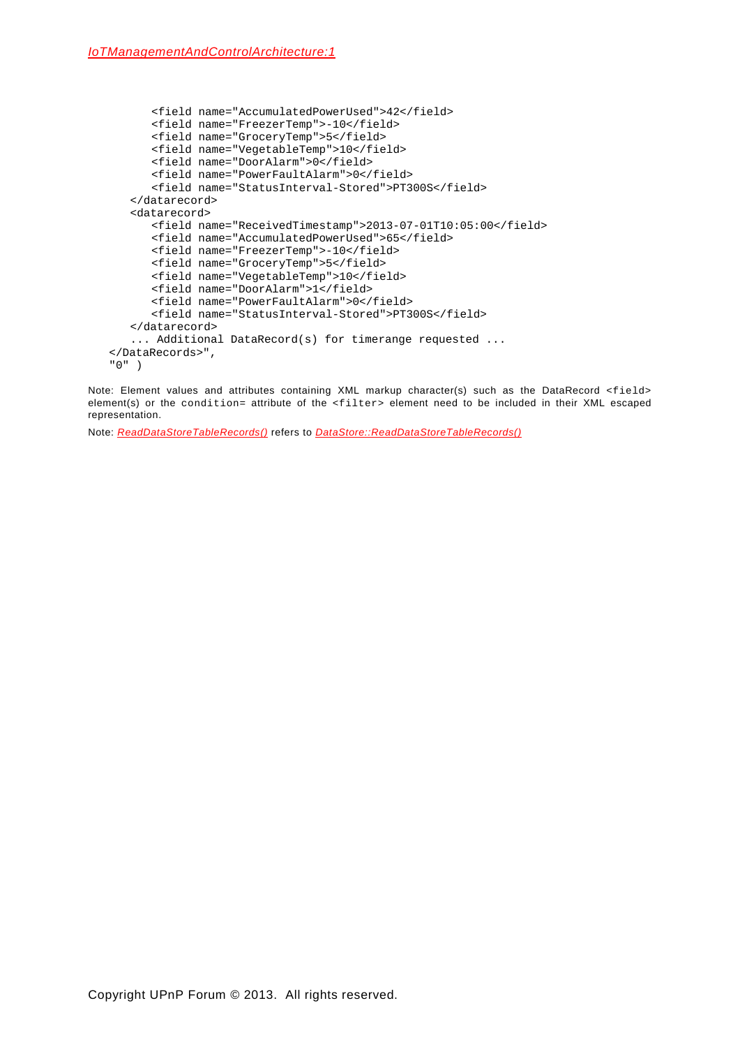```
        <field name="AccumulatedPowerUsed">42</field>
        <field name="FreezerTemp">-10</field>
        <field name="GroceryTemp">5</field>
        <field name="VegetableTemp">10</field>
        <field name="DoorAlarm">0</field>
        <field name="PowerFaultAlarm">0</field>
        <field name="StatusInterval-Stored">PT300S</field>
      </datarecord>
      <datarecord>
        <field name="ReceivedTimestamp">2013-07-01T10:05:00</field>
        <field name="AccumulatedPowerUsed">65</field>
        <field name="FreezerTemp">-10</field>
        <field name="GroceryTemp">5</field>
        <field name="VegetableTemp">10</field>
        <field name="DoorAlarm">1</field>
        <field name="PowerFaultAlarm">0</field>
        <field name="StatusInterval-Stored">PT300S</field>
      </datarecord>
      ... Additional DataRecord(s) for timerange requested ...
   </DataRecords>",
   "0" )
```

Note: Element values and attributes containing XML markup character(s) such as the DataRecord `<field>` element(s) or the `condition=` attribute of the `<filter>` element need to be included in their XML escaped representation.

Note: *ReadDataStoreTableRecords()* refers to *DataStore::ReadDataStoreTableRecords()*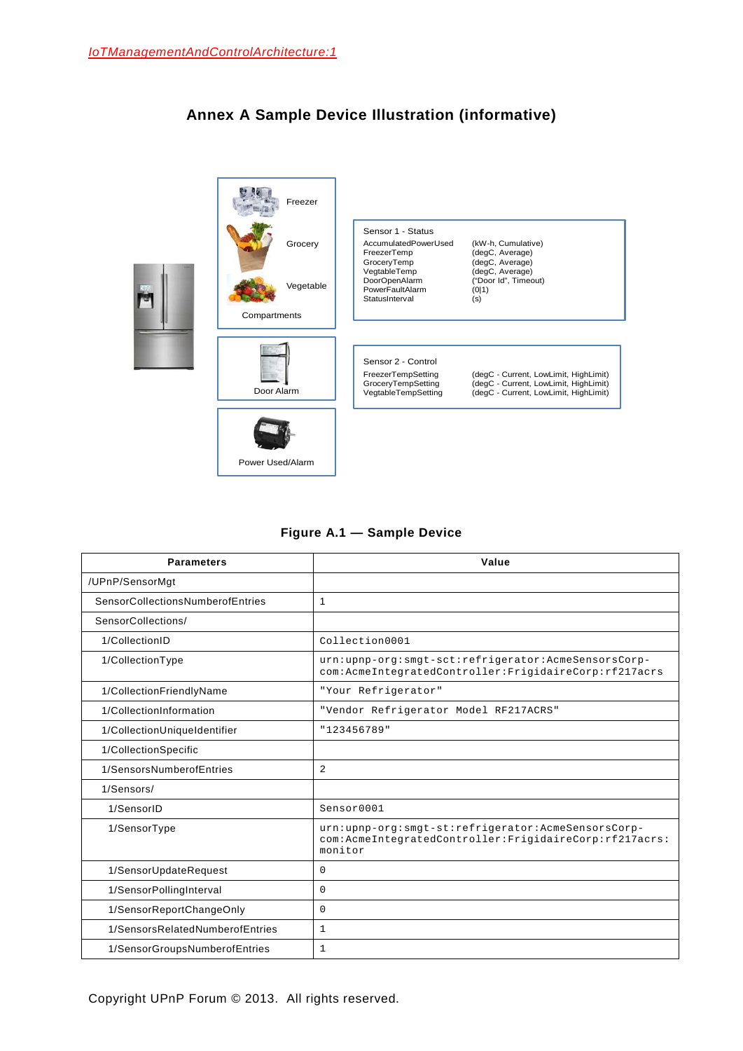# Annex A Sample Device Illustration (informative)

Freezer

Grocery

Vegetable

Compartments

Door Alarm

Power Used/Alarm

Sensor 1 - Status

| | |
|---|---|
| AccumulatedPowerUsed | (kW-h, Cumulative) |
| FreezerTemp | (degC, Average) |
| GroceryTemp | (degC, Average) |
| VegtableTemp | (degC, Average) |
| DoorOpenAlarm | ("Door Id", Timeout) |
| PowerFaultAlarm | (0\|1) |
| StatusInterval | (s) |

Sensor 2 - Control

| | |
|---|---|
| FreezerTempSetting | (degC - Current, LowLimit, HighLimit) |
| GroceryTempSetting | (degC - Current, LowLimit, HighLimit) |
| VegtableTempSetting | (degC - Current, LowLimit, HighLimit) |

**Figure A.1 — Sample Device**

| Parameters | Value |
|---|---|
| /UPnP/SensorMgt | |
| SensorCollectionsNumberofEntries | `1` |
| SensorCollections/ | |
| 1/CollectionID | `Collection0001` |
| 1/CollectionType | `urn:upnp-org:smgt-sct:refrigerator:AcmeSensorsCorp-com:AcmeIntegratedController:FrigidaireCorp:rf217acrs` |
| 1/CollectionFriendlyName | `"Your Refrigerator"` |
| 1/CollectionInformation | `"Vendor Refrigerator Model RF217ACRS"` |
| 1/CollectionUniqueIdentifier | `"123456789"` |
| 1/CollectionSpecific | |
| 1/SensorsNumberofEntries | `2` |
| 1/Sensors/ | |
| 1/SensorID | `Sensor0001` |
| 1/SensorType | `urn:upnp-org:smgt-st:refrigerator:AcmeSensorsCorp-com:AcmeIntegratedController:FrigidaireCorp:rf217acrs:monitor` |
| 1/SensorUpdateRequest | `0` |
| 1/SensorPollingInterval | `0` |
| 1/SensorReportChangeOnly | `0` |
| 1/SensorsRelatedNumberofEntries | `1` |
| 1/SensorGroupsNumberofEntries | `1` |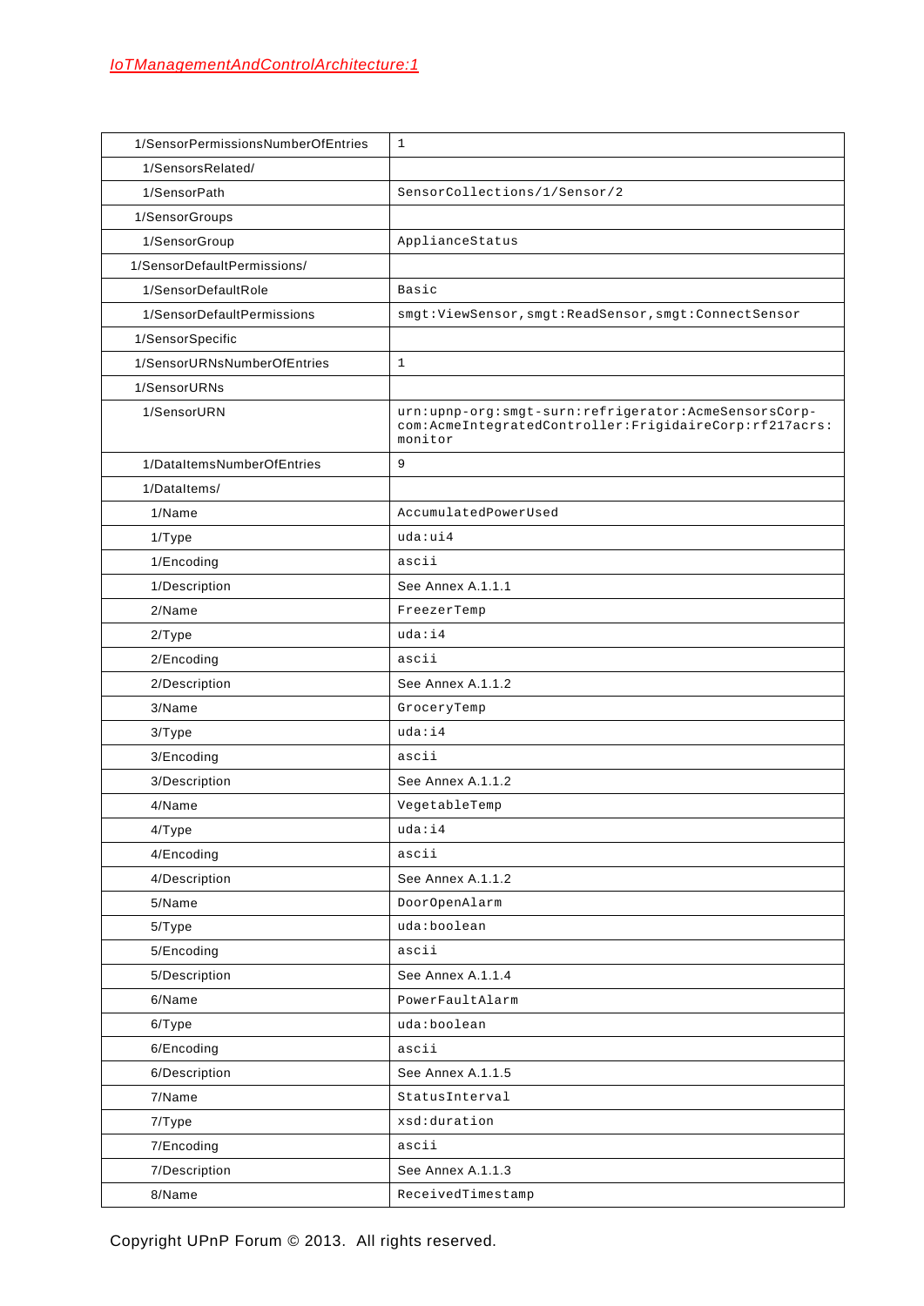| | |
|---|---|
| 1/SensorPermissionsNumberOfEntries | 1 |
| 1/SensorsRelated/ | |
| 1/SensorPath | SensorCollections/1/Sensor/2 |
| 1/SensorGroups | |
| 1/SensorGroup | ApplianceStatus |
| 1/SensorDefaultPermissions/ | |
| 1/SensorDefaultRole | Basic |
| 1/SensorDefaultPermissions | smgt:ViewSensor,smgt:ReadSensor,smgt:ConnectSensor |
| 1/SensorSpecific | |
| 1/SensorURNsNumberOfEntries | 1 |
| 1/SensorURNs | |
| 1/SensorURN | urn:upnp-org:smgt-surn:refrigerator:AcmeSensorsCorp-com:AcmeIntegratedController:FrigidaireCorp:rf217acrs:monitor |
| 1/DataItemsNumberOfEntries | 9 |
| 1/DataItems/ | |
| 1/Name | AccumulatedPowerUsed |
| 1/Type | uda:ui4 |
| 1/Encoding | ascii |
| 1/Description | See Annex A.1.1.1 |
| 2/Name | FreezerTemp |
| 2/Type | uda:i4 |
| 2/Encoding | ascii |
| 2/Description | See Annex A.1.1.2 |
| 3/Name | GroceryTemp |
| 3/Type | uda:i4 |
| 3/Encoding | ascii |
| 3/Description | See Annex A.1.1.2 |
| 4/Name | VegetableTemp |
| 4/Type | uda:i4 |
| 4/Encoding | ascii |
| 4/Description | See Annex A.1.1.2 |
| 5/Name | DoorOpenAlarm |
| 5/Type | uda:boolean |
| 5/Encoding | ascii |
| 5/Description | See Annex A.1.1.4 |
| 6/Name | PowerFaultAlarm |
| 6/Type | uda:boolean |
| 6/Encoding | ascii |
| 6/Description | See Annex A.1.1.5 |
| 7/Name | StatusInterval |
| 7/Type | xsd:duration |
| 7/Encoding | ascii |
| 7/Description | See Annex A.1.1.3 |
| 8/Name | ReceivedTimestamp |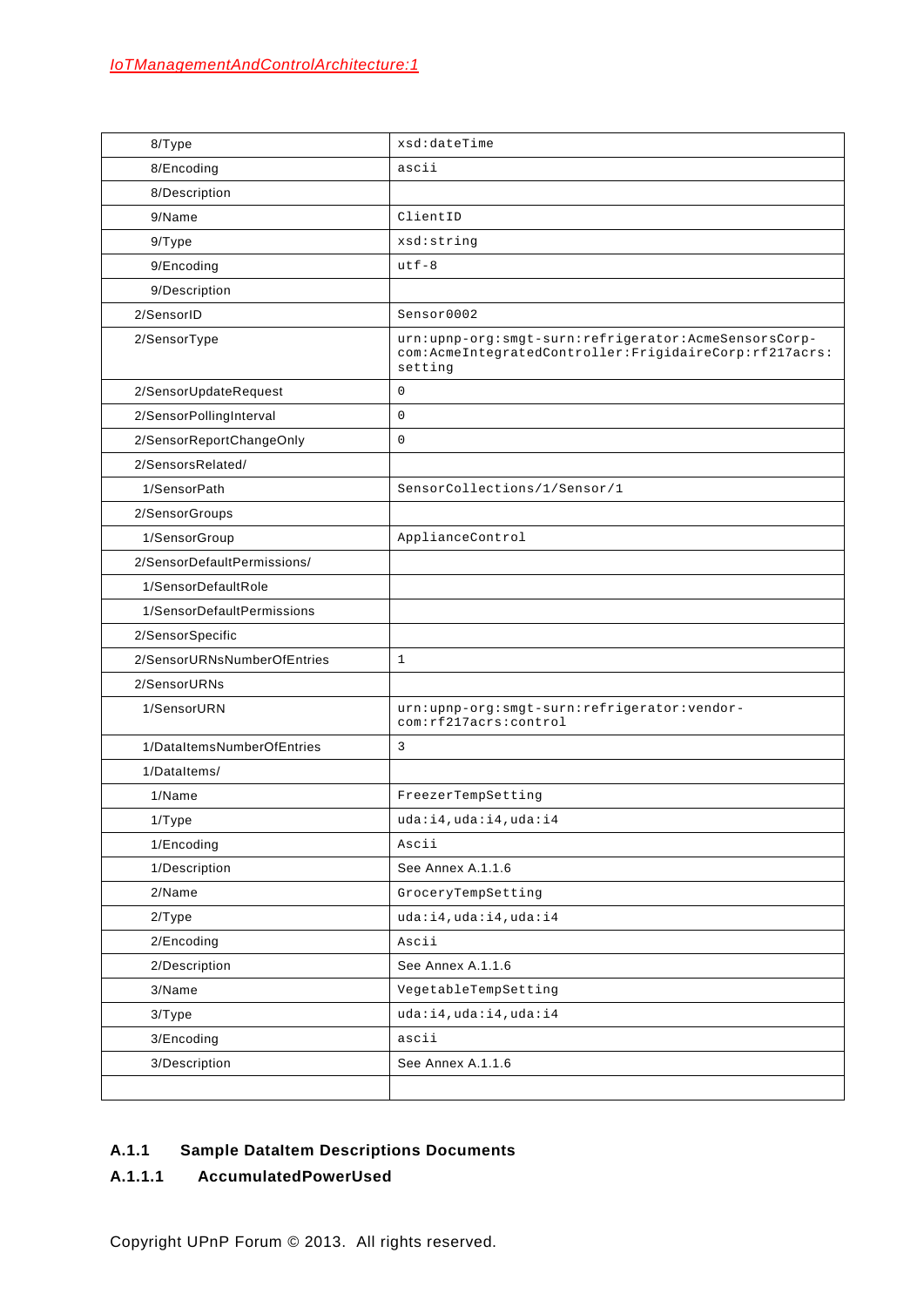| | |
|---|---|
| 8/Type | xsd:dateTime |
| 8/Encoding | ascii |
| 8/Description | |
| 9/Name | ClientID |
| 9/Type | xsd:string |
| 9/Encoding | utf-8 |
| 9/Description | |
| 2/SensorID | Sensor0002 |
| 2/SensorType | urn:upnp-org:smgt-surn:refrigerator:AcmeSensorsCorp-com:AcmeIntegratedController:FrigidaireCorp:rf217acrs:setting |
| 2/SensorUpdateRequest | 0 |
| 2/SensorPollingInterval | 0 |
| 2/SensorReportChangeOnly | 0 |
| 2/SensorsRelated/ | |
| 1/SensorPath | SensorCollections/1/Sensor/1 |
| 2/SensorGroups | |
| 1/SensorGroup | ApplianceControl |
| 2/SensorDefaultPermissions/ | |
| 1/SensorDefaultRole | |
| 1/SensorDefaultPermissions | |
| 2/SensorSpecific | |
| 2/SensorURNsNumberOfEntries | 1 |
| 2/SensorURNs | |
| 1/SensorURN | urn:upnp-org:smgt-surn:refrigerator:vendor-com:rf217acrs:control |
| 1/DataItemsNumberOfEntries | 3 |
| 1/DataItems/ | |
| 1/Name | FreezerTempSetting |
| 1/Type | uda:i4,uda:i4,uda:i4 |
| 1/Encoding | Ascii |
| 1/Description | See Annex A.1.1.6 |
| 2/Name | GroceryTempSetting |
| 2/Type | uda:i4,uda:i4,uda:i4 |
| 2/Encoding | Ascii |
| 2/Description | See Annex A.1.1.6 |
| 3/Name | VegetableTempSetting |
| 3/Type | uda:i4,uda:i4,uda:i4 |
| 3/Encoding | ascii |
| 3/Description | See Annex A.1.1.6 |
| | |

### A.1.1 Sample DataItem Descriptions Documents

#### A.1.1.1 AccumulatedPowerUsed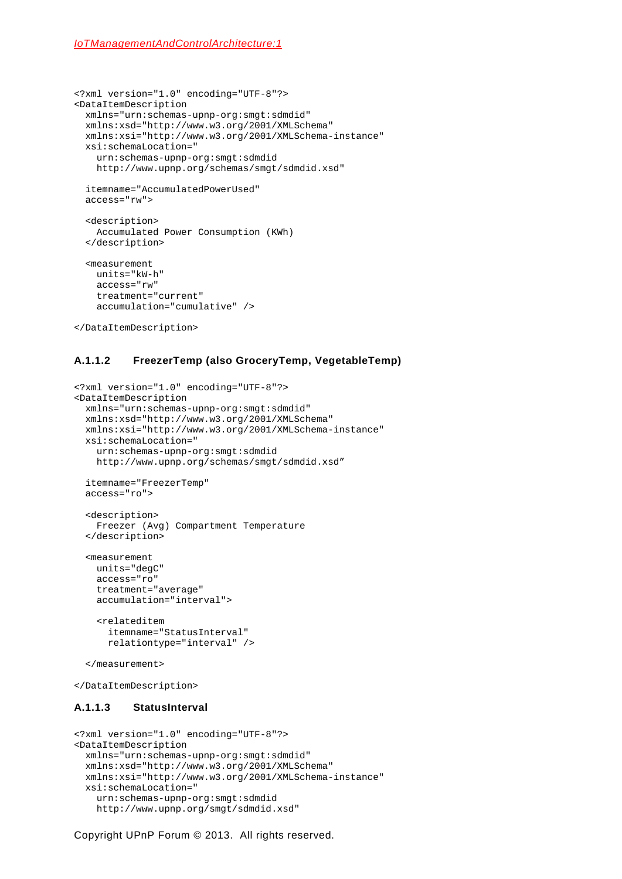```xml
<?xml version="1.0" encoding="UTF-8"?>
<DataItemDescription
  xmlns="urn:schemas-upnp-org:smgt:sdmdid"
  xmlns:xsd="http://www.w3.org/2001/XMLSchema"
  xmlns:xsi="http://www.w3.org/2001/XMLSchema-instance"
  xsi:schemaLocation="
    urn:schemas-upnp-org:smgt:sdmdid
    http://www.upnp.org/schemas/smgt/sdmdid.xsd"

  itemname="AccumulatedPowerUsed"
  access="rw">

  <description>
    Accumulated Power Consumption (KWh)
  </description>

  <measurement
    units="kW-h"
    access="rw"
    treatment="current"
    accumulation="cumulative" />

</DataItemDescription>
```

#### A.1.1.2 FreezerTemp (also GroceryTemp, VegetableTemp)

```xml
<?xml version="1.0" encoding="UTF-8"?>
<DataItemDescription
  xmlns="urn:schemas-upnp-org:smgt:sdmdid"
  xmlns:xsd="http://www.w3.org/2001/XMLSchema"
  xmlns:xsi="http://www.w3.org/2001/XMLSchema-instance"
  xsi:schemaLocation="
    urn:schemas-upnp-org:smgt:sdmdid
    http://www.upnp.org/schemas/smgt/sdmdid.xsd”

  itemname="FreezerTemp"
  access="ro">

  <description>
    Freezer (Avg) Compartment Temperature
  </description>

  <measurement
    units="degC"
    access="ro"
    treatment="average"
    accumulation="interval">

    <relateditem
      itemname="StatusInterval"
      relationtype="interval" />

  </measurement>

</DataItemDescription>
```

#### A.1.1.3 StatusInterval

```xml
<?xml version="1.0" encoding="UTF-8"?>
<DataItemDescription
  xmlns="urn:schemas-upnp-org:smgt:sdmdid"
  xmlns:xsd="http://www.w3.org/2001/XMLSchema"
  xmlns:xsi="http://www.w3.org/2001/XMLSchema-instance"
  xsi:schemaLocation="
    urn:schemas-upnp-org:smgt:sdmdid
    http://www.upnp.org/smgt/sdmdid.xsd"
```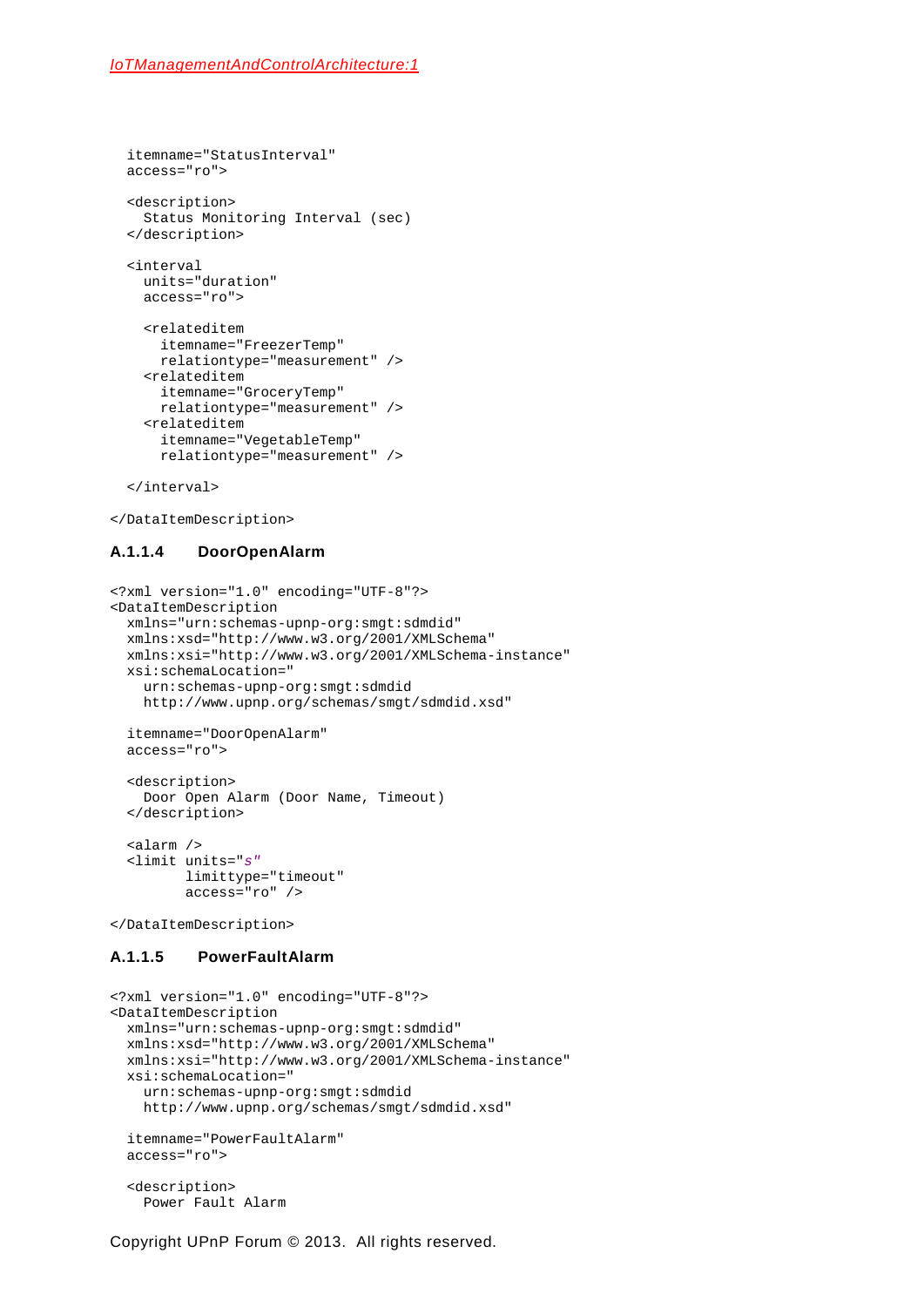```
  itemname="StatusInterval"
  access="ro">

  <description>
    Status Monitoring Interval (sec)
  </description>

  <interval
    units="duration"
    access="ro">

    <relateditem
      itemname="FreezerTemp"
      relationtype="measurement" />
    <relateditem
      itemname="GroceryTemp"
      relationtype="measurement" />
    <relateditem
      itemname="VegetableTemp"
      relationtype="measurement" />

  </interval>

</DataItemDescription>
```

#### A.1.1.4 DoorOpenAlarm

```
<?xml version="1.0" encoding="UTF-8"?>
<DataItemDescription
  xmlns="urn:schemas-upnp-org:smgt:sdmdid"
  xmlns:xsd="http://www.w3.org/2001/XMLSchema"
  xmlns:xsi="http://www.w3.org/2001/XMLSchema-instance"
  xsi:schemaLocation="
    urn:schemas-upnp-org:smgt:sdmdid
    http://www.upnp.org/schemas/smgt/sdmdid.xsd"

  itemname="DoorOpenAlarm"
  access="ro">

  <description>
    Door Open Alarm (Door Name, Timeout)
  </description>

  <alarm />
  <limit units="s"
         limittype="timeout"
         access="ro" />

</DataItemDescription>
```

#### A.1.1.5 PowerFaultAlarm

```
<?xml version="1.0" encoding="UTF-8"?>
<DataItemDescription
  xmlns="urn:schemas-upnp-org:smgt:sdmdid"
  xmlns:xsd="http://www.w3.org/2001/XMLSchema"
  xmlns:xsi="http://www.w3.org/2001/XMLSchema-instance"
  xsi:schemaLocation="
    urn:schemas-upnp-org:smgt:sdmdid
    http://www.upnp.org/schemas/smgt/sdmdid.xsd"

  itemname="PowerFaultAlarm"
  access="ro">

  <description>
    Power Fault Alarm
```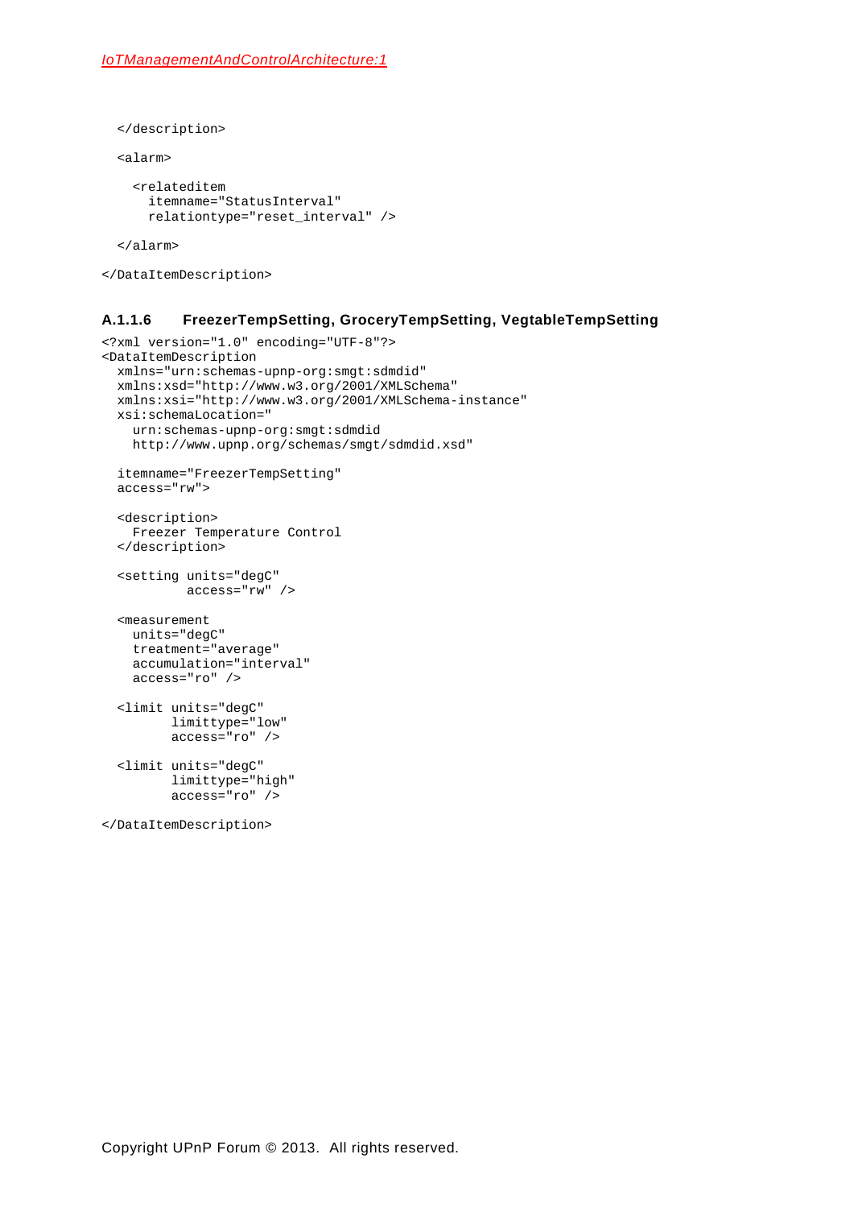```
  </description>

  <alarm>

    <relateditem
      itemname="StatusInterval"
      relationtype="reset_interval" />

  </alarm>

</DataItemDescription>
```

#### A.1.1.6 FreezerTempSetting, GroceryTempSetting, VegtableTempSetting

```
<?xml version="1.0" encoding="UTF-8"?>
<DataItemDescription
  xmlns="urn:schemas-upnp-org:smgt:sdmdid"
  xmlns:xsd="http://www.w3.org/2001/XMLSchema"
  xmlns:xsi="http://www.w3.org/2001/XMLSchema-instance"
  xsi:schemaLocation="
    urn:schemas-upnp-org:smgt:sdmdid
    http://www.upnp.org/schemas/smgt/sdmdid.xsd"

  itemname="FreezerTempSetting"
  access="rw">

  <description>
    Freezer Temperature Control
  </description>

  <setting units="degC"
           access="rw" />

  <measurement
    units="degC"
    treatment="average"
    accumulation="interval"
    access="ro" />

  <limit units="degC"
         limittype="low"
         access="ro" />

  <limit units="degC"
         limittype="high"
         access="ro" />

</DataItemDescription>
```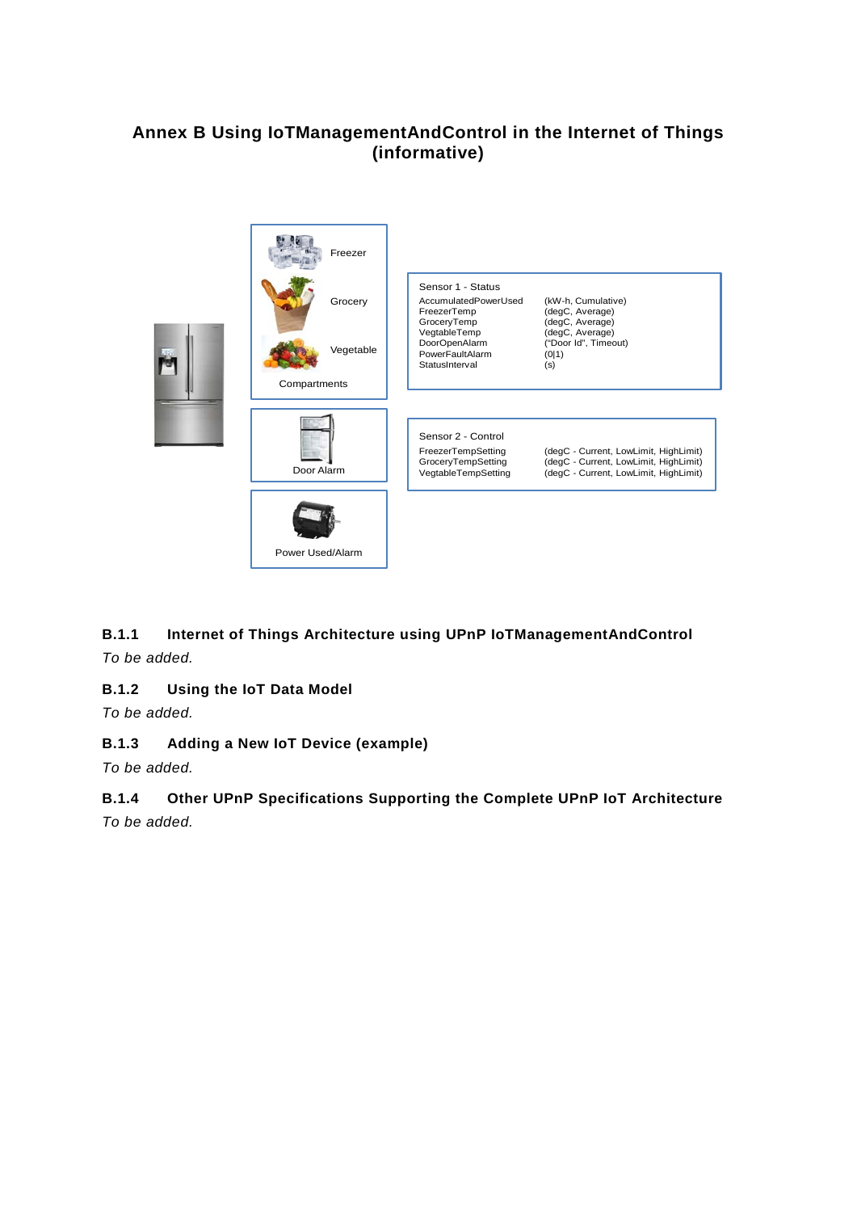# Annex B Using IoTManagementAndControl in the Internet of Things (informative)

Freezer

Grocery

Vegetable

Compartments

Door Alarm

Power Used/Alarm

Sensor 1 - Status

AccumulatedPowerUsed (kW-h, Cumulative)
FreezerTemp (degC, Average)
GroceryTemp (degC, Average)
VegtableTemp (degC, Average)
DoorOpenAlarm ("Door Id", Timeout)
PowerFaultAlarm (0|1)
StatusInterval (s)

Sensor 2 - Control

FreezerTempSetting (degC - Current, LowLimit, HighLimit)
GroceryTempSetting (degC - Current, LowLimit, HighLimit)
VegtableTempSetting (degC - Current, LowLimit, HighLimit)

### B.1.1 Internet of Things Architecture using UPnP IoTManagementAndControl

*To be added.*

### B.1.2 Using the IoT Data Model

*To be added.*

### B.1.3 Adding a New IoT Device (example)

*To be added.*

### B.1.4 Other UPnP Specifications Supporting the Complete UPnP IoT Architecture

*To be added.*